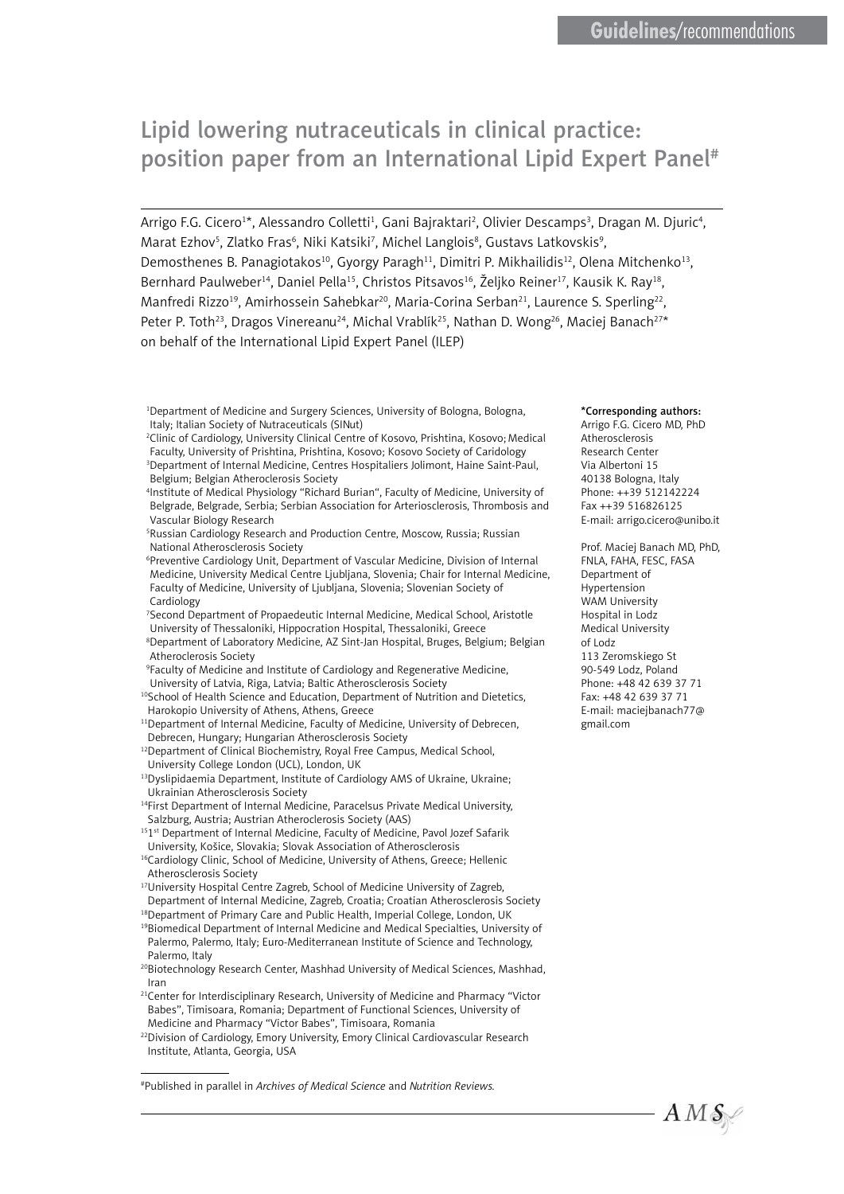# Lipid lowering nutraceuticals in clinical practice: position paper from an International Lipid Expert Panel#

Arrigo F.G. Cicero[1]*, Alessandro Colletti[1], Gani Bajraktari[2], Olivier Descamps[3], Dragan M. Djuric[4], Marat Ezhov[5], Zlatko Fras[6], Niki Katsiki[7], Michel Langlois[8], Gustavs Latkovskis[9], Demosthenes B. Panagiotakos[10], Gyorgy Paragh[11], Dimitri P. Mikhailidis[12], Olena Mitchenko[13], Bernhard Paulweber[14], Daniel Pella[15], Christos Pitsavos[16], Željko Reiner[17], Kausik K. Ray[18], Manfredi Rizzo[19], Amirhossein Sahebkar[20], Maria-Corina Serban[21], Laurence S. Sperling[22], Peter P. Toth[23], Dragos Vinereanu[24], Michal Vrablík[25], Nathan D. Wong[26], Maciej Banach[27]* on behalf of the International Lipid Expert Panel (ILEP)

[1]Department of Medicine and Surgery Sciences, University of Bologna, Bologna, Italy; Italian Society of Nutraceuticals (SINut)
[2]Clinic of Cardiology, University Clinical Centre of Kosovo, Prishtina, Kosovo; Medical Faculty, University of Prishtina, Prishtina, Kosovo; Kosovo Society of Caridology
[3]Department of Internal Medicine, Centres Hospitaliers Jolimont, Haine Saint-Paul, Belgium; Belgian Atheroclerosis Society
[4]Institute of Medical Physiology "Richard Burian", Faculty of Medicine, University of Belgrade, Belgrade, Serbia; Serbian Association for Arteriosclerosis, Thrombosis and Vascular Biology Research
[5]Russian Cardiology Research and Production Centre, Moscow, Russia; Russian National Atherosclerosis Society
[6]Preventive Cardiology Unit, Department of Vascular Medicine, Division of Internal Medicine, University Medical Centre Ljubljana, Slovenia; Chair for Internal Medicine, Faculty of Medicine, University of Ljubljana, Slovenia; Slovenian Society of Cardiology
[7]Second Department of Propaedeutic Internal Medicine, Medical School, Aristotle University of Thessaloniki, Hippocration Hospital, Thessaloniki, Greece
[8]Department of Laboratory Medicine, AZ Sint-Jan Hospital, Bruges, Belgium; Belgian Atheroclerosis Society
[9]Faculty of Medicine and Institute of Cardiology and Regenerative Medicine, University of Latvia, Riga, Latvia; Baltic Atherosclerosis Society
[10]School of Health Science and Education, Department of Nutrition and Dietetics, Harokopio University of Athens, Athens, Greece
[11]Department of Internal Medicine, Faculty of Medicine, University of Debrecen, Debrecen, Hungary; Hungarian Atherosclerosis Society
[12]Department of Clinical Biochemistry, Royal Free Campus, Medical School, University College London (UCL), London, UK
[13]Dyslipidaemia Department, Institute of Cardiology AMS of Ukraine, Ukraine; Ukrainian Atherosclerosis Society
[14]First Department of Internal Medicine, Paracelsus Private Medical University, Salzburg, Austria; Austrian Atheroclerosis Society (AAS)
[15]1st Department of Internal Medicine, Faculty of Medicine, Pavol Jozef Safarik University, Košice, Slovakia; Slovak Association of Atherosclerosis
[16]Cardiology Clinic, School of Medicine, University of Athens, Greece; Hellenic Atherosclerosis Society
[17]University Hospital Centre Zagreb, School of Medicine University of Zagreb, Department of Internal Medicine, Zagreb, Croatia; Croatian Atherosclerosis Society
[18]Department of Primary Care and Public Health, Imperial College, London, UK
[19]Biomedical Department of Internal Medicine and Medical Specialties, University of Palermo, Palermo, Italy; Euro-Mediterranean Institute of Science and Technology, Palermo, Italy
[20]Biotechnology Research Center, Mashhad University of Medical Sciences, Mashhad, Iran
[21]Center for Interdisciplinary Research, University of Medicine and Pharmacy "Victor Babes", Timisoara, Romania; Department of Functional Sciences, University of Medicine and Pharmacy "Victor Babes", Timisoara, Romania
[22]Division of Cardiology, Emory University, Emory Clinical Cardiovascular Research Institute, Atlanta, Georgia, USA

**\*Corresponding authors:**
Arrigo F.G. Cicero MD, PhD
Atherosclerosis Research Center
Via Albertoni 15
40138 Bologna, Italy
Phone: ++39 512142224
Fax ++39 516826125
E-mail: arrigo.cicero@unibo.it

Prof. Maciej Banach MD, PhD, FNLA, FAHA, FESC, FASA
Department of Hypertension
WAM University Hospital in Lodz
Medical University of Lodz
113 Zeromskiego St
90-549 Lodz, Poland
Phone: +48 42 639 37 71
Fax: +48 42 639 37 71
E-mail: maciejbanach77@gmail.com

#Published in parallel in *Archives of Medical Science* and *Nutrition Reviews*.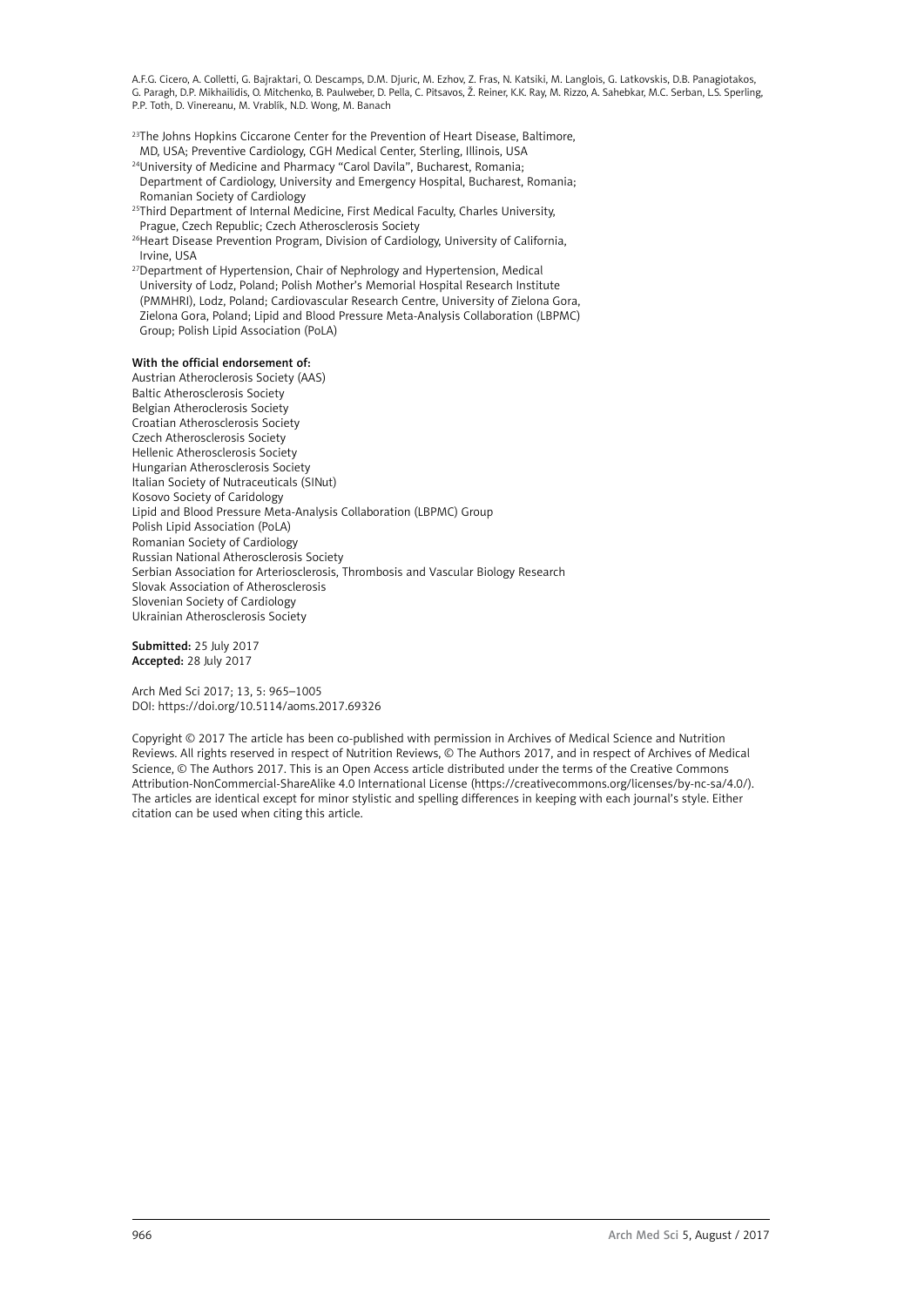[23]The Johns Hopkins Ciccarone Center for the Prevention of Heart Disease, Baltimore, MD, USA; Preventive Cardiology, CGH Medical Center, Sterling, Illinois, USA

[24]University of Medicine and Pharmacy "Carol Davila", Bucharest, Romania; Department of Cardiology, University and Emergency Hospital, Bucharest, Romania; Romanian Society of Cardiology

[25]Third Department of Internal Medicine, First Medical Faculty, Charles University, Prague, Czech Republic; Czech Atherosclerosis Society

[26]Heart Disease Prevention Program, Division of Cardiology, University of California, Irvine, USA

[27]Department of Hypertension, Chair of Nephrology and Hypertension, Medical University of Lodz, Poland; Polish Mother's Memorial Hospital Research Institute (PMMHRI), Lodz, Poland; Cardiovascular Research Centre, University of Zielona Gora, Zielona Gora, Poland; Lipid and Blood Pressure Meta-Analysis Collaboration (LBPMC) Group; Polish Lipid Association (PoLA)

**With the official endorsement of:**

Austrian Atheroclerosis Society (AAS)
Baltic Atherosclerosis Society
Belgian Atheroclerosis Society
Croatian Atherosclerosis Society
Czech Atherosclerosis Society
Hellenic Atherosclerosis Society
Hungarian Atherosclerosis Society
Italian Society of Nutraceuticals (SINut)
Kosovo Society of Caridology
Lipid and Blood Pressure Meta-Analysis Collaboration (LBPMC) Group
Polish Lipid Association (PoLA)
Romanian Society of Cardiology
Russian National Atherosclerosis Society
Serbian Association for Arteriosclerosis, Thrombosis and Vascular Biology Research
Slovak Association of Atherosclerosis
Slovenian Society of Cardiology
Ukrainian Atherosclerosis Society

**Submitted:** 25 July 2017
**Accepted:** 28 July 2017

Arch Med Sci 2017; 13, 5: 965–1005
DOI: https://doi.org/10.5114/aoms.2017.69326

Copyright © 2017 The article has been co-published with permission in Archives of Medical Science and Nutrition Reviews. All rights reserved in respect of Nutrition Reviews, © The Authors 2017, and in respect of Archives of Medical Science, © The Authors 2017. This is an Open Access article distributed under the terms of the Creative Commons Attribution-NonCommercial-ShareAlike 4.0 International License (https://creativecommons.org/licenses/by-nc-sa/4.0/). The articles are identical except for minor stylistic and spelling differences in keeping with each journal's style. Either citation can be used when citing this article.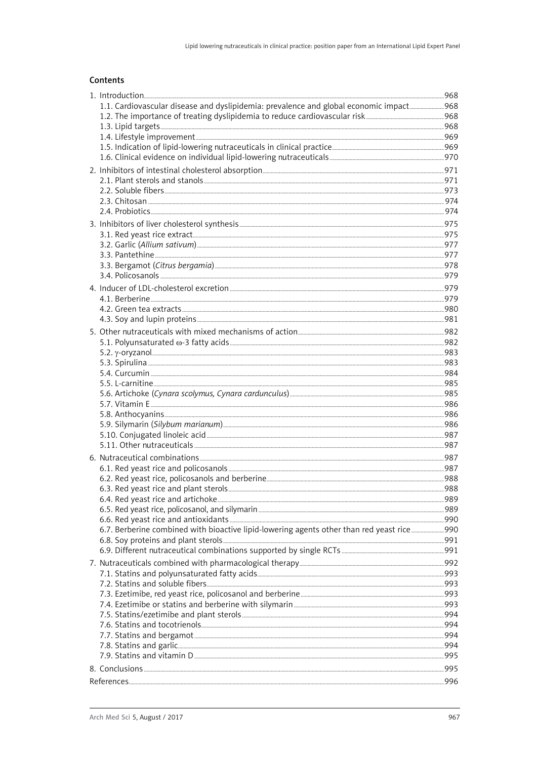## Contents

1. Introduction ... 968
   - 1.1. Cardiovascular disease and dyslipidemia: prevalence and global economic impact ... 968
   - 1.2. The importance of treating dyslipidemia to reduce cardiovascular risk ... 968
   - 1.3. Lipid targets ... 968
   - 1.4. Lifestyle improvement ... 969
   - 1.5. Indication of lipid-lowering nutraceuticals in clinical practice ... 969
   - 1.6. Clinical evidence on individual lipid-lowering nutraceuticals ... 970
2. Inhibitors of intestinal cholesterol absorption ... 971
   - 2.1. Plant sterols and stanols ... 971
   - 2.2. Soluble fibers ... 973
   - 2.3. Chitosan ... 974
   - 2.4. Probiotics ... 974
3. Inhibitors of liver cholesterol synthesis ... 975
   - 3.1. Red yeast rice extract ... 975
   - 3.2. Garlic (*Allium sativum*) ... 977
   - 3.3. Pantethine ... 977
   - 3.3. Bergamot (*Citrus bergamia*) ... 978
   - 3.4. Policosanols ... 979
4. Inducer of LDL-cholesterol excretion ... 979
   - 4.1. Berberine ... 979
   - 4.2. Green tea extracts ... 980
   - 4.3. Soy and lupin proteins ... 981
5. Other nutraceuticals with mixed mechanisms of action ... 982
   - 5.1. Polyunsaturated $\omega$-3 fatty acids ... 982
   - 5.2. $\gamma$-oryzanol ... 983
   - 5.3. Spirulina ... 983
   - 5.4. Curcumin ... 984
   - 5.5. L-carnitine ... 985
   - 5.6. Artichoke (*Cynara scolymus, Cynara cardunculus*) ... 985
   - 5.7. Vitamin E ... 986
   - 5.8. Anthocyanins ... 986
   - 5.9. Silymarin (*Silybum marianum*) ... 986
   - 5.10. Conjugated linoleic acid ... 987
   - 5.11. Other nutraceuticals ... 987
6. Nutraceutical combinations ... 987
   - 6.1. Red yeast rice and policosanols ... 987
   - 6.2. Red yeast rice, policosanols and berberine ... 988
   - 6.3. Red yeast rice and plant sterols ... 988
   - 6.4. Red yeast rice and artichoke ... 989
   - 6.5. Red yeast rice, policosanol, and silymarin ... 989
   - 6.6. Red yeast rice and antioxidants ... 990
   - 6.7. Berberine combined with bioactive lipid-lowering agents other than red yeast rice ... 990
   - 6.8. Soy proteins and plant sterols ... 991
   - 6.9. Different nutraceutical combinations supported by single RCTs ... 991
7. Nutraceuticals combined with pharmacological therapy ... 992
   - 7.1. Statins and polyunsaturated fatty acids ... 993
   - 7.2. Statins and soluble fibers ... 993
   - 7.3. Ezetimibe, red yeast rice, policosanol and berberine ... 993
   - 7.4. Ezetimibe or statins and berberine with silymarin ... 993
   - 7.5. Statins/ezetimibe and plant sterols ... 994
   - 7.6. Statins and tocotrienols ... 994
   - 7.7. Statins and bergamot ... 994
   - 7.8. Statins and garlic ... 994
   - 7.9. Statins and vitamin D ... 995
8. Conclusions ... 995

References ... 996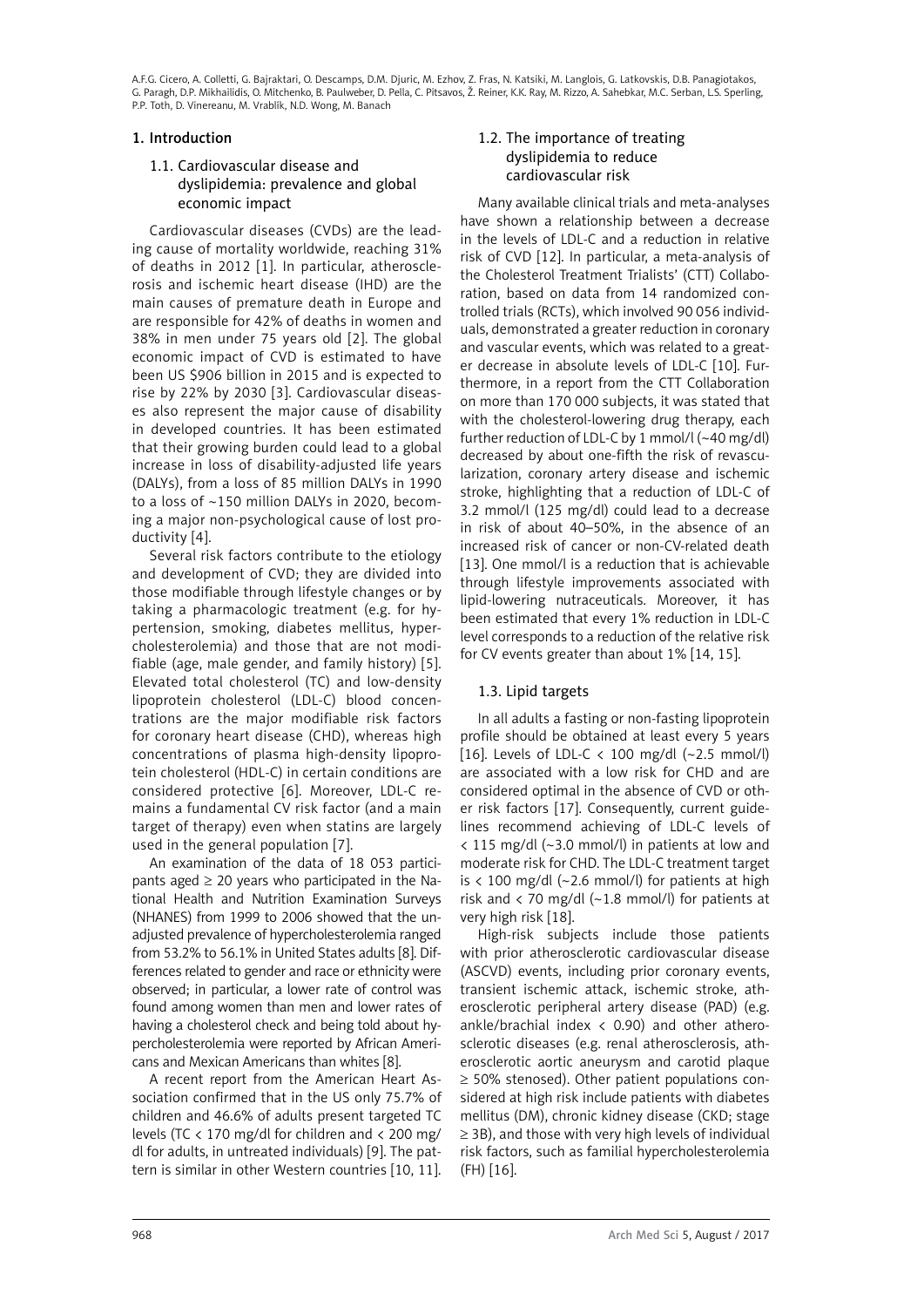## 1. Introduction

### 1.1. Cardiovascular disease and dyslipidemia: prevalence and global economic impact

Cardiovascular diseases (CVDs) are the leading cause of mortality worldwide, reaching 31% of deaths in 2012 [1]. In particular, atherosclerosis and ischemic heart disease (IHD) are the main causes of premature death in Europe and are responsible for 42% of deaths in women and 38% in men under 75 years old [2]. The global economic impact of CVD is estimated to have been US $906 billion in 2015 and is expected to rise by 22% by 2030 [3]. Cardiovascular diseases also represent the major cause of disability in developed countries. It has been estimated that their growing burden could lead to a global increase in loss of disability-adjusted life years (DALYs), from a loss of 85 million DALYs in 1990 to a loss of ~150 million DALYs in 2020, becoming a major non-psychological cause of lost productivity [4].

Several risk factors contribute to the etiology and development of CVD; they are divided into those modifiable through lifestyle changes or by taking a pharmacologic treatment (e.g. for hypertension, smoking, diabetes mellitus, hypercholesterolemia) and those that are not modifiable (age, male gender, and family history) [5]. Elevated total cholesterol (TC) and low-density lipoprotein cholesterol (LDL-C) blood concentrations are the major modifiable risk factors for coronary heart disease (CHD), whereas high concentrations of plasma high-density lipoprotein cholesterol (HDL-C) in certain conditions are considered protective [6]. Moreover, LDL-C remains a fundamental CV risk factor (and a main target of therapy) even when statins are largely used in the general population [7].

An examination of the data of 18 053 participants aged ≥ 20 years who participated in the National Health and Nutrition Examination Surveys (NHANES) from 1999 to 2006 showed that the unadjusted prevalence of hypercholesterolemia ranged from 53.2% to 56.1% in United States adults [8]. Differences related to gender and race or ethnicity were observed; in particular, a lower rate of control was found among women than men and lower rates of having a cholesterol check and being told about hypercholesterolemia were reported by African Americans and Mexican Americans than whites [8].

A recent report from the American Heart Association confirmed that in the US only 75.7% of children and 46.6% of adults present targeted TC levels (TC < 170 mg/dl for children and < 200 mg/dl for adults, in untreated individuals) [9]. The pattern is similar in other Western countries [10, 11].

### 1.2. The importance of treating dyslipidemia to reduce cardiovascular risk

Many available clinical trials and meta-analyses have shown a relationship between a decrease in the levels of LDL-C and a reduction in relative risk of CVD [12]. In particular, a meta-analysis of the Cholesterol Treatment Trialists' (CTT) Collaboration, based on data from 14 randomized controlled trials (RCTs), which involved 90 056 individuals, demonstrated a greater reduction in coronary and vascular events, which was related to a greater decrease in absolute levels of LDL-C [10]. Furthermore, in a report from the CTT Collaboration on more than 170 000 subjects, it was stated that with the cholesterol-lowering drug therapy, each further reduction of LDL-C by 1 mmol/l (~40 mg/dl) decreased by about one-fifth the risk of revascularization, coronary artery disease and ischemic stroke, highlighting that a reduction of LDL-C of 3.2 mmol/l (125 mg/dl) could lead to a decrease in risk of about 40–50%, in the absence of an increased risk of cancer or non-CV-related death [13]. One mmol/l is a reduction that is achievable through lifestyle improvements associated with lipid-lowering nutraceuticals. Moreover, it has been estimated that every 1% reduction in LDL-C level corresponds to a reduction of the relative risk for CV events greater than about 1% [14, 15].

### 1.3. Lipid targets

In all adults a fasting or non-fasting lipoprotein profile should be obtained at least every 5 years [16]. Levels of LDL-C < 100 mg/dl (~2.5 mmol/l) are associated with a low risk for CHD and are considered optimal in the absence of CVD or other risk factors [17]. Consequently, current guidelines recommend achieving of LDL-C levels of < 115 mg/dl (~3.0 mmol/l) in patients at low and moderate risk for CHD. The LDL-C treatment target is < 100 mg/dl (~2.6 mmol/l) for patients at high risk and < 70 mg/dl (~1.8 mmol/l) for patients at very high risk [18].

High-risk subjects include those patients with prior atherosclerotic cardiovascular disease (ASCVD) events, including prior coronary events, transient ischemic attack, ischemic stroke, atherosclerotic peripheral artery disease (PAD) (e.g. ankle/brachial index < 0.90) and other atherosclerotic diseases (e.g. renal atherosclerosis, atherosclerotic aortic aneurysm and carotid plaque ≥ 50% stenosed). Other patient populations considered at high risk include patients with diabetes mellitus (DM), chronic kidney disease (CKD; stage ≥ 3B), and those with very high levels of individual risk factors, such as familial hypercholesterolemia (FH) [16].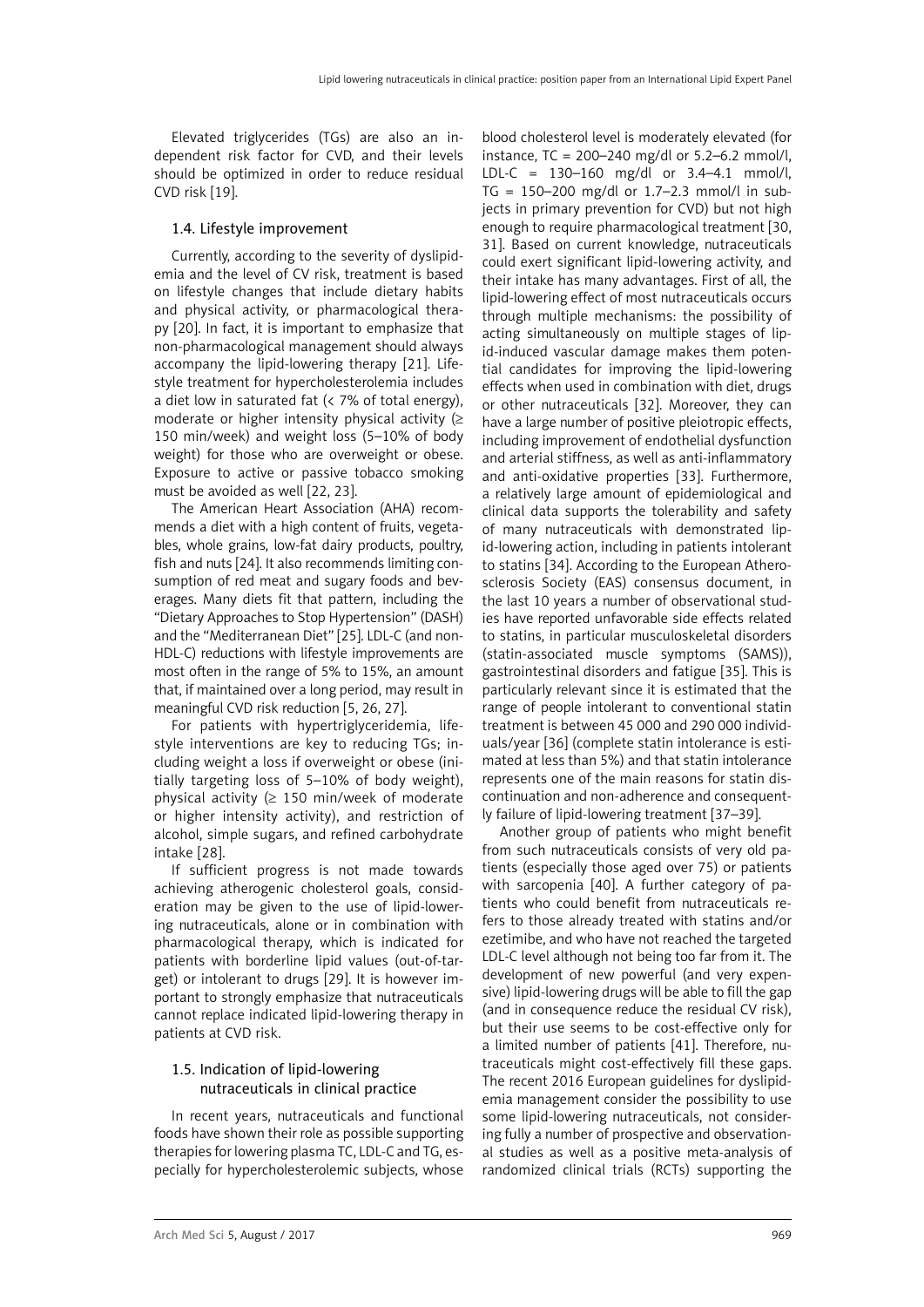Elevated triglycerides (TGs) are also an independent risk factor for CVD, and their levels should be optimized in order to reduce residual CVD risk [19].

### 1.4. Lifestyle improvement

Currently, according to the severity of dyslipidemia and the level of CV risk, treatment is based on lifestyle changes that include dietary habits and physical activity, or pharmacological therapy [20]. In fact, it is important to emphasize that non-pharmacological management should always accompany the lipid-lowering therapy [21]. Lifestyle treatment for hypercholesterolemia includes a diet low in saturated fat (< 7% of total energy), moderate or higher intensity physical activity (≥ 150 min/week) and weight loss (5–10% of body weight) for those who are overweight or obese. Exposure to active or passive tobacco smoking must be avoided as well [22, 23].

The American Heart Association (AHA) recommends a diet with a high content of fruits, vegetables, whole grains, low-fat dairy products, poultry, fish and nuts [24]. It also recommends limiting consumption of red meat and sugary foods and beverages. Many diets fit that pattern, including the "Dietary Approaches to Stop Hypertension" (DASH) and the "Mediterranean Diet" [25]. LDL-C (and non-HDL-C) reductions with lifestyle improvements are most often in the range of 5% to 15%, an amount that, if maintained over a long period, may result in meaningful CVD risk reduction [5, 26, 27].

For patients with hypertriglyceridemia, lifestyle interventions are key to reducing TGs; including weight a loss if overweight or obese (initially targeting loss of 5–10% of body weight), physical activity (≥ 150 min/week of moderate or higher intensity activity), and restriction of alcohol, simple sugars, and refined carbohydrate intake [28].

If sufficient progress is not made towards achieving atherogenic cholesterol goals, consideration may be given to the use of lipid-lowering nutraceuticals, alone or in combination with pharmacological therapy, which is indicated for patients with borderline lipid values (out-of-target) or intolerant to drugs [29]. It is however important to strongly emphasize that nutraceuticals cannot replace indicated lipid-lowering therapy in patients at CVD risk.

### 1.5. Indication of lipid-lowering nutraceuticals in clinical practice

In recent years, nutraceuticals and functional foods have shown their role as possible supporting therapies for lowering plasma TC, LDL-C and TG, especially for hypercholesterolemic subjects, whose blood cholesterol level is moderately elevated (for instance, TC = 200–240 mg/dl or 5.2–6.2 mmol/l, LDL-C = 130–160 mg/dl or 3.4–4.1 mmol/l, TG = 150–200 mg/dl or 1.7–2.3 mmol/l in subjects in primary prevention for CVD) but not high enough to require pharmacological treatment [30, 31]. Based on current knowledge, nutraceuticals could exert significant lipid-lowering activity, and their intake has many advantages. First of all, the lipid-lowering effect of most nutraceuticals occurs through multiple mechanisms: the possibility of acting simultaneously on multiple stages of lipid-induced vascular damage makes them potential candidates for improving the lipid-lowering effects when used in combination with diet, drugs or other nutraceuticals [32]. Moreover, they can have a large number of positive pleiotropic effects, including improvement of endothelial dysfunction and arterial stiffness, as well as anti-inflammatory and anti-oxidative properties [33]. Furthermore, a relatively large amount of epidemiological and clinical data supports the tolerability and safety of many nutraceuticals with demonstrated lipid-lowering action, including in patients intolerant to statins [34]. According to the European Atherosclerosis Society (EAS) consensus document, in the last 10 years a number of observational studies have reported unfavorable side effects related to statins, in particular musculoskeletal disorders (statin-associated muscle symptoms (SAMS)), gastrointestinal disorders and fatigue [35]. This is particularly relevant since it is estimated that the range of people intolerant to conventional statin treatment is between 45 000 and 290 000 individuals/year [36] (complete statin intolerance is estimated at less than 5%) and that statin intolerance represents one of the main reasons for statin discontinuation and non-adherence and consequently failure of lipid-lowering treatment [37–39].

Another group of patients who might benefit from such nutraceuticals consists of very old patients (especially those aged over 75) or patients with sarcopenia [40]. A further category of patients who could benefit from nutraceuticals refers to those already treated with statins and/or ezetimibe, and who have not reached the targeted LDL-C level although not being too far from it. The development of new powerful (and very expensive) lipid-lowering drugs will be able to fill the gap (and in consequence reduce the residual CV risk), but their use seems to be cost-effective only for a limited number of patients [41]. Therefore, nutraceuticals might cost-effectively fill these gaps. The recent 2016 European guidelines for dyslipidemia management consider the possibility to use some lipid-lowering nutraceuticals, not considering fully a number of prospective and observational studies as well as a positive meta-analysis of randomized clinical trials (RCTs) supporting the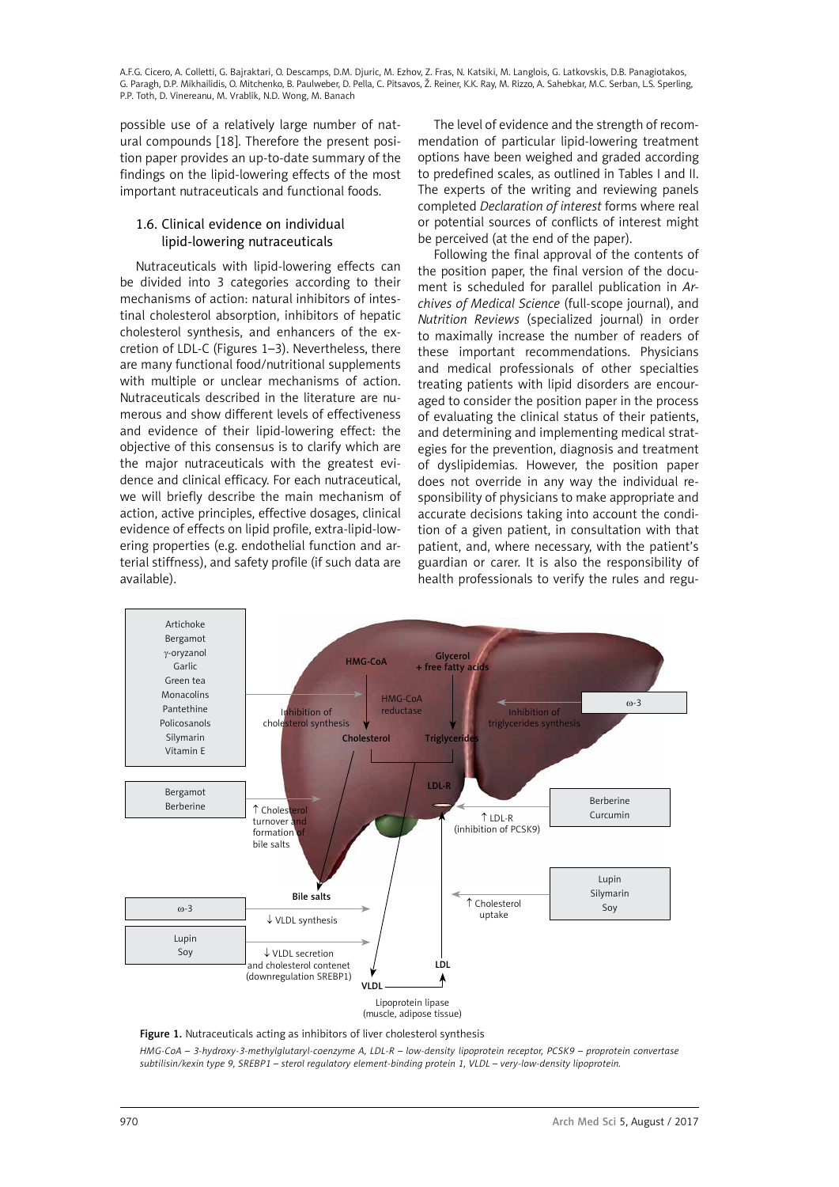possible use of a relatively large number of natural compounds [18]. Therefore the present position paper provides an up-to-date summary of the findings on the lipid-lowering effects of the most important nutraceuticals and functional foods.

### 1.6. Clinical evidence on individual lipid-lowering nutraceuticals

Nutraceuticals with lipid-lowering effects can be divided into 3 categories according to their mechanisms of action: natural inhibitors of intestinal cholesterol absorption, inhibitors of hepatic cholesterol synthesis, and enhancers of the excretion of LDL-C (Figures 1–3). Nevertheless, there are many functional food/nutritional supplements with multiple or unclear mechanisms of action. Nutraceuticals described in the literature are numerous and show different levels of effectiveness and evidence of their lipid-lowering effect: the objective of this consensus is to clarify which are the major nutraceuticals with the greatest evidence and clinical efficacy. For each nutraceutical, we will briefly describe the main mechanism of action, active principles, effective dosages, clinical evidence of effects on lipid profile, extra-lipid-lowering properties (e.g. endothelial function and arterial stiffness), and safety profile (if such data are available).

The level of evidence and the strength of recommendation of particular lipid-lowering treatment options have been weighed and graded according to predefined scales, as outlined in Tables I and II. The experts of the writing and reviewing panels completed *Declaration of interest* forms where real or potential sources of conflicts of interest might be perceived (at the end of the paper).

Following the final approval of the contents of the position paper, the final version of the document is scheduled for parallel publication in *Archives of Medical Science* (full-scope journal), and *Nutrition Reviews* (specialized journal) in order to maximally increase the number of readers of these important recommendations. Physicians and medical professionals of other specialties treating patients with lipid disorders are encouraged to consider the position paper in the process of evaluating the clinical status of their patients, and determining and implementing medical strategies for the prevention, diagnosis and treatment of dyslipidemias. However, the position paper does not override in any way the individual responsibility of physicians to make appropriate and accurate decisions taking into account the condition of a given patient, in consultation with that patient, and, where necessary, with the patient's guardian or carer. It is also the responsibility of health professionals to verify the rules and regu-

**Figure 1.** Nutraceuticals acting as inhibitors of liver cholesterol synthesis

*HMG-CoA – 3-hydroxy-3-methylglutaryl-coenzyme A, LDL-R – low-density lipoprotein receptor, PCSK9 – proprotein convertase subtilisin/kexin type 9, SREBP1 – sterol regulatory element-binding protein 1, VLDL – very-low-density lipoprotein.*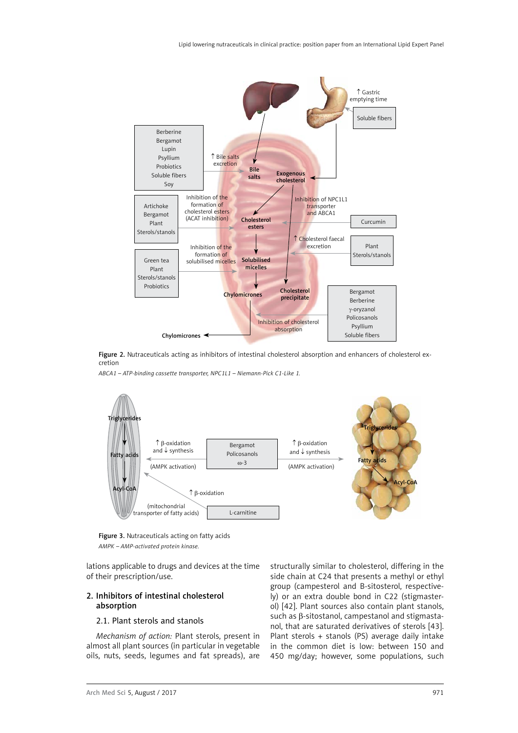Figure 2. Nutraceuticals acting as inhibitors of intestinal cholesterol absorption and enhancers of cholesterol excretion

*ABCA1 – ATP-binding cassette transporter, NPC1L1 – Niemann-Pick C1-Like 1.*

Figure 3. Nutraceuticals acting on fatty acids

*AMPK – AMP-activated protein kinase.*

lations applicable to drugs and devices at the time of their prescription/use.

## 2. Inhibitors of intestinal cholesterol absorption

### 2.1. Plant sterols and stanols

*Mechanism of action:* Plant sterols, present in almost all plant sources (in particular in vegetable oils, nuts, seeds, legumes and fat spreads), are structurally similar to cholesterol, differing in the side chain at C24 that presents a methyl or ethyl group (campesterol and Β-sitosterol, respectively) or an extra double bond in C22 (stigmasterol) [42]. Plant sources also contain plant stanols, such as β-sitostanol, campestanol and stigmastanol, that are saturated derivatives of sterols [43]. Plant sterols + stanols (PS) average daily intake in the common diet is low: between 150 and 450 mg/day; however, some populations, such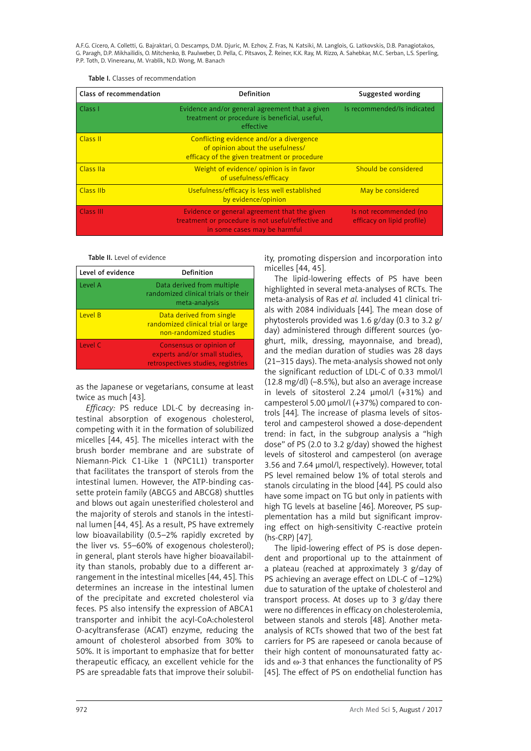Table I. Classes of recommendation

| Class of recommendation | Definition | Suggested wording |
|---|---|---|
| Class I | Evidence and/or general agreement that a given treatment or procedure is beneficial, useful, effective | Is recommended/Is indicated |
| Class II | Conflicting evidence and/or a divergence of opinion about the usefulness/ efficacy of the given treatment or procedure | |
| Class IIa | Weight of evidence/ opinion is in favor of usefulness/efficacy | Should be considered |
| Class IIb | Usefulness/efficacy is less well established by evidence/opinion | May be considered |
| Class III | Evidence or general agreement that the given treatment or procedure is not useful/effective and in some cases may be harmful | Is not recommended (no efficacy on lipid profile) |

Table II. Level of evidence

| Level of evidence | Definition |
|---|---|
| Level A | Data derived from multiple randomized clinical trials or their meta-analysis |
| Level B | Data derived from single randomized clinical trial or large non-randomized studies |
| Level C | Consensus or opinion of experts and/or small studies, retrospectives studies, registries |

as the Japanese or vegetarians, consume at least twice as much [43].

*Efficacy:* PS reduce LDL-C by decreasing intestinal absorption of exogenous cholesterol, competing with it in the formation of solubilized micelles [44, 45]. The micelles interact with the brush border membrane and are substrate of Niemann-Pick C1-Like 1 (NPC1L1) transporter that facilitates the transport of sterols from the intestinal lumen. However, the ATP-binding cassette protein family (ABCG5 and ABCG8) shuttles and blows out again unesterified cholesterol and the majority of sterols and stanols in the intestinal lumen [44, 45]. As a result, PS have extremely low bioavailability (0.5–2% rapidly excreted by the liver vs. 55–60% of exogenous cholesterol); in general, plant sterols have higher bioavailability than stanols, probably due to a different arrangement in the intestinal micelles [44, 45]. This determines an increase in the intestinal lumen of the precipitate and excreted cholesterol via feces. PS also intensify the expression of ABCA1 transporter and inhibit the acyl-CoA:cholesterol O-acyltransferase (ACAT) enzyme, reducing the amount of cholesterol absorbed from 30% to 50%. It is important to emphasize that for better therapeutic efficacy, an excellent vehicle for the PS are spreadable fats that improve their solubility, promoting dispersion and incorporation into micelles [44, 45].

The lipid-lowering effects of PS have been highlighted in several meta-analyses of RCTs. The meta-analysis of Ras *et al.* included 41 clinical trials with 2084 individuals [44]. The mean dose of phytosterols provided was 1.6 g/day (0.3 to 3.2 g/day) administered through different sources (yoghurt, milk, dressing, mayonnaise, and bread), and the median duration of studies was 28 days (21–315 days). The meta-analysis showed not only the significant reduction of LDL-C of 0.33 mmol/l (12.8 mg/dl) (–8.5%), but also an average increase in levels of sitosterol 2.24 μmol/l (+31%) and campesterol 5.00 μmol/l (+37%) compared to controls [44]. The increase of plasma levels of sitosterol and campesterol showed a dose-dependent trend: in fact, in the subgroup analysis a "high dose" of PS (2.0 to 3.2 g/day) showed the highest levels of sitosterol and campesterol (on average 3.56 and 7.64 μmol/l, respectively). However, total PS level remained below 1% of total sterols and stanols circulating in the blood [44]. PS could also have some impact on TG but only in patients with high TG levels at baseline [46]. Moreover, PS supplementation has a mild but significant improving effect on high-sensitivity C-reactive protein (hs-CRP) [47].

The lipid-lowering effect of PS is dose dependent and proportional up to the attainment of a plateau (reached at approximately 3 g/day of PS achieving an average effect on LDL-C of –12%) due to saturation of the uptake of cholesterol and transport process. At doses up to 3 g/day there were no differences in efficacy on cholesterolemia, between stanols and sterols [48]. Another meta-analysis of RCTs showed that two of the best fat carriers for PS are rapeseed or canola because of their high content of monounsaturated fatty acids and ω-3 that enhances the functionality of PS [45]. The effect of PS on endothelial function has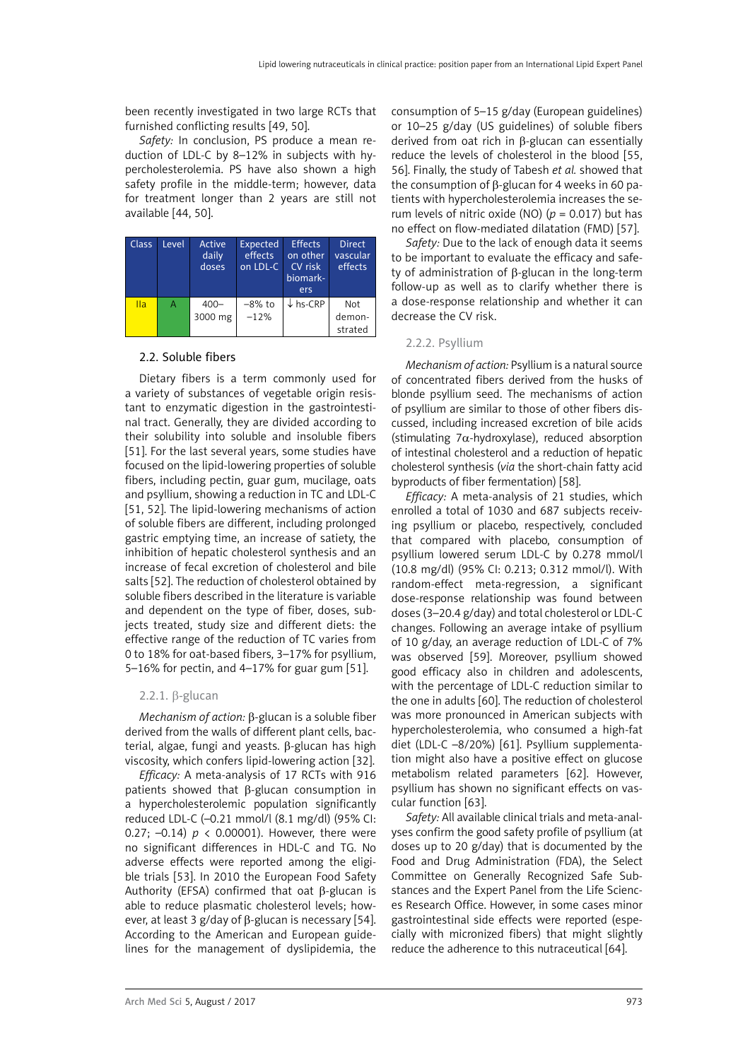been recently investigated in two large RCTs that furnished conflicting results [49, 50].

*Safety:* In conclusion, PS produce a mean reduction of LDL-C by 8–12% in subjects with hypercholesterolemia. PS have also shown a high safety profile in the middle-term; however, data for treatment longer than 2 years are still not available [44, 50].

| Class | Level | Active daily doses | Expected effects on LDL-C | Effects on other CV risk biomarkers | Direct vascular effects |
|---|---|---|---|---|---|
| IIa | A | 400–3000 mg | –8% to –12% | ↓ hs-CRP | Not demonstrated |

### 2.2. Soluble fibers

Dietary fibers is a term commonly used for a variety of substances of vegetable origin resistant to enzymatic digestion in the gastrointestinal tract. Generally, they are divided according to their solubility into soluble and insoluble fibers [51]. For the last several years, some studies have focused on the lipid-lowering properties of soluble fibers, including pectin, guar gum, mucilage, oats and psyllium, showing a reduction in TC and LDL-C [51, 52]. The lipid-lowering mechanisms of action of soluble fibers are different, including prolonged gastric emptying time, an increase of satiety, the inhibition of hepatic cholesterol synthesis and an increase of fecal excretion of cholesterol and bile salts [52]. The reduction of cholesterol obtained by soluble fibers described in the literature is variable and dependent on the type of fiber, doses, subjects treated, study size and different diets: the effective range of the reduction of TC varies from 0 to 18% for oat-based fibers, 3–17% for psyllium, 5–16% for pectin, and 4–17% for guar gum [51].

#### 2.2.1. β-glucan

*Mechanism of action:* β-glucan is a soluble fiber derived from the walls of different plant cells, bacterial, algae, fungi and yeasts. β-glucan has high viscosity, which confers lipid-lowering action [32].

*Efficacy:* A meta-analysis of 17 RCTs with 916 patients showed that β-glucan consumption in a hypercholesterolemic population significantly reduced LDL-C (–0.21 mmol/l (8.1 mg/dl) (95% CI: 0.27; –0.14) $p < 0.00001$). However, there were no significant differences in HDL-C and TG. No adverse effects were reported among the eligible trials [53]. In 2010 the European Food Safety Authority (EFSA) confirmed that oat β-glucan is able to reduce plasmatic cholesterol levels; however, at least 3 g/day of β-glucan is necessary [54]. According to the American and European guidelines for the management of dyslipidemia, the consumption of 5–15 g/day (European guidelines) or 10–25 g/day (US guidelines) of soluble fibers derived from oat rich in β-glucan can essentially reduce the levels of cholesterol in the blood [55, 56]. Finally, the study of Tabesh *et al.* showed that the consumption of β-glucan for 4 weeks in 60 patients with hypercholesterolemia increases the serum levels of nitric oxide (NO) ($p = 0.017$) but has no effect on flow-mediated dilatation (FMD) [57].

*Safety:* Due to the lack of enough data it seems to be important to evaluate the efficacy and safety of administration of β-glucan in the long-term follow-up as well as to clarify whether there is a dose-response relationship and whether it can decrease the CV risk.

#### 2.2.2. Psyllium

*Mechanism of action:* Psyllium is a natural source of concentrated fibers derived from the husks of blonde psyllium seed. The mechanisms of action of psyllium are similar to those of other fibers discussed, including increased excretion of bile acids (stimulating 7α-hydroxylase), reduced absorption of intestinal cholesterol and a reduction of hepatic cholesterol synthesis (*via* the short-chain fatty acid byproducts of fiber fermentation) [58].

*Efficacy:* A meta-analysis of 21 studies, which enrolled a total of 1030 and 687 subjects receiving psyllium or placebo, respectively, concluded that compared with placebo, consumption of psyllium lowered serum LDL-C by 0.278 mmol/l (10.8 mg/dl) (95% CI: 0.213; 0.312 mmol/l). With random-effect meta-regression, a significant dose-response relationship was found between doses (3–20.4 g/day) and total cholesterol or LDL-C changes. Following an average intake of psyllium of 10 g/day, an average reduction of LDL-C of 7% was observed [59]. Moreover, psyllium showed good efficacy also in children and adolescents, with the percentage of LDL-C reduction similar to the one in adults [60]. The reduction of cholesterol was more pronounced in American subjects with hypercholesterolemia, who consumed a high-fat diet (LDL-C –8/20%) [61]. Psyllium supplementation might also have a positive effect on glucose metabolism related parameters [62]. However, psyllium has shown no significant effects on vascular function [63].

*Safety:* All available clinical trials and meta-analyses confirm the good safety profile of psyllium (at doses up to 20 g/day) that is documented by the Food and Drug Administration (FDA), the Select Committee on Generally Recognized Safe Substances and the Expert Panel from the Life Sciences Research Office. However, in some cases minor gastrointestinal side effects were reported (especially with micronized fibers) that might slightly reduce the adherence to this nutraceutical [64].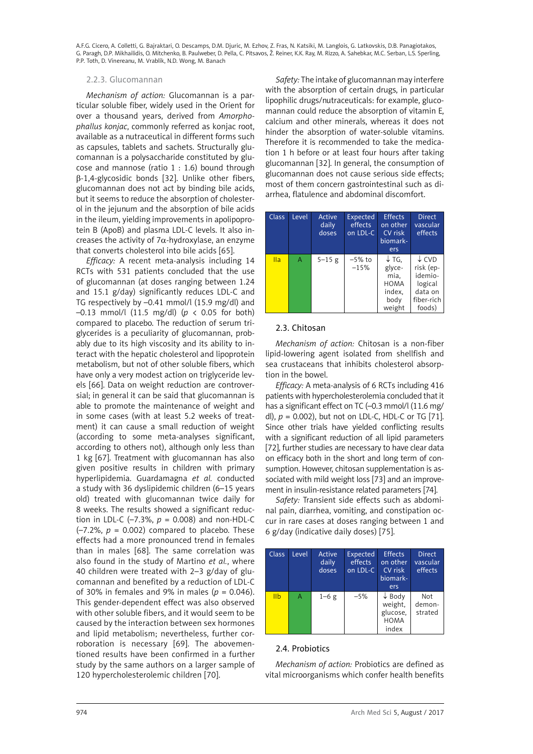### 2.2.3. Glucomannan

*Mechanism of action:* Glucomannan is a particular soluble fiber, widely used in the Orient for over a thousand years, derived from *Amorphophallus konjac*, commonly referred as konjac root, available as a nutraceutical in different forms such as capsules, tablets and sachets. Structurally glucomannan is a polysaccharide constituted by glucose and mannose (ratio 1 : 1.6) bound through β-1,4-glycosidic bonds [32]. Unlike other fibers, glucomannan does not act by binding bile acids, but it seems to reduce the absorption of cholesterol in the jejunum and the absorption of bile acids in the ileum, yielding improvements in apolipoprotein B (ApoB) and plasma LDL-C levels. It also increases the activity of 7α-hydroxylase, an enzyme that converts cholesterol into bile acids [65].

*Efficacy:* A recent meta-analysis including 14 RCTs with 531 patients concluded that the use of glucomannan (at doses ranging between 1.24 and 15.1 g/day) significantly reduces LDL-C and TG respectively by –0.41 mmol/l (15.9 mg/dl) and –0.13 mmol/l (11.5 mg/dl) ($p < 0.05$ for both) compared to placebo. The reduction of serum triglycerides is a peculiarity of glucomannan, probably due to its high viscosity and its ability to interact with the hepatic cholesterol and lipoprotein metabolism, but not of other soluble fibers, which have only a very modest action on triglyceride levels [66]. Data on weight reduction are controversial; in general it can be said that glucomannan is able to promote the maintenance of weight and in some cases (with at least 5.2 weeks of treatment) it can cause a small reduction of weight (according to some meta-analyses significant, according to others not), although only less than 1 kg [67]. Treatment with glucomannan has also given positive results in children with primary hyperlipidemia. Guardamagna *et al.* conducted a study with 36 dyslipidemic children (6–15 years old) treated with glucomannan twice daily for 8 weeks. The results showed a significant reduction in LDL-C (–7.3%, $p = 0.008$) and non-HDL-C (–7.2%, $p = 0.002$) compared to placebo. These effects had a more pronounced trend in females than in males [68]. The same correlation was also found in the study of Martino *et al.*, where 40 children were treated with 2–3 g/day of glucomannan and benefited by a reduction of LDL-C of 30% in females and 9% in males ($p = 0.046$). This gender-dependent effect was also observed with other soluble fibers, and it would seem to be caused by the interaction between sex hormones and lipid metabolism; nevertheless, further corroboration is necessary [69]. The abovementioned results have been confirmed in a further study by the same authors on a larger sample of 120 hypercholesterolemic children [70].

*Safety:* The intake of glucomannan may interfere with the absorption of certain drugs, in particular lipophilic drugs/nutraceuticals: for example, glucomannan could reduce the absorption of vitamin E, calcium and other minerals, whereas it does not hinder the absorption of water-soluble vitamins. Therefore it is recommended to take the medication 1 h before or at least four hours after taking glucomannan [32]. In general, the consumption of glucomannan does not cause serious side effects; most of them concern gastrointestinal such as diarrhea, flatulence and abdominal discomfort.

| Class | Level | Active daily doses | Expected effects on LDL-C | Effects on other CV risk biomarkers | Direct vascular effects |
|---|---|---|---|---|---|
| IIa | A | 5–15 g | –5% to –15% | ↓ TG, glycemia, HOMA index, body weight | ↓ CVD risk (epidemiological data on fiber-rich foods) |

## 2.3. Chitosan

*Mechanism of action:* Chitosan is a non-fiber lipid-lowering agent isolated from shellfish and sea crustaceans that inhibits cholesterol absorption in the bowel.

*Efficacy:* A meta-analysis of 6 RCTs including 416 patients with hypercholesterolemia concluded that it has a significant effect on TC (–0.3 mmol/l (11.6 mg/dl), $p = 0.002$), but not on LDL-C, HDL-C or TG [71]. Since other trials have yielded conflicting results with a significant reduction of all lipid parameters [72], further studies are necessary to have clear data on efficacy both in the short and long term of consumption. However, chitosan supplementation is associated with mild weight loss [73] and an improvement in insulin-resistance related parameters [74].

*Safety:* Transient side effects such as abdominal pain, diarrhea, vomiting, and constipation occur in rare cases at doses ranging between 1 and 6 g/day (indicative daily doses) [75].

| Class | Level | Active daily doses | Expected effects on LDL-C | Effects on other CV risk biomarkers | Direct vascular effects |
|---|---|---|---|---|---|
| IIb | A | 1–6 g | –5% | ↓ Body weight, glucose, HOMA index | Not demonstrated |

## 2.4. Probiotics

*Mechanism of action:* Probiotics are defined as vital microorganisms which confer health benefits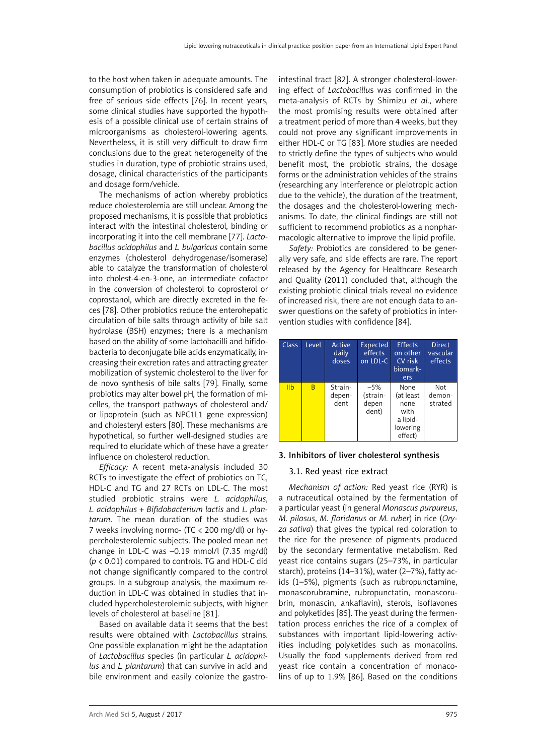to the host when taken in adequate amounts. The consumption of probiotics is considered safe and free of serious side effects [76]. In recent years, some clinical studies have supported the hypothesis of a possible clinical use of certain strains of microorganisms as cholesterol-lowering agents. Nevertheless, it is still very difficult to draw firm conclusions due to the great heterogeneity of the studies in duration, type of probiotic strains used, dosage, clinical characteristics of the participants and dosage form/vehicle.

The mechanisms of action whereby probiotics reduce cholesterolemia are still unclear. Among the proposed mechanisms, it is possible that probiotics interact with the intestinal cholesterol, binding or incorporating it into the cell membrane [77]. *Lactobacillus acidophilus* and *L. bulgaricus* contain some enzymes (cholesterol dehydrogenase/isomerase) able to catalyze the transformation of cholesterol into cholest-4-en-3-one, an intermediate cofactor in the conversion of cholesterol to coprosterol or coprostanol, which are directly excreted in the feces [78]. Other probiotics reduce the enterohepatic circulation of bile salts through activity of bile salt hydrolase (BSH) enzymes; there is a mechanism based on the ability of some lactobacilli and bifidobacteria to deconjugate bile acids enzymatically, increasing their excretion rates and attracting greater mobilization of systemic cholesterol to the liver for de novo synthesis of bile salts [79]. Finally, some probiotics may alter bowel pH, the formation of micelles, the transport pathways of cholesterol and/or lipoprotein (such as NPC1L1 gene expression) and cholesteryl esters [80]. These mechanisms are hypothetical, so further well-designed studies are required to elucidate which of these have a greater influence on cholesterol reduction.

*Efficacy:* A recent meta-analysis included 30 RCTs to investigate the effect of probiotics on TC, HDL-C and TG and 27 RCTs on LDL-C. The most studied probiotic strains were *L. acidophilus*, *L. acidophilus* + *Bifidobacterium lactis* and *L. plantarum*. The mean duration of the studies was 7 weeks involving normo- (TC < 200 mg/dl) or hypercholesterolemic subjects. The pooled mean net change in LDL-C was –0.19 mmol/l (7.35 mg/dl) ($p < 0.01$) compared to controls. TG and HDL-C did not change significantly compared to the control groups. In a subgroup analysis, the maximum reduction in LDL-C was obtained in studies that included hypercholesterolemic subjects, with higher levels of cholesterol at baseline [81].

Based on available data it seems that the best results were obtained with *Lactobacillus* strains. One possible explanation might be the adaptation of *Lactobacillus* species (in particular *L. acidophilus* and *L. plantarum*) that can survive in acid and bile environment and easily colonize the gastrointestinal tract [82]. A stronger cholesterol-lowering effect of *Lactobacillus* was confirmed in the meta-analysis of RCTs by Shimizu *et al.*, where the most promising results were obtained after a treatment period of more than 4 weeks, but they could not prove any significant improvements in either HDL-C or TG [83]. More studies are needed to strictly define the types of subjects who would benefit most, the probiotic strains, the dosage forms or the administration vehicles of the strains (researching any interference or pleiotropic action due to the vehicle), the duration of the treatment, the dosages and the cholesterol-lowering mechanisms. To date, the clinical findings are still not sufficient to recommend probiotics as a nonpharmacologic alternative to improve the lipid profile.

*Safety:* Probiotics are considered to be generally very safe, and side effects are rare. The report released by the Agency for Healthcare Research and Quality (2011) concluded that, although the existing probiotic clinical trials reveal no evidence of increased risk, there are not enough data to answer questions on the safety of probiotics in intervention studies with confidence [84].

| Class | Level | Active daily doses | Expected effects on LDL-C | Effects on other CV risk biomarkers | Direct vascular effects |
|---|---|---|---|---|---|
| IIb | B | Strain-dependent | –5% (strain-dependent) | None (at least none with a lipid-lowering effect) | Not demonstrated |

## 3. Inhibitors of liver cholesterol synthesis

### 3.1. Red yeast rice extract

*Mechanism of action:* Red yeast rice (RYR) is a nutraceutical obtained by the fermentation of a particular yeast (in general *Monascus purpureus*, *M. pilosus*, *M. floridanus* or *M. ruber*) in rice (*Oryza sativa*) that gives the typical red coloration to the rice for the presence of pigments produced by the secondary fermentative metabolism. Red yeast rice contains sugars (25–73%, in particular starch), proteins (14–31%), water (2–7%), fatty acids (1–5%), pigments (such as rubropunctamine, monascorubramine, rubropunctatin, monascorubrin, monascin, ankaflavin), sterols, isoflavones and polyketides [85]. The yeast during the fermentation process enriches the rice of a complex of substances with important lipid-lowering activities including polyketides such as monacolins. Usually the food supplements derived from red yeast rice contain a concentration of monacolins of up to 1.9% [86]. Based on the conditions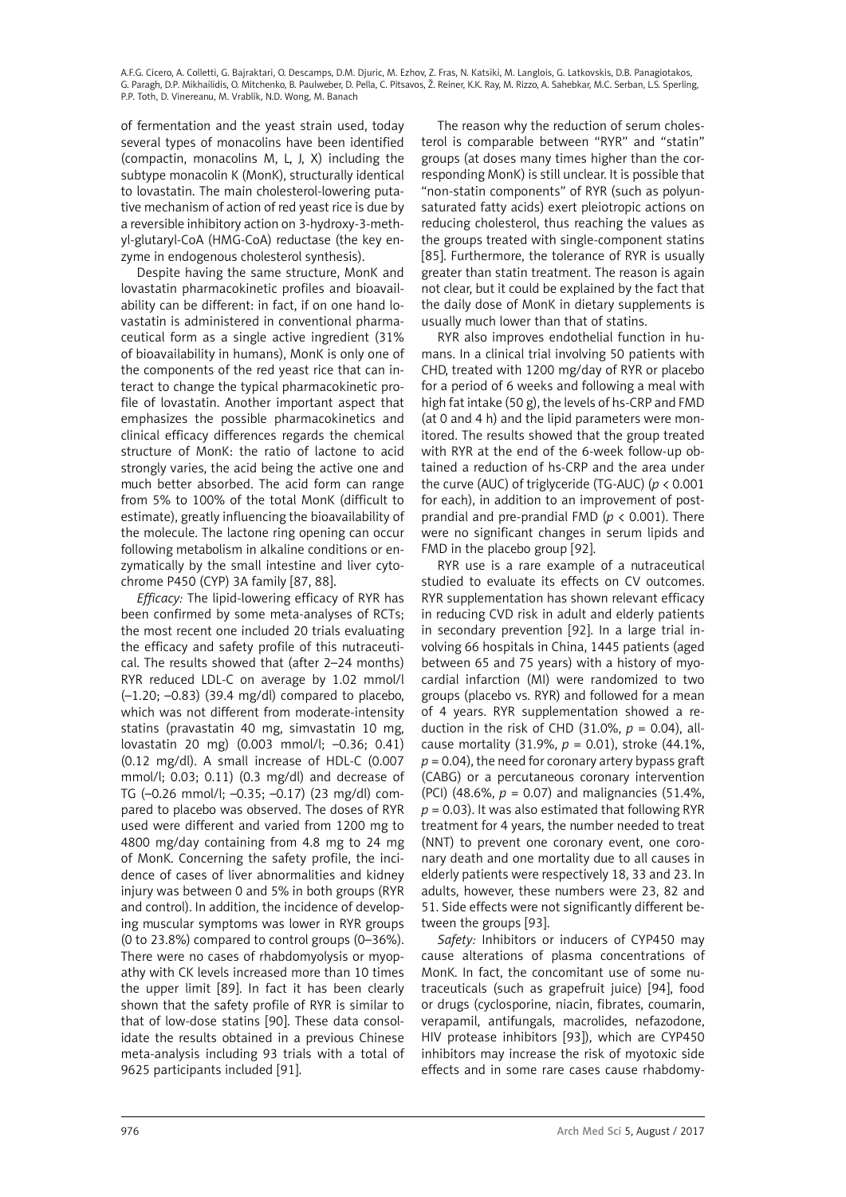of fermentation and the yeast strain used, today several types of monacolins have been identified (compactin, monacolins M, L, J, X) including the subtype monacolin K (MonK), structurally identical to lovastatin. The main cholesterol-lowering putative mechanism of action of red yeast rice is due by a reversible inhibitory action on 3-hydroxy-3-methyl-glutaryl-CoA (HMG-CoA) reductase (the key enzyme in endogenous cholesterol synthesis).

Despite having the same structure, MonK and lovastatin pharmacokinetic profiles and bioavailability can be different: in fact, if on one hand lovastatin is administered in conventional pharmaceutical form as a single active ingredient (31% of bioavailability in humans), MonK is only one of the components of the red yeast rice that can interact to change the typical pharmacokinetic profile of lovastatin. Another important aspect that emphasizes the possible pharmacokinetics and clinical efficacy differences regards the chemical structure of MonK: the ratio of lactone to acid strongly varies, the acid being the active one and much better absorbed. The acid form can range from 5% to 100% of the total MonK (difficult to estimate), greatly influencing the bioavailability of the molecule. The lactone ring opening can occur following metabolism in alkaline conditions or enzymatically by the small intestine and liver cytochrome P450 (CYP) 3A family [87, 88].

*Efficacy:* The lipid-lowering efficacy of RYR has been confirmed by some meta-analyses of RCTs; the most recent one included 20 trials evaluating the efficacy and safety profile of this nutraceutical. The results showed that (after 2–24 months) RYR reduced LDL-C on average by 1.02 mmol/l (–1.20; –0.83) (39.4 mg/dl) compared to placebo, which was not different from moderate-intensity statins (pravastatin 40 mg, simvastatin 10 mg, lovastatin 20 mg) (0.003 mmol/l; –0.36; 0.41) (0.12 mg/dl). A small increase of HDL-C (0.007 mmol/l; 0.03; 0.11) (0.3 mg/dl) and decrease of TG (–0.26 mmol/l; –0.35; –0.17) (23 mg/dl) compared to placebo was observed. The doses of RYR used were different and varied from 1200 mg to 4800 mg/day containing from 4.8 mg to 24 mg of MonK. Concerning the safety profile, the incidence of cases of liver abnormalities and kidney injury was between 0 and 5% in both groups (RYR and control). In addition, the incidence of developing muscular symptoms was lower in RYR groups (0 to 23.8%) compared to control groups (0–36%). There were no cases of rhabdomyolysis or myopathy with CK levels increased more than 10 times the upper limit [89]. In fact it has been clearly shown that the safety profile of RYR is similar to that of low-dose statins [90]. These data consolidate the results obtained in a previous Chinese meta-analysis including 93 trials with a total of 9625 participants included [91].

The reason why the reduction of serum cholesterol is comparable between "RYR" and "statin" groups (at doses many times higher than the corresponding MonK) is still unclear. It is possible that "non-statin components" of RYR (such as polyunsaturated fatty acids) exert pleiotropic actions on reducing cholesterol, thus reaching the values as the groups treated with single-component statins [85]. Furthermore, the tolerance of RYR is usually greater than statin treatment. The reason is again not clear, but it could be explained by the fact that the daily dose of MonK in dietary supplements is usually much lower than that of statins.

RYR also improves endothelial function in humans. In a clinical trial involving 50 patients with CHD, treated with 1200 mg/day of RYR or placebo for a period of 6 weeks and following a meal with high fat intake (50 g), the levels of hs-CRP and FMD (at 0 and 4 h) and the lipid parameters were monitored. The results showed that the group treated with RYR at the end of the 6-week follow-up obtained a reduction of hs-CRP and the area under the curve (AUC) of triglyceride (TG-AUC) ($p < 0.001$ for each), in addition to an improvement of post-prandial and pre-prandial FMD ($p < 0.001$). There were no significant changes in serum lipids and FMD in the placebo group [92].

RYR use is a rare example of a nutraceutical studied to evaluate its effects on CV outcomes. RYR supplementation has shown relevant efficacy in reducing CVD risk in adult and elderly patients in secondary prevention [92]. In a large trial involving 66 hospitals in China, 1445 patients (aged between 65 and 75 years) with a history of myocardial infarction (MI) were randomized to two groups (placebo vs. RYR) and followed for a mean of 4 years. RYR supplementation showed a reduction in the risk of CHD (31.0%, $p = 0.04$), all-cause mortality (31.9%, $p = 0.01$), stroke (44.1%, $p = 0.04$), the need for coronary artery bypass graft (CABG) or a percutaneous coronary intervention (PCI) (48.6%, $p = 0.07$) and malignancies (51.4%, $p = 0.03$). It was also estimated that following RYR treatment for 4 years, the number needed to treat (NNT) to prevent one coronary event, one coronary death and one mortality due to all causes in elderly patients were respectively 18, 33 and 23. In adults, however, these numbers were 23, 82 and 51. Side effects were not significantly different between the groups [93].

*Safety:* Inhibitors or inducers of CYP450 may cause alterations of plasma concentrations of MonK. In fact, the concomitant use of some nutraceuticals (such as grapefruit juice) [94], food or drugs (cyclosporine, niacin, fibrates, coumarin, verapamil, antifungals, macrolides, nefazodone, HIV protease inhibitors [93]), which are CYP450 inhibitors may increase the risk of myotoxic side effects and in some rare cases cause rhabdomy-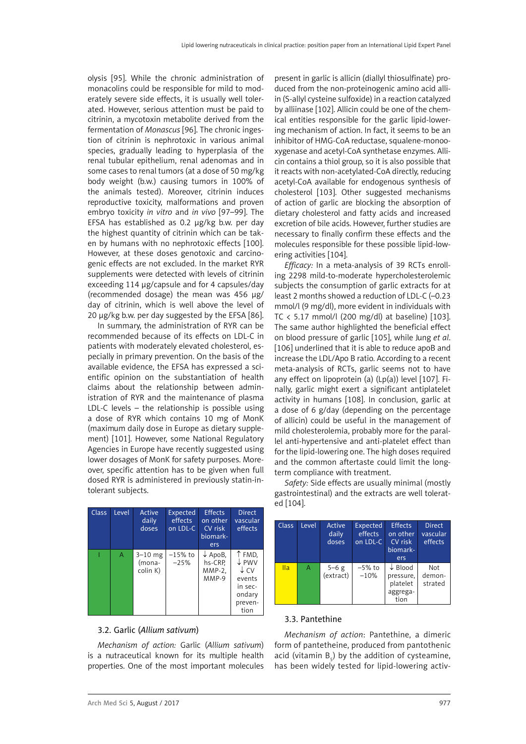olysis [95]. While the chronic administration of monacolins could be responsible for mild to moderately severe side effects, it is usually well tolerated. However, serious attention must be paid to citrinin, a mycotoxin metabolite derived from the fermentation of *Monascus* [96]. The chronic ingestion of citrinin is nephrotoxic in various animal species, gradually leading to hyperplasia of the renal tubular epithelium, renal adenomas and in some cases to renal tumors (at a dose of 50 mg/kg body weight (b.w.) causing tumors in 100% of the animals tested). Moreover, citrinin induces reproductive toxicity, malformations and proven embryo toxicity *in vitro* and *in vivo* [97–99]. The EFSA has established as 0.2 μg/kg b.w. per day the highest quantity of citrinin which can be taken by humans with no nephrotoxic effects [100]. However, at these doses genotoxic and carcinogenic effects are not excluded. In the market RYR supplements were detected with levels of citrinin exceeding 114 μg/capsule and for 4 capsules/day (recommended dosage) the mean was 456 μg/day of citrinin, which is well above the level of 20 μg/kg b.w. per day suggested by the EFSA [86].

In summary, the administration of RYR can be recommended because of its effects on LDL-C in patients with moderately elevated cholesterol, especially in primary prevention. On the basis of the available evidence, the EFSA has expressed a scientific opinion on the substantiation of health claims about the relationship between administration of RYR and the maintenance of plasma LDL-C levels – the relationship is possible using a dose of RYR which contains 10 mg of MonK (maximum daily dose in Europe as dietary supplement) [101]. However, some National Regulatory Agencies in Europe have recently suggested using lower dosages of MonK for safety purposes. Moreover, specific attention has to be given when full dosed RYR is administered in previously statin-intolerant subjects.

| Class | Level | Active daily doses | Expected effects on LDL-C | Effects on other CV risk biomarkers | Direct vascular effects |
|---|---|---|---|---|---|
| I | A | 3–10 mg (monacolin K) | –15% to –25% | ↓ ApoB, hs-CRP, MMP-2, MMP-9 | ↑ FMD, ↓ PWV ↓ CV events in secondary prevention |

### 3.2. Garlic (*Allium sativum*)

*Mechanism of action:* Garlic (*Allium sativum*) is a nutraceutical known for its multiple health properties. One of the most important molecules present in garlic is allicin (diallyl thiosulfinate) produced from the non-proteinogenic amino acid alliin (S-allyl cysteine sulfoxide) in a reaction catalyzed by alliinase [102]. Allicin could be one of the chemical entities responsible for the garlic lipid-lowering mechanism of action. In fact, it seems to be an inhibitor of HMG-CoA reductase, squalene-monooxygenase and acetyl-CoA synthetase enzymes. Allicin contains a thiol group, so it is also possible that it reacts with non-acetylated-CoA directly, reducing acetyl-CoA available for endogenous synthesis of cholesterol [103]. Other suggested mechanisms of action of garlic are blocking the absorption of dietary cholesterol and fatty acids and increased excretion of bile acids. However, further studies are necessary to finally confirm these effects and the molecules responsible for these possible lipid-lowering activities [104].

*Efficacy:* In a meta-analysis of 39 RCTs enrolling 2298 mild-to-moderate hypercholesterolemic subjects the consumption of garlic extracts for at least 2 months showed a reduction of LDL-C (–0.23 mmol/l (9 mg/dl), more evident in individuals with TC < 5.17 mmol/l (200 mg/dl) at baseline) [103]. The same author highlighted the beneficial effect on blood pressure of garlic [105], while Jung *et al.* [106] underlined that it is able to reduce apoB and increase the LDL/Apo B ratio. According to a recent meta-analysis of RCTs, garlic seems not to have any effect on lipoprotein (a) (Lp(a)) level [107]. Finally, garlic might exert a significant antiplatelet activity in humans [108]. In conclusion, garlic at a dose of 6 g/day (depending on the percentage of allicin) could be useful in the management of mild cholesterolemia, probably more for the parallel anti-hypertensive and anti-platelet effect than for the lipid-lowering one. The high doses required and the common aftertaste could limit the long-term compliance with treatment.

*Safety:* Side effects are usually minimal (mostly gastrointestinal) and the extracts are well tolerated [104].

| Class | Level | Active daily doses | Expected effects on LDL-C | Effects on other CV risk biomarkers | Direct vascular effects |
|---|---|---|---|---|---|
| IIa | A | 5–6 g (extract) | –5% to –10% | ↓ Blood pressure, platelet aggregation | Not demonstrated |

### 3.3. Pantethine

*Mechanism of action*: Pantethine, a dimeric form of pantetheine, produced from pantothenic acid (vitamin $B_5$) by the addition of cysteamine, has been widely tested for lipid-lowering activ-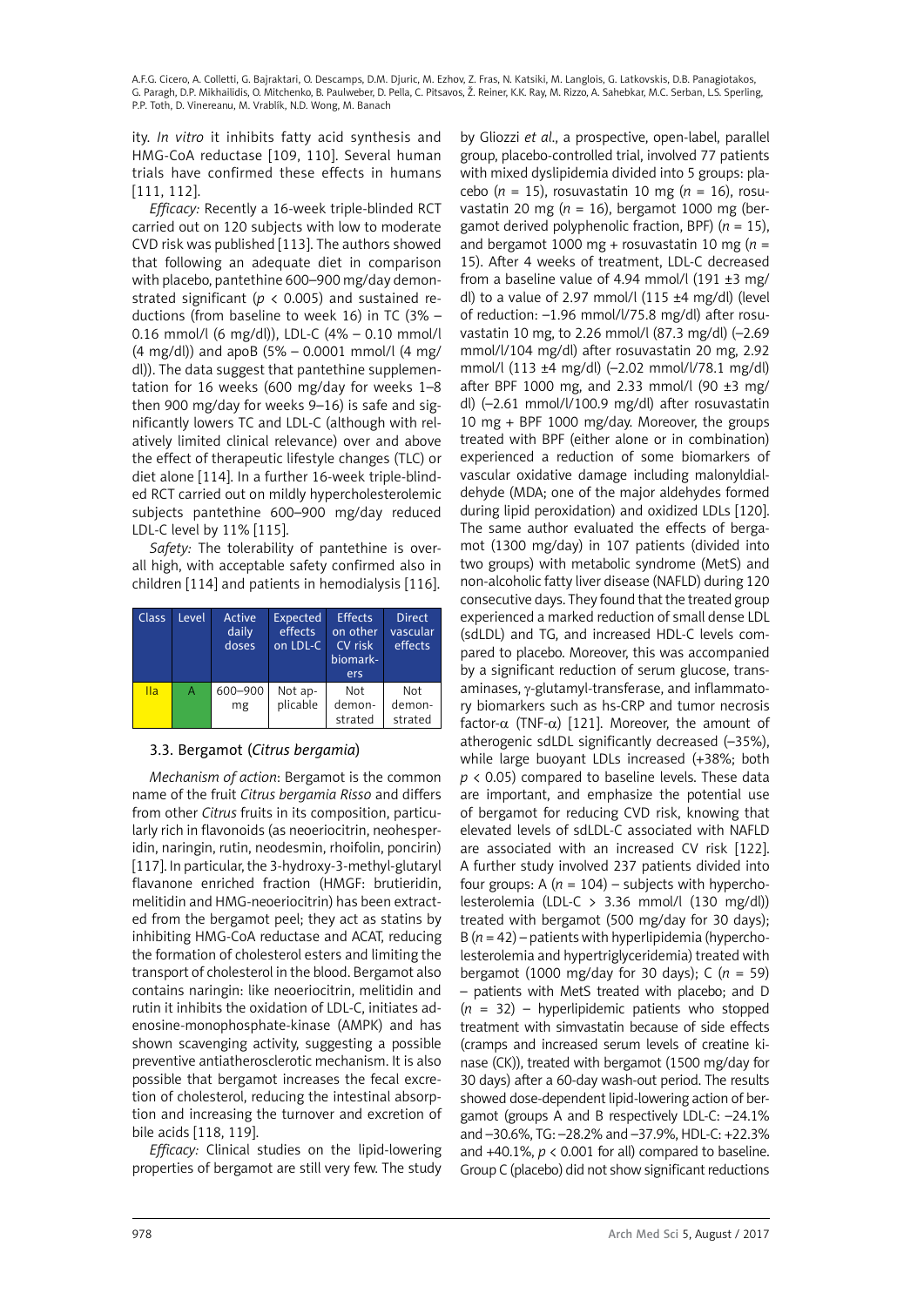ity. *In vitro* it inhibits fatty acid synthesis and HMG-CoA reductase [109, 110]. Several human trials have confirmed these effects in humans [111, 112].

*Efficacy:* Recently a 16-week triple-blinded RCT carried out on 120 subjects with low to moderate CVD risk was published [113]. The authors showed that following an adequate diet in comparison with placebo, pantethine 600–900 mg/day demonstrated significant ($p < 0.005$) and sustained reductions (from baseline to week 16) in TC (3% – 0.16 mmol/l (6 mg/dl)), LDL-C (4% – 0.10 mmol/l (4 mg/dl)) and apoB (5% – 0.0001 mmol/l (4 mg/dl)). The data suggest that pantethine supplementation for 16 weeks (600 mg/day for weeks 1–8 then 900 mg/day for weeks 9–16) is safe and significantly lowers TC and LDL-C (although with relatively limited clinical relevance) over and above the effect of therapeutic lifestyle changes (TLC) or diet alone [114]. In a further 16-week triple-blinded RCT carried out on mildly hypercholesterolemic subjects pantethine 600–900 mg/day reduced LDL-C level by 11% [115].

*Safety:* The tolerability of pantethine is overall high, with acceptable safety confirmed also in children [114] and patients in hemodialysis [116].

| Class | Level | Active daily doses | Expected effects on LDL-C | Effects on other CV risk biomarkers | Direct vascular effects |
|---|---|---|---|---|---|
| IIa | A | 600–900 mg | Not applicable | Not demonstrated | Not demonstrated |

### 3.3. Bergamot (*Citrus bergamia*)

*Mechanism of action*: Bergamot is the common name of the fruit *Citrus bergamia Risso* and differs from other *Citrus* fruits in its composition, particularly rich in flavonoids (as neoeriocitrin, neohesperidin, naringin, rutin, neodesmin, rhoifolin, poncirin) [117]. In particular, the 3-hydroxy-3-methyl-glutaryl flavanone enriched fraction (HMGF: brutieridin, melitidin and HMG-neoeriocitrin) has been extracted from the bergamot peel; they act as statins by inhibiting HMG-CoA reductase and ACAT, reducing the formation of cholesterol esters and limiting the transport of cholesterol in the blood. Bergamot also contains naringin: like neoeriocitrin, melitidin and rutin it inhibits the oxidation of LDL-C, initiates adenosine-monophosphate-kinase (AMPK) and has shown scavenging activity, suggesting a possible preventive antiatherosclerotic mechanism. It is also possible that bergamot increases the fecal excretion of cholesterol, reducing the intestinal absorption and increasing the turnover and excretion of bile acids [118, 119].

*Efficacy:* Clinical studies on the lipid-lowering properties of bergamot are still very few. The study by Gliozzi *et al*., a prospective, open-label, parallel group, placebo-controlled trial, involved 77 patients with mixed dyslipidemia divided into 5 groups: placebo ($n = 15$), rosuvastatin 10 mg ($n = 16$), rosuvastatin 20 mg ($n = 16$), bergamot 1000 mg (bergamot derived polyphenolic fraction, BPF) ($n = 15$), and bergamot 1000 mg + rosuvastatin 10 mg ($n = 15$). After 4 weeks of treatment, LDL-C decreased from a baseline value of 4.94 mmol/l (191 ±3 mg/dl) to a value of 2.97 mmol/l (115 ±4 mg/dl) (level of reduction: –1.96 mmol/l/75.8 mg/dl) after rosuvastatin 10 mg, to 2.26 mmol/l (87.3 mg/dl) (–2.69 mmol/l/104 mg/dl) after rosuvastatin 20 mg, 2.92 mmol/l (113 ±4 mg/dl) (–2.02 mmol/l/78.1 mg/dl) after BPF 1000 mg, and 2.33 mmol/l (90 ±3 mg/dl) (–2.61 mmol/l/100.9 mg/dl) after rosuvastatin 10 mg + BPF 1000 mg/day. Moreover, the groups treated with BPF (either alone or in combination) experienced a reduction of some biomarkers of vascular oxidative damage including malonyldialdehyde (MDA; one of the major aldehydes formed during lipid peroxidation) and oxidized LDLs [120]. The same author evaluated the effects of bergamot (1300 mg/day) in 107 patients (divided into two groups) with metabolic syndrome (MetS) and non-alcoholic fatty liver disease (NAFLD) during 120 consecutive days. They found that the treated group experienced a marked reduction of small dense LDL (sdLDL) and TG, and increased HDL-C levels compared to placebo. Moreover, this was accompanied by a significant reduction of serum glucose, transaminases, γ-glutamyl-transferase, and inflammatory biomarkers such as hs-CRP and tumor necrosis factor-α (TNF-α) [121]. Moreover, the amount of atherogenic sdLDL significantly decreased (–35%), while large buoyant LDLs increased (+38%; both $p < 0.05$) compared to baseline levels. These data are important, and emphasize the potential use of bergamot for reducing CVD risk, knowing that elevated levels of sdLDL-C associated with NAFLD are associated with an increased CV risk [122]. A further study involved 237 patients divided into four groups: A ($n = 104$) – subjects with hypercholesterolemia (LDL-C > 3.36 mmol/l (130 mg/dl)) treated with bergamot (500 mg/day for 30 days); B ($n = 42$) – patients with hyperlipidemia (hypercholesterolemia and hypertriglyceridemia) treated with bergamot (1000 mg/day for 30 days); C ($n = 59$) – patients with MetS treated with placebo; and D ($n = 32$) – hyperlipidemic patients who stopped treatment with simvastatin because of side effects (cramps and increased serum levels of creatine kinase (CK)), treated with bergamot (1500 mg/day for 30 days) after a 60-day wash-out period. The results showed dose-dependent lipid-lowering action of bergamot (groups A and B respectively LDL-C: –24.1% and –30.6%, TG: –28.2% and –37.9%, HDL-C: +22.3% and +40.1%, $p < 0.001$ for all) compared to baseline. Group C (placebo) did not show significant reductions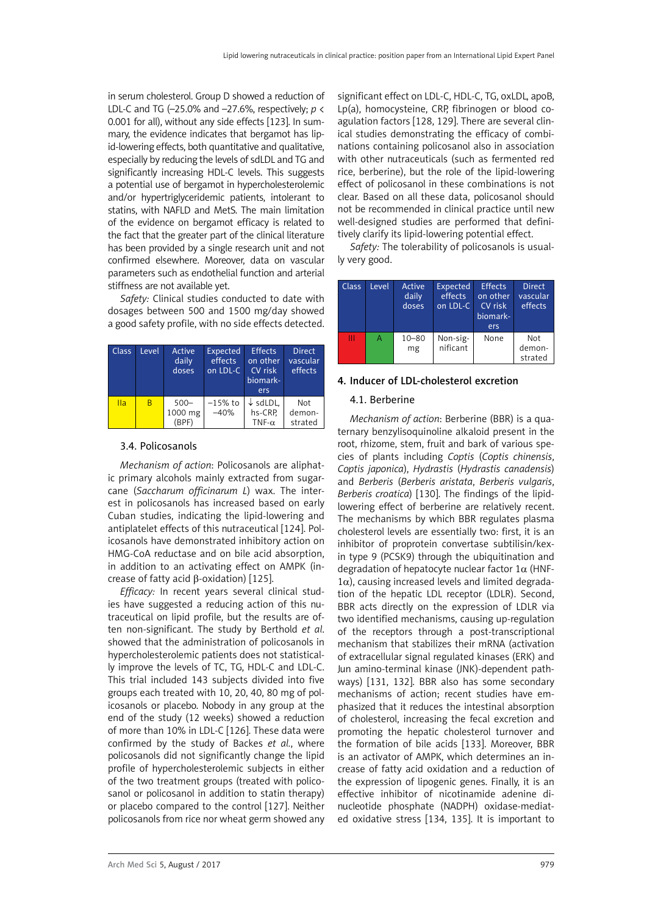in serum cholesterol. Group D showed a reduction of LDL-C and TG (–25.0% and –27.6%, respectively; $p < 0.001$ for all), without any side effects [123]. In summary, the evidence indicates that bergamot has lipid-lowering effects, both quantitative and qualitative, especially by reducing the levels of sdLDL and TG and significantly increasing HDL-C levels. This suggests a potential use of bergamot in hypercholesterolemic and/or hypertriglyceridemic patients, intolerant to statins, with NAFLD and MetS. The main limitation of the evidence on bergamot efficacy is related to the fact that the greater part of the clinical literature has been provided by a single research unit and not confirmed elsewhere. Moreover, data on vascular parameters such as endothelial function and arterial stiffness are not available yet.

*Safety:* Clinical studies conducted to date with dosages between 500 and 1500 mg/day showed a good safety profile, with no side effects detected.

| Class | Level | Active daily doses | Expected effects on LDL-C | Effects on other CV risk biomarkers | Direct vascular effects |
|---|---|---|---|---|---|
| IIa | B | 500–1000 mg (BPF) | –15% to –40% | ↓ sdLDL, hs-CRP, TNF-α | Not demonstrated |

### 3.4. Policosanols

*Mechanism of action*: Policosanols are aliphatic primary alcohols mainly extracted from sugarcane (*Saccharum officinarum L*) wax. The interest in policosanols has increased based on early Cuban studies, indicating the lipid-lowering and antiplatelet effects of this nutraceutical [124]. Policosanols have demonstrated inhibitory action on HMG-CoA reductase and on bile acid absorption, in addition to an activating effect on AMPK (increase of fatty acid β-oxidation) [125].

*Efficacy:* In recent years several clinical studies have suggested a reducing action of this nutraceutical on lipid profile, but the results are often non-significant. The study by Berthold *et al*. showed that the administration of policosanols in hypercholesterolemic patients does not statistically improve the levels of TC, TG, HDL-C and LDL-C. This trial included 143 subjects divided into five groups each treated with 10, 20, 40, 80 mg of policosanols or placebo. Nobody in any group at the end of the study (12 weeks) showed a reduction of more than 10% in LDL-C [126]. These data were confirmed by the study of Backes *et al*., where policosanols did not significantly change the lipid profile of hypercholesterolemic subjects in either of the two treatment groups (treated with policosanol or policosanol in addition to statin therapy) or placebo compared to the control [127]. Neither policosanols from rice nor wheat germ showed any significant effect on LDL-C, HDL-C, TG, oxLDL, apoB, Lp(a), homocysteine, CRP, fibrinogen or blood coagulation factors [128, 129]. There are several clinical studies demonstrating the efficacy of combinations containing policosanol also in association with other nutraceuticals (such as fermented red rice, berberine), but the role of the lipid-lowering effect of policosanol in these combinations is not clear. Based on all these data, policosanol should not be recommended in clinical practice until new well-designed studies are performed that definitively clarify its lipid-lowering potential effect.

*Safety:* The tolerability of policosanols is usually very good.

| Class | Level | Active daily doses | Expected effects on LDL-C | Effects on other CV risk biomarkers | Direct vascular effects |
|---|---|---|---|---|---|
| III | A | 10–80 mg | Non-significant | None | Not demonstrated |

## 4. Inducer of LDL-cholesterol excretion

### 4.1. Berberine

*Mechanism of action*: Berberine (BBR) is a quaternary benzylisoquinoline alkaloid present in the root, rhizome, stem, fruit and bark of various species of plants including *Coptis* (*Coptis chinensis*, *Coptis japonica*), *Hydrastis* (*Hydrastis canadensis*) and *Berberis* (*Berberis aristata*, *Berberis vulgaris*, *Berberis croatica*) [130]. The findings of the lipid-lowering effect of berberine are relatively recent. The mechanisms by which BBR regulates plasma cholesterol levels are essentially two: first, it is an inhibitor of proprotein convertase subtilisin/kexin type 9 (PCSK9) through the ubiquitination and degradation of hepatocyte nuclear factor 1α (HNF-1α), causing increased levels and limited degradation of the hepatic LDL receptor (LDLR). Second, BBR acts directly on the expression of LDLR via two identified mechanisms, causing up-regulation of the receptors through a post-transcriptional mechanism that stabilizes their mRNA (activation of extracellular signal regulated kinases (ERK) and Jun amino-terminal kinase (JNK)-dependent pathways) [131, 132]. BBR also has some secondary mechanisms of action; recent studies have emphasized that it reduces the intestinal absorption of cholesterol, increasing the fecal excretion and promoting the hepatic cholesterol turnover and the formation of bile acids [133]. Moreover, BBR is an activator of AMPK, which determines an increase of fatty acid oxidation and a reduction of the expression of lipogenic genes. Finally, it is an effective inhibitor of nicotinamide adenine dinucleotide phosphate (NADPH) oxidase-mediated oxidative stress [134, 135]. It is important to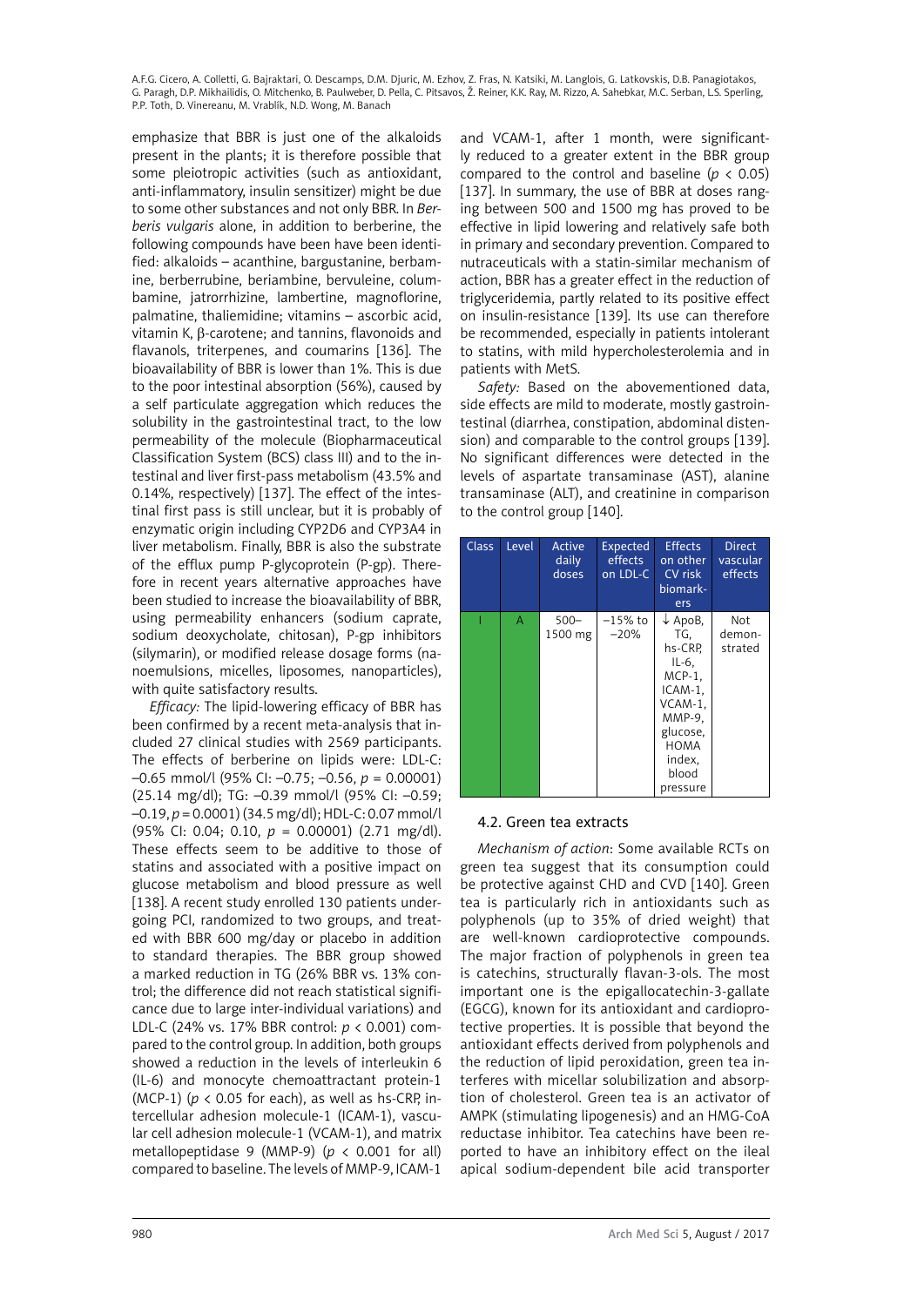emphasize that BBR is just one of the alkaloids present in the plants; it is therefore possible that some pleiotropic activities (such as antioxidant, anti-inflammatory, insulin sensitizer) might be due to some other substances and not only BBR. In *Berberis vulgaris* alone, in addition to berberine, the following compounds have been have been identified: alkaloids – acanthine, bargustanine, berbamine, berberrubine, beriambine, bervuleine, columbamine, jatrorrhizine, lambertine, magnoflorine, palmatine, thaliemidine; vitamins – ascorbic acid, vitamin K, β-carotene; and tannins, flavonoids and flavanols, triterpenes, and coumarins [136]. The bioavailability of BBR is lower than 1%. This is due to the poor intestinal absorption (56%), caused by a self particulate aggregation which reduces the solubility in the gastrointestinal tract, to the low permeability of the molecule (Biopharmaceutical Classification System (BCS) class III) and to the intestinal and liver first-pass metabolism (43.5% and 0.14%, respectively) [137]. The effect of the intestinal first pass is still unclear, but it is probably of enzymatic origin including CYP2D6 and CYP3A4 in liver metabolism. Finally, BBR is also the substrate of the efflux pump P-glycoprotein (P-gp). Therefore in recent years alternative approaches have been studied to increase the bioavailability of BBR, using permeability enhancers (sodium caprate, sodium deoxycholate, chitosan), P-gp inhibitors (silymarin), or modified release dosage forms (nanoemulsions, micelles, liposomes, nanoparticles), with quite satisfactory results.

*Efficacy:* The lipid-lowering efficacy of BBR has been confirmed by a recent meta-analysis that included 27 clinical studies with 2569 participants. The effects of berberine on lipids were: LDL-C: –0.65 mmol/l (95% CI: –0.75; –0.56, $p$ = 0.00001) (25.14 mg/dl); TG: –0.39 mmol/l (95% CI: –0.59; –0.19, $p$ = 0.0001) (34.5 mg/dl); HDL-C: 0.07 mmol/l (95% CI: 0.04; 0.10, $p$ = 0.00001) (2.71 mg/dl). These effects seem to be additive to those of statins and associated with a positive impact on glucose metabolism and blood pressure as well [138]. A recent study enrolled 130 patients undergoing PCI, randomized to two groups, and treated with BBR 600 mg/day or placebo in addition to standard therapies. The BBR group showed a marked reduction in TG (26% BBR vs. 13% control; the difference did not reach statistical significance due to large inter-individual variations) and LDL-C (24% vs. 17% BBR control: $p < 0.001$) compared to the control group. In addition, both groups showed a reduction in the levels of interleukin 6 (IL-6) and monocyte chemoattractant protein-1 (MCP-1) ($p < 0.05$ for each), as well as hs-CRP, intercellular adhesion molecule-1 (ICAM-1), vascular cell adhesion molecule-1 (VCAM-1), and matrix metallopeptidase 9 (MMP-9) ($p < 0.001$ for all) compared to baseline. The levels of MMP-9, ICAM-1 and VCAM-1, after 1 month, were significantly reduced to a greater extent in the BBR group compared to the control and baseline ($p < 0.05$) [137]. In summary, the use of BBR at doses ranging between 500 and 1500 mg has proved to be effective in lipid lowering and relatively safe both in primary and secondary prevention. Compared to nutraceuticals with a statin-similar mechanism of action, BBR has a greater effect in the reduction of triglyceridemia, partly related to its positive effect on insulin-resistance [139]. Its use can therefore be recommended, especially in patients intolerant to statins, with mild hypercholesterolemia and in patients with MetS.

*Safety:* Based on the abovementioned data, side effects are mild to moderate, mostly gastrointestinal (diarrhea, constipation, abdominal distension) and comparable to the control groups [139]. No significant differences were detected in the levels of aspartate transaminase (AST), alanine transaminase (ALT), and creatinine in comparison to the control group [140].

| Class | Level | Active daily doses | Expected effects on LDL-C | Effects on other CV risk biomarkers | Direct vascular effects |
|---|---|---|---|---|---|
| I | A | 500–1500 mg | –15% to –20% | ↓ ApoB, TG, hs-CRP, IL-6, MCP-1, ICAM-1, VCAM-1, MMP-9, glucose, HOMA index, blood pressure | Not demonstrated |

### 4.2. Green tea extracts

*Mechanism of action*: Some available RCTs on green tea suggest that its consumption could be protective against CHD and CVD [140]. Green tea is particularly rich in antioxidants such as polyphenols (up to 35% of dried weight) that are well-known cardioprotective compounds. The major fraction of polyphenols in green tea is catechins, structurally flavan-3-ols. The most important one is the epigallocatechin-3-gallate (EGCG), known for its antioxidant and cardioprotective properties. It is possible that beyond the antioxidant effects derived from polyphenols and the reduction of lipid peroxidation, green tea interferes with micellar solubilization and absorption of cholesterol. Green tea is an activator of AMPK (stimulating lipogenesis) and an HMG-CoA reductase inhibitor. Tea catechins have been reported to have an inhibitory effect on the ileal apical sodium-dependent bile acid transporter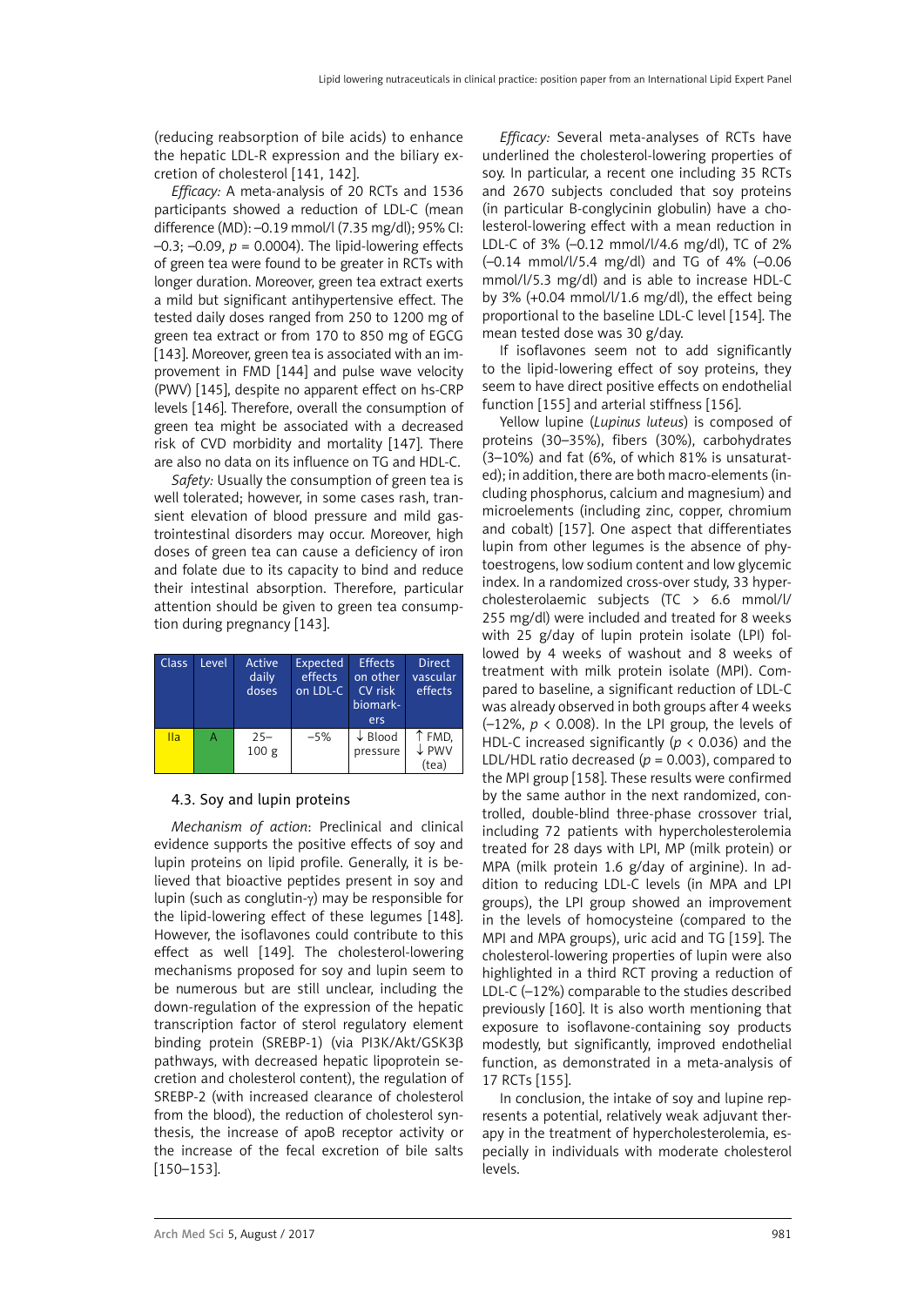(reducing reabsorption of bile acids) to enhance the hepatic LDL-R expression and the biliary excretion of cholesterol [141, 142].

*Efficacy:* A meta-analysis of 20 RCTs and 1536 participants showed a reduction of LDL-C (mean difference (MD): –0.19 mmol/l (7.35 mg/dl); 95% CI: –0.3; –0.09, $p = 0.0004$). The lipid-lowering effects of green tea were found to be greater in RCTs with longer duration. Moreover, green tea extract exerts a mild but significant antihypertensive effect. The tested daily doses ranged from 250 to 1200 mg of green tea extract or from 170 to 850 mg of EGCG [143]. Moreover, green tea is associated with an improvement in FMD [144] and pulse wave velocity (PWV) [145], despite no apparent effect on hs-CRP levels [146]. Therefore, overall the consumption of green tea might be associated with a decreased risk of CVD morbidity and mortality [147]. There are also no data on its influence on TG and HDL-C.

*Safety:* Usually the consumption of green tea is well tolerated; however, in some cases rash, transient elevation of blood pressure and mild gastrointestinal disorders may occur. Moreover, high doses of green tea can cause a deficiency of iron and folate due to its capacity to bind and reduce their intestinal absorption. Therefore, particular attention should be given to green tea consumption during pregnancy [143].

| Class | Level | Active daily doses | Expected effects on LDL-C | Effects on other CV risk biomarkers | Direct vascular effects |
|---|---|---|---|---|---|
| IIa | A | 25–100 g | –5% | ↓ Blood pressure | ↑ FMD, ↓ PWV (tea) |

### 4.3. Soy and lupin proteins

*Mechanism of action*: Preclinical and clinical evidence supports the positive effects of soy and lupin proteins on lipid profile. Generally, it is believed that bioactive peptides present in soy and lupin (such as conglutin-γ) may be responsible for the lipid-lowering effect of these legumes [148]. However, the isoflavones could contribute to this effect as well [149]. The cholesterol-lowering mechanisms proposed for soy and lupin seem to be numerous but are still unclear, including the down-regulation of the expression of the hepatic transcription factor of sterol regulatory element binding protein (SREBP-1) (via PI3K/Akt/GSK3β pathways, with decreased hepatic lipoprotein secretion and cholesterol content), the regulation of SREBP-2 (with increased clearance of cholesterol from the blood), the reduction of cholesterol synthesis, the increase of apoB receptor activity or the increase of the fecal excretion of bile salts [150–153].

*Efficacy:* Several meta-analyses of RCTs have underlined the cholesterol-lowering properties of soy. In particular, a recent one including 35 RCTs and 2670 subjects concluded that soy proteins (in particular B-conglycinin globulin) have a cholesterol-lowering effect with a mean reduction in LDL-C of 3% (–0.12 mmol/l/4.6 mg/dl), TC of 2% (–0.14 mmol/l/5.4 mg/dl) and TG of 4% (–0.06 mmol/l/5.3 mg/dl) and is able to increase HDL-C by 3% (+0.04 mmol/l/1.6 mg/dl), the effect being proportional to the baseline LDL-C level [154]. The mean tested dose was 30 g/day.

If isoflavones seem not to add significantly to the lipid-lowering effect of soy proteins, they seem to have direct positive effects on endothelial function [155] and arterial stiffness [156].

Yellow lupine (*Lupinus luteus*) is composed of proteins (30–35%), fibers (30%), carbohydrates (3–10%) and fat (6%, of which 81% is unsaturated); in addition, there are both macro-elements (including phosphorus, calcium and magnesium) and microelements (including zinc, copper, chromium and cobalt) [157]. One aspect that differentiates lupin from other legumes is the absence of phytoestrogens, low sodium content and low glycemic index. In a randomized cross-over study, 33 hypercholesterolaemic subjects (TC > 6.6 mmol/l/255 mg/dl) were included and treated for 8 weeks with 25 g/day of lupin protein isolate (LPI) followed by 4 weeks of washout and 8 weeks of treatment with milk protein isolate (MPI). Compared to baseline, a significant reduction of LDL-C was already observed in both groups after 4 weeks (–12%, $p < 0.008$). In the LPI group, the levels of HDL-C increased significantly ($p < 0.036$) and the LDL/HDL ratio decreased ($p = 0.003$), compared to the MPI group [158]. These results were confirmed by the same author in the next randomized, controlled, double-blind three-phase crossover trial, including 72 patients with hypercholesterolemia treated for 28 days with LPI, MP (milk protein) or MPA (milk protein 1.6 g/day of arginine). In addition to reducing LDL-C levels (in MPA and LPI groups), the LPI group showed an improvement in the levels of homocysteine (compared to the MPI and MPA groups), uric acid and TG [159]. The cholesterol-lowering properties of lupin were also highlighted in a third RCT proving a reduction of LDL-C (–12%) comparable to the studies described previously [160]. It is also worth mentioning that exposure to isoflavone-containing soy products modestly, but significantly, improved endothelial function, as demonstrated in a meta-analysis of 17 RCTs [155].

In conclusion, the intake of soy and lupine represents a potential, relatively weak adjuvant therapy in the treatment of hypercholesterolemia, especially in individuals with moderate cholesterol levels.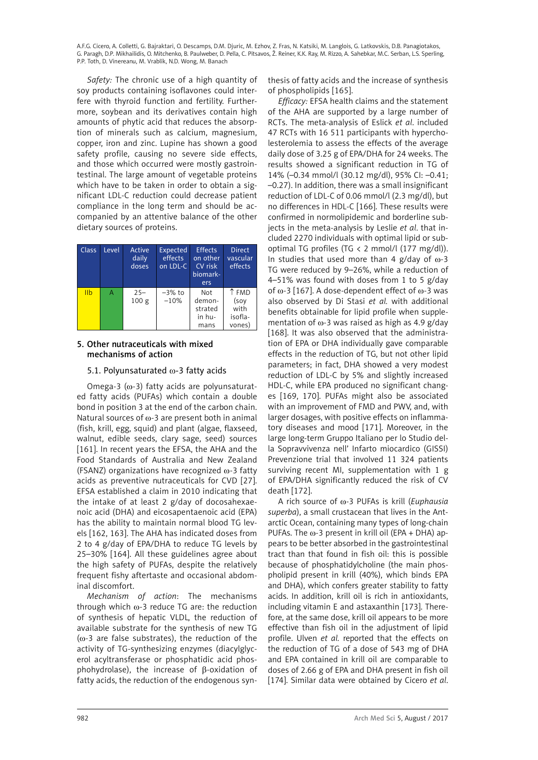*Safety:* The chronic use of a high quantity of soy products containing isoflavones could interfere with thyroid function and fertility. Furthermore, soybean and its derivatives contain high amounts of phytic acid that reduces the absorption of minerals such as calcium, magnesium, copper, iron and zinc. Lupine has shown a good safety profile, causing no severe side effects, and those which occurred were mostly gastrointestinal. The large amount of vegetable proteins which have to be taken in order to obtain a significant LDL-C reduction could decrease patient compliance in the long term and should be accompanied by an attentive balance of the other dietary sources of proteins.

| Class | Level | Active daily doses | Expected effects on LDL-C | Effects on other CV risk biomarkers | Direct vascular effects |
|---|---|---|---|---|---|
| IIb | A | 25–100 g | –3% to –10% | Not demonstrated in humans | ↑ FMD (soy with isoflavones) |

## 5. Other nutraceuticals with mixed mechanisms of action

### 5.1. Polyunsaturated ω-3 fatty acids

Omega-3 (ω-3) fatty acids are polyunsaturated fatty acids (PUFAs) which contain a double bond in position 3 at the end of the carbon chain. Natural sources of ω-3 are present both in animal (fish, krill, egg, squid) and plant (algae, flaxseed, walnut, edible seeds, clary sage, seed) sources [161]. In recent years the EFSA, the AHA and the Food Standards of Australia and New Zealand (FSANZ) organizations have recognized ω-3 fatty acids as preventive nutraceuticals for CVD [27]. EFSA established a claim in 2010 indicating that the intake of at least 2 g/day of docosahexaenoic acid (DHA) and eicosapentaenoic acid (EPA) has the ability to maintain normal blood TG levels [162, 163]. The AHA has indicated doses from 2 to 4 g/day of EPA/DHA to reduce TG levels by 25–30% [164]. All these guidelines agree about the high safety of PUFAs, despite the relatively frequent fishy aftertaste and occasional abdominal discomfort.

*Mechanism of action*: The mechanisms through which ω-3 reduce TG are: the reduction of synthesis of hepatic VLDL, the reduction of available substrate for the synthesis of new TG (ω-3 are false substrates), the reduction of the activity of TG-synthesizing enzymes (diacylglycerol acyltransferase or phosphatidic acid phosphohydrolase), the increase of β-oxidation of fatty acids, the reduction of the endogenous synthesis of fatty acids and the increase of synthesis of phospholipids [165].

*Efficacy:* EFSA health claims and the statement of the AHA are supported by a large number of RCTs. The meta-analysis of Eslick *et al*. included 47 RCTs with 16 511 participants with hypercholesterolemia to assess the effects of the average daily dose of 3.25 g of EPA/DHA for 24 weeks. The results showed a significant reduction in TG of 14% (–0.34 mmol/l (30.12 mg/dl), 95% CI: –0.41; –0.27). In addition, there was a small insignificant reduction of LDL-C of 0.06 mmol/l (2.3 mg/dl), but no differences in HDL-C [166]. These results were confirmed in normolipidemic and borderline subjects in the meta-analysis by Leslie *et al*. that included 2270 individuals with optimal lipid or suboptimal TG profiles (TG < 2 mmol/l (177 mg/dl)). In studies that used more than 4 g/day of ω-3 TG were reduced by 9–26%, while a reduction of 4–51% was found with doses from 1 to 5 g/day of ω-3 [167]. A dose-dependent effect of ω-3 was also observed by Di Stasi *et al.* with additional benefits obtainable for lipid profile when supplementation of ω-3 was raised as high as 4.9 g/day [168]. It was also observed that the administration of EPA or DHA individually gave comparable effects in the reduction of TG, but not other lipid parameters; in fact, DHA showed a very modest reduction of LDL-C by 5% and slightly increased HDL-C, while EPA produced no significant changes [169, 170]. PUFAs might also be associated with an improvement of FMD and PWV, and, with larger dosages, with positive effects on inflammatory diseases and mood [171]. Moreover, in the large long-term Gruppo Italiano per lo Studio della Sopravvivenza nell' Infarto miocardico (GISSI) Prevenzione trial that involved 11 324 patients surviving recent MI, supplementation with 1 g of EPA/DHA significantly reduced the risk of CV death [172].

A rich source of ω-3 PUFAs is krill (*Euphausia superba*), a small crustacean that lives in the Antarctic Ocean, containing many types of long-chain PUFAs. The ω-3 present in krill oil (EPA + DHA) appears to be better absorbed in the gastrointestinal tract than that found in fish oil: this is possible because of phosphatidylcholine (the main phospholipid present in krill (40%), which binds EPA and DHA), which confers greater stability to fatty acids. In addition, krill oil is rich in antioxidants, including vitamin E and astaxanthin [173]. Therefore, at the same dose, krill oil appears to be more effective than fish oil in the adjustment of lipid profile. Ulven *et al.* reported that the effects on the reduction of TG of a dose of 543 mg of DHA and EPA contained in krill oil are comparable to doses of 2.66 g of EPA and DHA present in fish oil [174]. Similar data were obtained by Cicero *et al*.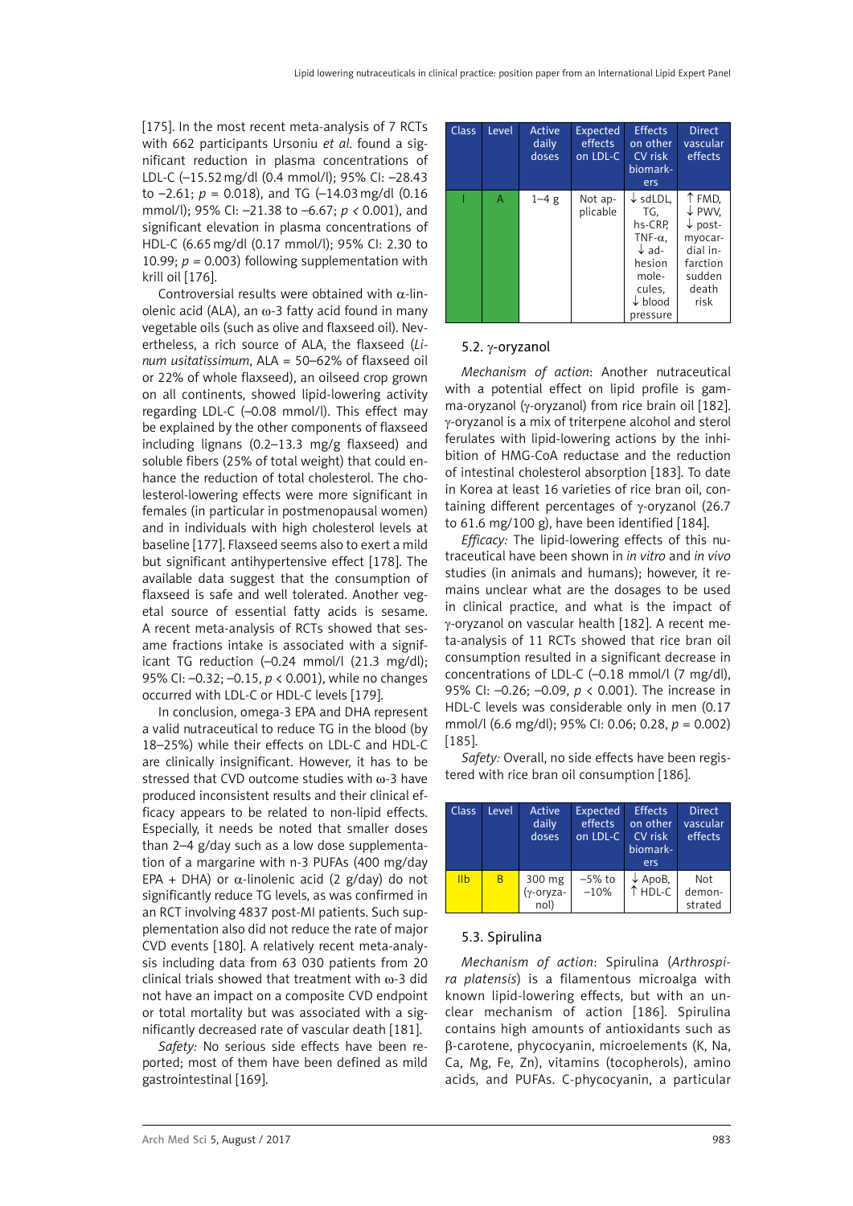[175]. In the most recent meta-analysis of 7 RCTs with 662 participants Ursoniu *et al.* found a significant reduction in plasma concentrations of LDL-C (–15.52 mg/dl (0.4 mmol/l); 95% CI: –28.43 to –2.61; $p = 0.018$), and TG (–14.03 mg/dl (0.16 mmol/l); 95% CI: –21.38 to –6.67; $p < 0.001$), and significant elevation in plasma concentrations of HDL-C (6.65 mg/dl (0.17 mmol/l); 95% CI: 2.30 to 10.99; $p = 0.003$) following supplementation with krill oil [176].

Controversial results were obtained with α-linolenic acid (ALA), an ω-3 fatty acid found in many vegetable oils (such as olive and flaxseed oil). Nevertheless, a rich source of ALA, the flaxseed (*Linum usitatissimum*, ALA = 50–62% of flaxseed oil or 22% of whole flaxseed), an oilseed crop grown on all continents, showed lipid-lowering activity regarding LDL-C (–0.08 mmol/l). This effect may be explained by the other components of flaxseed including lignans (0.2–13.3 mg/g flaxseed) and soluble fibers (25% of total weight) that could enhance the reduction of total cholesterol. The cholesterol-lowering effects were more significant in females (in particular in postmenopausal women) and in individuals with high cholesterol levels at baseline [177]. Flaxseed seems also to exert a mild but significant antihypertensive effect [178]. The available data suggest that the consumption of flaxseed is safe and well tolerated. Another vegetal source of essential fatty acids is sesame. A recent meta-analysis of RCTs showed that sesame fractions intake is associated with a significant TG reduction (–0.24 mmol/l (21.3 mg/dl); 95% CI: –0.32; –0.15, $p < 0.001$), while no changes occurred with LDL-C or HDL-C levels [179].

In conclusion, omega-3 EPA and DHA represent a valid nutraceutical to reduce TG in the blood (by 18–25%) while their effects on LDL-C and HDL-C are clinically insignificant. However, it has to be stressed that CVD outcome studies with ω-3 have produced inconsistent results and their clinical efficacy appears to be related to non-lipid effects. Especially, it needs be noted that smaller doses than 2–4 g/day such as a low dose supplementation of a margarine with n-3 PUFAs (400 mg/day EPA + DHA) or α-linolenic acid (2 g/day) do not significantly reduce TG levels, as was confirmed in an RCT involving 4837 post-MI patients. Such supplementation also did not reduce the rate of major CVD events [180]. A relatively recent meta-analysis including data from 63 030 patients from 20 clinical trials showed that treatment with ω-3 did not have an impact on a composite CVD endpoint or total mortality but was associated with a significantly decreased rate of vascular death [181].

*Safety:* No serious side effects have been reported; most of them have been defined as mild gastrointestinal [169].

| Class | Level | Active daily doses | Expected effects on LDL-C | Effects on other CV risk biomarkers | Direct vascular effects |
|---|---|---|---|---|---|
| I | A | 1–4 g | Not applicable | ↓ sdLDL, TG, hs-CRP, TNF-α, ↓ adhesion molecules, ↓ blood pressure | ↑ FMD, ↓ PWV, ↓ post-myocardial infarction sudden death risk |

## 5.2. γ-oryzanol

*Mechanism of action*: Another nutraceutical with a potential effect on lipid profile is gamma-oryzanol (γ-oryzanol) from rice brain oil [182]. γ-oryzanol is a mix of triterpene alcohol and sterol ferulates with lipid-lowering actions by the inhibition of HMG-CoA reductase and the reduction of intestinal cholesterol absorption [183]. To date in Korea at least 16 varieties of rice bran oil, containing different percentages of γ-oryzanol (26.7 to 61.6 mg/100 g), have been identified [184].

*Efficacy:* The lipid-lowering effects of this nutraceutical have been shown in *in vitro* and *in vivo* studies (in animals and humans); however, it remains unclear what are the dosages to be used in clinical practice, and what is the impact of γ-oryzanol on vascular health [182]. A recent meta-analysis of 11 RCTs showed that rice bran oil consumption resulted in a significant decrease in concentrations of LDL-C (–0.18 mmol/l (7 mg/dl), 95% CI: –0.26; –0.09, $p < 0.001$). The increase in HDL-C levels was considerable only in men (0.17 mmol/l (6.6 mg/dl); 95% CI: 0.06; 0.28, $p = 0.002$) [185].

*Safety:* Overall, no side effects have been registered with rice bran oil consumption [186].

| Class | Level | Active daily doses | Expected effects on LDL-C | Effects on other CV risk biomarkers | Direct vascular effects |
|---|---|---|---|---|---|
| IIb | B | 300 mg (γ-oryzanol) | –5% to –10% | ↓ ApoB, ↑ HDL-C | Not demonstrated |

## 5.3. Spirulina

*Mechanism of action*: Spirulina (*Arthrospira platensis*) is a filamentous microalga with known lipid-lowering effects, but with an unclear mechanism of action [186]. Spirulina contains high amounts of antioxidants such as β-carotene, phycocyanin, microelements (K, Na, Ca, Mg, Fe, Zn), vitamins (tocopherols), amino acids, and PUFAs. C-phycocyanin, a particular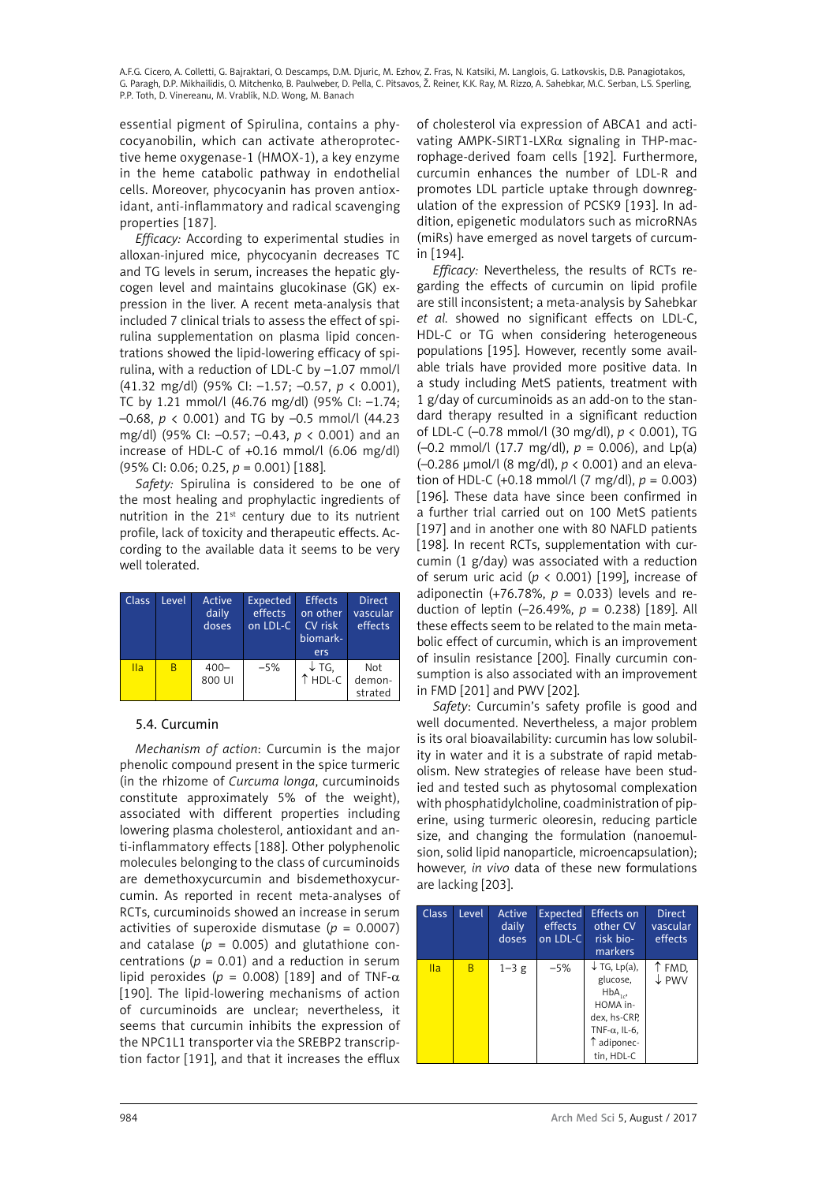essential pigment of Spirulina, contains a phycocyanobilin, which can activate atheroprotective heme oxygenase-1 (HMOX-1), a key enzyme in the heme catabolic pathway in endothelial cells. Moreover, phycocyanin has proven antioxidant, anti-inflammatory and radical scavenging properties [187].

*Efficacy:* According to experimental studies in alloxan-injured mice, phycocyanin decreases TC and TG levels in serum, increases the hepatic glycogen level and maintains glucokinase (GK) expression in the liver. A recent meta-analysis that included 7 clinical trials to assess the effect of spirulina supplementation on plasma lipid concentrations showed the lipid-lowering efficacy of spirulina, with a reduction of LDL-C by –1.07 mmol/l (41.32 mg/dl) (95% CI: –1.57; –0.57, $p < 0.001$), TC by 1.21 mmol/l (46.76 mg/dl) (95% CI: –1.74; –0.68, $p < 0.001$) and TG by –0.5 mmol/l (44.23 mg/dl) (95% CI: –0.57; –0.43, $p < 0.001$) and an increase of HDL-C of +0.16 mmol/l (6.06 mg/dl) (95% CI: 0.06; 0.25, $p = 0.001$) [188].

*Safety:* Spirulina is considered to be one of the most healing and prophylactic ingredients of nutrition in the 21st century due to its nutrient profile, lack of toxicity and therapeutic effects. According to the available data it seems to be very well tolerated.

| Class | Level | Active daily doses | Expected effects on LDL-C | Effects on other CV risk biomarkers | Direct vascular effects |
|---|---|---|---|---|---|
| IIa | B | 400–800 UI | –5% | ↓ TG, ↑ HDL-C | Not demonstrated |

### 5.4. Curcumin

*Mechanism of action*: Curcumin is the major phenolic compound present in the spice turmeric (in the rhizome of *Curcuma longa*, curcuminoids constitute approximately 5% of the weight), associated with different properties including lowering plasma cholesterol, antioxidant and anti-inflammatory effects [188]. Other polyphenolic molecules belonging to the class of curcuminoids are demethoxycurcumin and bisdemethoxycurcumin. As reported in recent meta-analyses of RCTs, curcuminoids showed an increase in serum activities of superoxide dismutase ($p = 0.0007$) and catalase ($p = 0.005$) and glutathione concentrations ($p = 0.01$) and a reduction in serum lipid peroxides ($p = 0.008$) [189] and of TNF-$\alpha$ [190]. The lipid-lowering mechanisms of action of curcuminoids are unclear; nevertheless, it seems that curcumin inhibits the expression of the NPC1L1 transporter via the SREBP2 transcription factor [191], and that it increases the efflux of cholesterol via expression of ABCA1 and activating AMPK-SIRT1-LXR$\alpha$ signaling in THP-macrophage-derived foam cells [192]. Furthermore, curcumin enhances the number of LDL-R and promotes LDL particle uptake through downregulation of the expression of PCSK9 [193]. In addition, epigenetic modulators such as microRNAs (miRs) have emerged as novel targets of curcumin [194].

*Efficacy:* Nevertheless, the results of RCTs regarding the effects of curcumin on lipid profile are still inconsistent; a meta-analysis by Sahebkar *et al.* showed no significant effects on LDL-C, HDL-C or TG when considering heterogeneous populations [195]. However, recently some available trials have provided more positive data. In a study including MetS patients, treatment with 1 g/day of curcuminoids as an add-on to the standard therapy resulted in a significant reduction of LDL-C (–0.78 mmol/l (30 mg/dl), $p < 0.001$), TG (–0.2 mmol/l (17.7 mg/dl), $p = 0.006$), and Lp(a) (–0.286 µmol/l (8 mg/dl), $p < 0.001$) and an elevation of HDL-C (+0.18 mmol/l (7 mg/dl), $p = 0.003$) [196]. These data have since been confirmed in a further trial carried out on 100 MetS patients [197] and in another one with 80 NAFLD patients [198]. In recent RCTs, supplementation with curcumin (1 g/day) was associated with a reduction of serum uric acid ($p < 0.001$) [199], increase of adiponectin (+76.78%, $p = 0.033$) levels and reduction of leptin (–26.49%, $p = 0.238$) [189]. All these effects seem to be related to the main metabolic effect of curcumin, which is an improvement of insulin resistance [200]. Finally curcumin consumption is also associated with an improvement in FMD [201] and PWV [202].

*Safety*: Curcumin's safety profile is good and well documented. Nevertheless, a major problem is its oral bioavailability: curcumin has low solubility in water and it is a substrate of rapid metabolism. New strategies of release have been studied and tested such as phytosomal complexation with phosphatidylcholine, coadministration of piperine, using turmeric oleoresin, reducing particle size, and changing the formulation (nanoemulsion, solid lipid nanoparticle, microencapsulation); however, *in vivo* data of these new formulations are lacking [203].

| Class | Level | Active daily doses | Expected effects on LDL-C | Effects on other CV risk bio-markers | Direct vascular effects |
|---|---|---|---|---|---|
| IIa | B | 1–3 g | –5% | ↓ TG, Lp(a), glucose, $HbA_{1c}$, HOMA index, hs-CRP, TNF-$\alpha$, IL-6, ↑ adiponectin, HDL-C | ↑ FMD, ↓ PWV |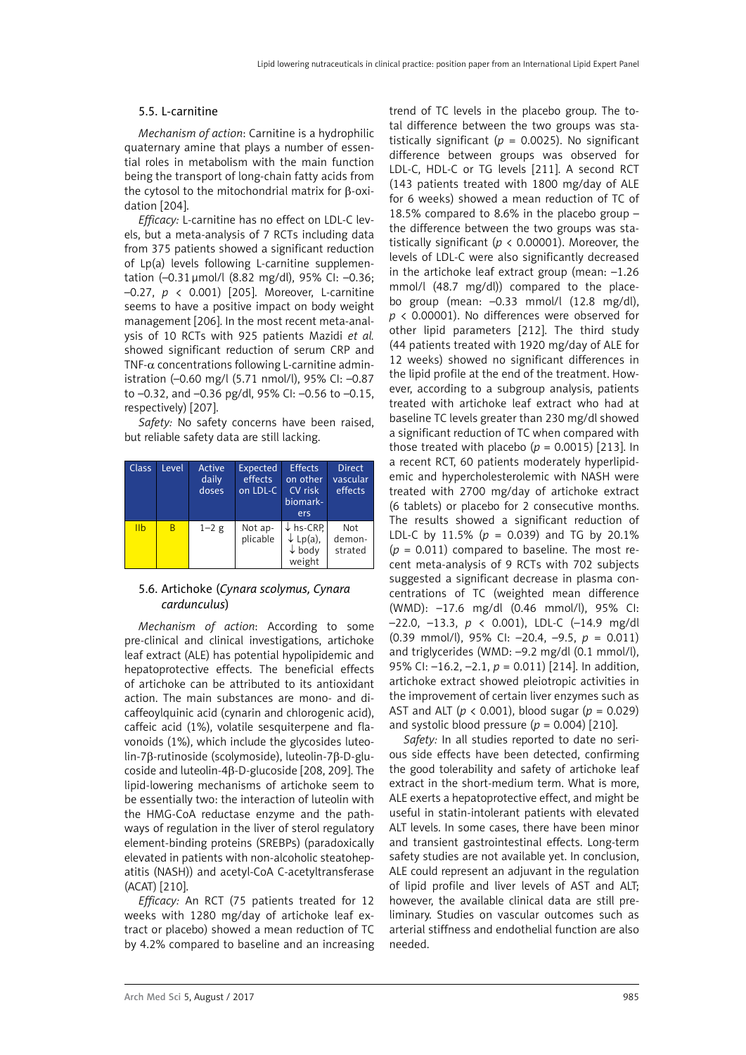### 5.5. L-carnitine

*Mechanism of action*: Carnitine is a hydrophilic quaternary amine that plays a number of essential roles in metabolism with the main function being the transport of long-chain fatty acids from the cytosol to the mitochondrial matrix for β-oxidation [204].

*Efficacy:* L-carnitine has no effect on LDL-C levels, but a meta-analysis of 7 RCTs including data from 375 patients showed a significant reduction of Lp(a) levels following L-carnitine supplementation (–0.31 µmol/l (8.82 mg/dl), 95% CI: –0.36; –0.27, $p < 0.001$) [205]. Moreover, L-carnitine seems to have a positive impact on body weight management [206]. In the most recent meta-analysis of 10 RCTs with 925 patients Mazidi *et al.* showed significant reduction of serum CRP and TNF-α concentrations following L-carnitine administration (–0.60 mg/l (5.71 nmol/l), 95% CI: –0.87 to –0.32, and –0.36 pg/dl, 95% CI: –0.56 to –0.15, respectively) [207].

*Safety:* No safety concerns have been raised, but reliable safety data are still lacking.

| Class | Level | Active daily doses | Expected effects on LDL-C | Effects on other CV risk biomarkers | Direct vascular effects |
|---|---|---|---|---|---|
| IIb | B | 1–2 g | Not applicable | ↓ hs-CRP, ↓ Lp(a), ↓ body weight | Not demonstrated |

### 5.6. Artichoke (*Cynara scolymus, Cynara cardunculus*)

*Mechanism of action*: According to some pre-clinical and clinical investigations, artichoke leaf extract (ALE) has potential hypolipidemic and hepatoprotective effects. The beneficial effects of artichoke can be attributed to its antioxidant action. The main substances are mono- and dicaffeoylquinic acid (cynarin and chlorogenic acid), caffeic acid (1%), volatile sesquiterpene and flavonoids (1%), which include the glycosides luteolin-7β-rutinoside (scolymoside), luteolin-7β-D-glucoside and luteolin-4β-D-glucoside [208, 209]. The lipid-lowering mechanisms of artichoke seem to be essentially two: the interaction of luteolin with the HMG-CoA reductase enzyme and the pathways of regulation in the liver of sterol regulatory element-binding proteins (SREBPs) (paradoxically elevated in patients with non-alcoholic steatohepatitis (NASH)) and acetyl-CoA C-acetyltransferase (ACAT) [210].

*Efficacy:* An RCT (75 patients treated for 12 weeks with 1280 mg/day of artichoke leaf extract or placebo) showed a mean reduction of TC by 4.2% compared to baseline and an increasing trend of TC levels in the placebo group. The total difference between the two groups was statistically significant ($p = 0.0025$). No significant difference between groups was observed for LDL-C, HDL-C or TG levels [211]. A second RCT (143 patients treated with 1800 mg/day of ALE for 6 weeks) showed a mean reduction of TC of 18.5% compared to 8.6% in the placebo group – the difference between the two groups was statistically significant ($p < 0.00001$). Moreover, the levels of LDL-C were also significantly decreased in the artichoke leaf extract group (mean: –1.26 mmol/l (48.7 mg/dl)) compared to the placebo group (mean: –0.33 mmol/l (12.8 mg/dl), $p < 0.00001$). No differences were observed for other lipid parameters [212]. The third study (44 patients treated with 1920 mg/day of ALE for 12 weeks) showed no significant differences in the lipid profile at the end of the treatment. However, according to a subgroup analysis, patients treated with artichoke leaf extract who had at baseline TC levels greater than 230 mg/dl showed a significant reduction of TC when compared with those treated with placebo ($p = 0.0015$) [213]. In a recent RCT, 60 patients moderately hyperlipidemic and hypercholesterolemic with NASH were treated with 2700 mg/day of artichoke extract (6 tablets) or placebo for 2 consecutive months. The results showed a significant reduction of LDL-C by 11.5% ($p = 0.039$) and TG by 20.1% ($p = 0.011$) compared to baseline. The most recent meta-analysis of 9 RCTs with 702 subjects suggested a significant decrease in plasma concentrations of TC (weighted mean difference (WMD): –17.6 mg/dl (0.46 mmol/l), 95% CI: –22.0, –13.3, $p < 0.001$), LDL-C (–14.9 mg/dl (0.39 mmol/l), 95% CI: –20.4, –9.5, $p = 0.011$) and triglycerides (WMD: –9.2 mg/dl (0.1 mmol/l), 95% CI: –16.2, –2.1, $p = 0.011$) [214]. In addition, artichoke extract showed pleiotropic activities in the improvement of certain liver enzymes such as AST and ALT ($p < 0.001$), blood sugar ($p = 0.029$) and systolic blood pressure ($p = 0.004$) [210].

*Safety:* In all studies reported to date no serious side effects have been detected, confirming the good tolerability and safety of artichoke leaf extract in the short-medium term. What is more, ALE exerts a hepatoprotective effect, and might be useful in statin-intolerant patients with elevated ALT levels. In some cases, there have been minor and transient gastrointestinal effects. Long-term safety studies are not available yet. In conclusion, ALE could represent an adjuvant in the regulation of lipid profile and liver levels of AST and ALT; however, the available clinical data are still preliminary. Studies on vascular outcomes such as arterial stiffness and endothelial function are also needed.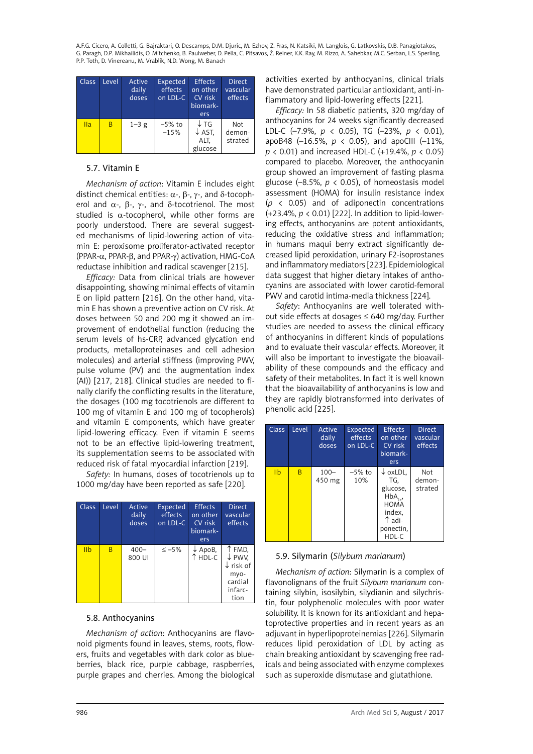| Class | Level | Active daily doses | Expected effects on LDL-C | Effects on other CV risk biomarkers | Direct vascular effects |
|---|---|---|---|---|---|
| IIa | B | 1–3 g | –5% to –15% | ↓ TG ↓ AST, ALT, glucose | Not demonstrated |

### 5.7. Vitamin E

*Mechanism of action*: Vitamin E includes eight distinct chemical entities: α-, β-, γ-, and δ-tocopherol and α-, β-, γ-, and δ-tocotrienol. The most studied is α-tocopherol, while other forms are poorly understood. There are several suggested mechanisms of lipid-lowering action of vitamin E: peroxisome proliferator-activated receptor (PPAR-α, PPAR-β, and PPAR-γ) activation, HMG-CoA reductase inhibition and radical scavenger [215].

*Efficacy:* Data from clinical trials are however disappointing, showing minimal effects of vitamin E on lipid pattern [216]. On the other hand, vitamin E has shown a preventive action on CV risk. At doses between 50 and 200 mg it showed an improvement of endothelial function (reducing the serum levels of hs-CRP, advanced glycation end products, metalloproteinases and cell adhesion molecules) and arterial stiffness (improving PWV, pulse volume (PV) and the augmentation index (AI)) [217, 218]. Clinical studies are needed to finally clarify the conflicting results in the literature, the dosages (100 mg tocotrienols are different to 100 mg of vitamin E and 100 mg of tocopherols) and vitamin E components, which have greater lipid-lowering efficacy. Even if vitamin E seems not to be an effective lipid-lowering treatment, its supplementation seems to be associated with reduced risk of fatal myocardial infarction [219].

*Safety:* In humans, doses of tocotrienols up to 1000 mg/day have been reported as safe [220].

| Class | Level | Active daily doses | Expected effects on LDL-C | Effects on other CV risk biomarkers | Direct vascular effects |
|---|---|---|---|---|---|
| IIb | B | 400–800 UI | ≤ –5% | ↓ ApoB, ↑ HDL-C | ↑ FMD, ↓ PWV, ↓ risk of myocardial infarction |

### 5.8. Anthocyanins

*Mechanism of action*: Anthocyanins are flavonoid pigments found in leaves, stems, roots, flowers, fruits and vegetables with dark color as blueberries, black rice, purple cabbage, raspberries, purple grapes and cherries. Among the biological activities exerted by anthocyanins, clinical trials have demonstrated particular antioxidant, anti-inflammatory and lipid-lowering effects [221].

*Efficacy:* In 58 diabetic patients, 320 mg/day of anthocyanins for 24 weeks significantly decreased LDL-C (–7.9%, $p < 0.05$), TG (–23%, $p < 0.01$), apoB48 (–16.5%, $p < 0.05$), and apoCIII (–11%, $p < 0.01$) and increased HDL-C (+19.4%, $p < 0.05$) compared to placebo. Moreover, the anthocyanin group showed an improvement of fasting plasma glucose (–8.5%, $p < 0.05$), of homeostasis model assessment (HOMA) for insulin resistance index ($p < 0.05$) and of adiponectin concentrations (+23.4%, $p < 0.01$) [222]. In addition to lipid-lowering effects, anthocyanins are potent antioxidants, reducing the oxidative stress and inflammation; in humans maqui berry extract significantly decreased lipid peroxidation, urinary F2-isoprostanes and inflammatory mediators [223]. Epidemiological data suggest that higher dietary intakes of anthocyanins are associated with lower carotid-femoral PWV and carotid intima-media thickness [224].

*Safety*: Anthocyanins are well tolerated without side effects at dosages ≤ 640 mg/day. Further studies are needed to assess the clinical efficacy of anthocyanins in different kinds of populations and to evaluate their vascular effects. Moreover, it will also be important to investigate the bioavailability of these compounds and the efficacy and safety of their metabolites. In fact it is well known that the bioavailability of anthocyanins is low and they are rapidly biotransformed into derivates of phenolic acid [225].

| Class | Level | Active daily doses | Expected effects on LDL-C | Effects on other CV risk biomarkers | Direct vascular effects |
|---|---|---|---|---|---|
| IIb | B | 100–450 mg | –5% to 10% | ↓ oxLDL, TG, glucose, $HbA_{1c}$, HOMA index, ↑ adiponectin, HDL-C | Not demonstrated |

### 5.9. Silymarin (*Silybum marianum*)

*Mechanism of action*: Silymarin is a complex of flavonolignans of the fruit *Silybum marianum* containing silybin, isosilybin, silydianin and silychristin, four polyphenolic molecules with poor water solubility. It is known for its antioxidant and hepatoprotective properties and in recent years as an adjuvant in hyperlipoproteinemias [226]. Silymarin reduces lipid peroxidation of LDL by acting as chain breaking antioxidant by scavenging free radicals and being associated with enzyme complexes such as superoxide dismutase and glutathione.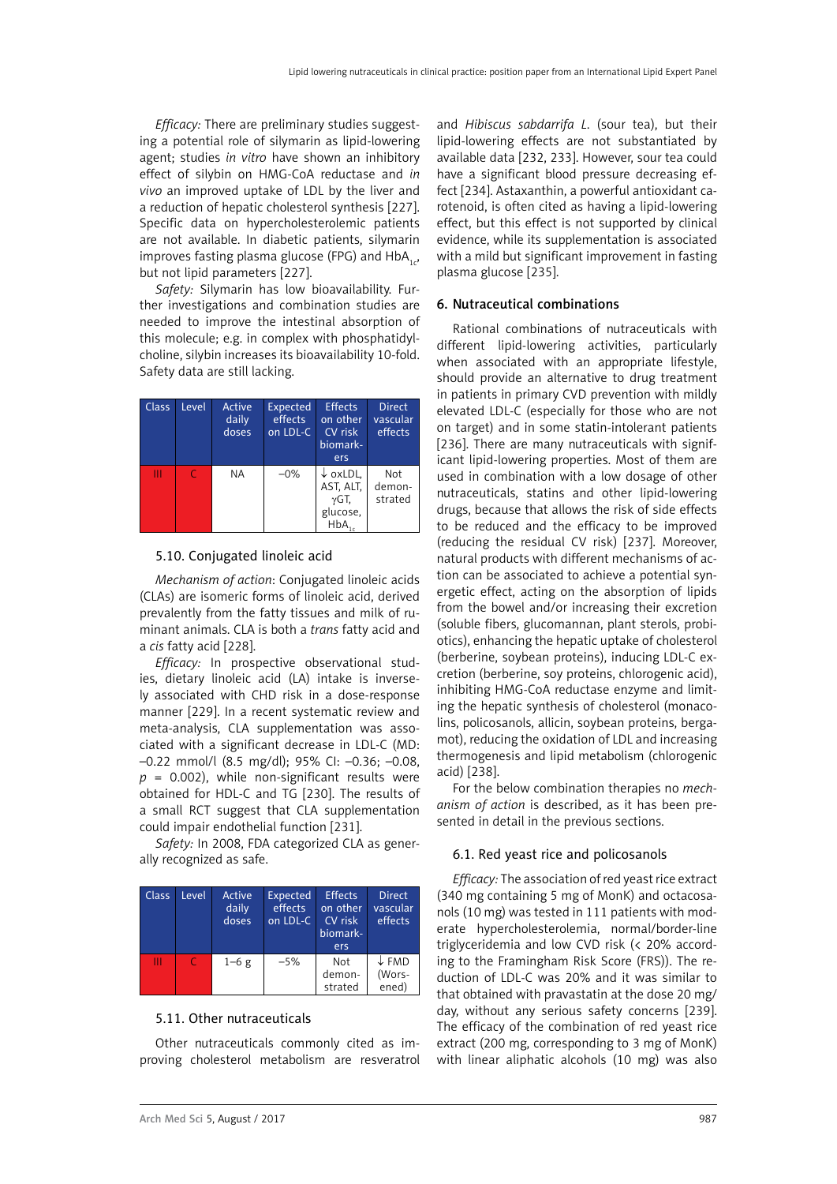*Efficacy:* There are preliminary studies suggesting a potential role of silymarin as lipid-lowering agent; studies *in vitro* have shown an inhibitory effect of silybin on HMG-CoA reductase and *in vivo* an improved uptake of LDL by the liver and a reduction of hepatic cholesterol synthesis [227]. Specific data on hypercholesterolemic patients are not available. In diabetic patients, silymarin improves fasting plasma glucose (FPG) and $HbA_{1c}$, but not lipid parameters [227].

*Safety:* Silymarin has low bioavailability. Further investigations and combination studies are needed to improve the intestinal absorption of this molecule; e.g. in complex with phosphatidylcholine, silybin increases its bioavailability 10-fold. Safety data are still lacking.

| Class | Level | Active daily doses | Expected effects on LDL-C | Effects on other CV risk biomarkers | Direct vascular effects |
|---|---|---|---|---|---|
| III | C | NA | –0% | ↓ oxLDL, AST, ALT, γGT, glucose, $HbA_{1c}$ | Not demonstrated |

### 5.10. Conjugated linoleic acid

*Mechanism of action*: Conjugated linoleic acids (CLAs) are isomeric forms of linoleic acid, derived prevalently from the fatty tissues and milk of ruminant animals. CLA is both a *trans* fatty acid and a *cis* fatty acid [228].

*Efficacy:* In prospective observational studies, dietary linoleic acid (LA) intake is inversely associated with CHD risk in a dose-response manner [229]. In a recent systematic review and meta-analysis, CLA supplementation was associated with a significant decrease in LDL-C (MD: –0.22 mmol/l (8.5 mg/dl); 95% CI: –0.36; –0.08, $p$ = 0.002), while non-significant results were obtained for HDL-C and TG [230]. The results of a small RCT suggest that CLA supplementation could impair endothelial function [231].

*Safety:* In 2008, FDA categorized CLA as generally recognized as safe.

| Class | Level | Active daily doses | Expected effects on LDL-C | Effects on other CV risk biomarkers | Direct vascular effects |
|---|---|---|---|---|---|
| III | C | 1–6 g | –5% | Not demonstrated | ↓ FMD (Worsened) |

### 5.11. Other nutraceuticals

Other nutraceuticals commonly cited as improving cholesterol metabolism are resveratrol and *Hibiscus sabdarrifa L.* (sour tea), but their lipid-lowering effects are not substantiated by available data [232, 233]. However, sour tea could have a significant blood pressure decreasing effect [234]. Astaxanthin, a powerful antioxidant carotenoid, is often cited as having a lipid-lowering effect, but this effect is not supported by clinical evidence, while its supplementation is associated with a mild but significant improvement in fasting plasma glucose [235].

## 6. Nutraceutical combinations

Rational combinations of nutraceuticals with different lipid-lowering activities, particularly when associated with an appropriate lifestyle, should provide an alternative to drug treatment in patients in primary CVD prevention with mildly elevated LDL-C (especially for those who are not on target) and in some statin-intolerant patients [236]. There are many nutraceuticals with significant lipid-lowering properties. Most of them are used in combination with a low dosage of other nutraceuticals, statins and other lipid-lowering drugs, because that allows the risk of side effects to be reduced and the efficacy to be improved (reducing the residual CV risk) [237]. Moreover, natural products with different mechanisms of action can be associated to achieve a potential synergetic effect, acting on the absorption of lipids from the bowel and/or increasing their excretion (soluble fibers, glucomannan, plant sterols, probiotics), enhancing the hepatic uptake of cholesterol (berberine, soybean proteins), inducing LDL-C excretion (berberine, soy proteins, chlorogenic acid), inhibiting HMG-CoA reductase enzyme and limiting the hepatic synthesis of cholesterol (monacolins, policosanols, allicin, soybean proteins, bergamot), reducing the oxidation of LDL and increasing thermogenesis and lipid metabolism (chlorogenic acid) [238].

For the below combination therapies no *mechanism of action* is described, as it has been presented in detail in the previous sections.

### 6.1. Red yeast rice and policosanols

*Efficacy:* The association of red yeast rice extract (340 mg containing 5 mg of MonK) and octacosanols (10 mg) was tested in 111 patients with moderate hypercholesterolemia, normal/border-line triglyceridemia and low CVD risk (< 20% according to the Framingham Risk Score (FRS)). The reduction of LDL-C was 20% and it was similar to that obtained with pravastatin at the dose 20 mg/day, without any serious safety concerns [239]. The efficacy of the combination of red yeast rice extract (200 mg, corresponding to 3 mg of MonK) with linear aliphatic alcohols (10 mg) was also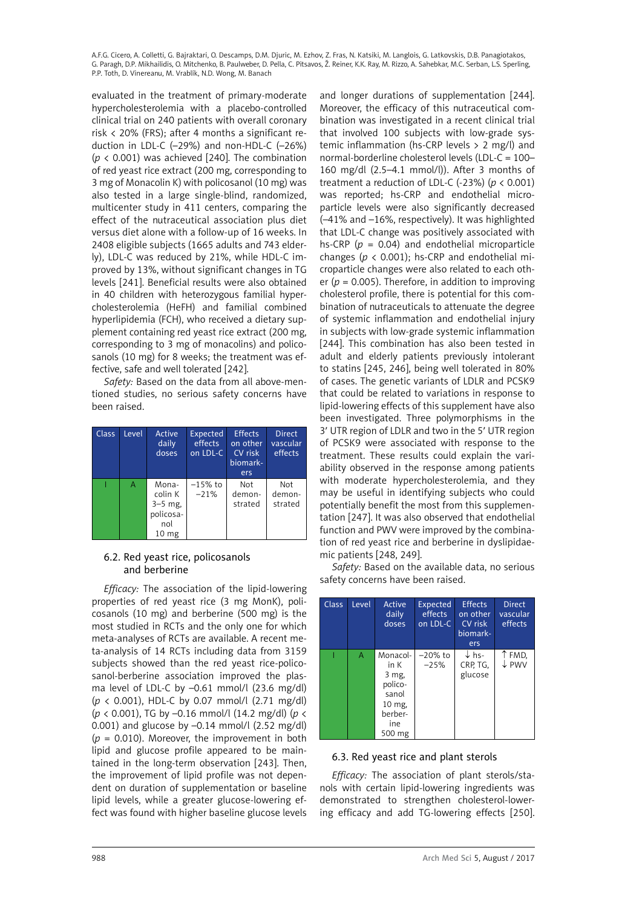evaluated in the treatment of primary-moderate hypercholesterolemia with a placebo-controlled clinical trial on 240 patients with overall coronary risk < 20% (FRS); after 4 months a significant reduction in LDL-C (–29%) and non-HDL-C (–26%) ($p < 0.001$) was achieved [240]. The combination of red yeast rice extract (200 mg, corresponding to 3 mg of Monacolin K) with policosanol (10 mg) was also tested in a large single-blind, randomized, multicenter study in 411 centers, comparing the effect of the nutraceutical association plus diet versus diet alone with a follow-up of 16 weeks. In 2408 eligible subjects (1665 adults and 743 elderly), LDL-C was reduced by 21%, while HDL-C improved by 13%, without significant changes in TG levels [241]. Beneficial results were also obtained in 40 children with heterozygous familial hypercholesterolemia (HeFH) and familial combined hyperlipidemia (FCH), who received a dietary supplement containing red yeast rice extract (200 mg, corresponding to 3 mg of monacolins) and policosanols (10 mg) for 8 weeks; the treatment was effective, safe and well tolerated [242].

*Safety:* Based on the data from all above-mentioned studies, no serious safety concerns have been raised.

| Class | Level | Active daily doses | Expected effects on LDL-C | Effects on other CV risk biomarkers | Direct vascular effects |
|---|---|---|---|---|---|
| I | A | Monacolin K 3–5 mg, policosanol 10 mg | –15% to –21% | Not demonstrated | Not demonstrated |

### 6.2. Red yeast rice, policosanols and berberine

*Efficacy:* The association of the lipid-lowering properties of red yeast rice (3 mg MonK), policosanols (10 mg) and berberine (500 mg) is the most studied in RCTs and the only one for which meta-analyses of RCTs are available. A recent meta-analysis of 14 RCTs including data from 3159 subjects showed than the red yeast rice-policosanol-berberine association improved the plasma level of LDL-C by –0.61 mmol/l (23.6 mg/dl) ($p < 0.001$), HDL-C by 0.07 mmol/l (2.71 mg/dl) ($p < 0.001$), TG by –0.16 mmol/l (14.2 mg/dl) ($p < 0.001$) and glucose by –0.14 mmol/l (2.52 mg/dl) ($p = 0.010$). Moreover, the improvement in both lipid and glucose profile appeared to be maintained in the long-term observation [243]. Then, the improvement of lipid profile was not dependent on duration of supplementation or baseline lipid levels, while a greater glucose-lowering effect was found with higher baseline glucose levels and longer durations of supplementation [244]. Moreover, the efficacy of this nutraceutical combination was investigated in a recent clinical trial that involved 100 subjects with low-grade systemic inflammation (hs-CRP levels > 2 mg/l) and normal-borderline cholesterol levels (LDL-C = 100–160 mg/dl (2.5–4.1 mmol/l)). After 3 months of treatment a reduction of LDL-C (-23%) ($p < 0.001$) was reported; hs-CRP and endothelial microparticle levels were also significantly decreased (–41% and –16%, respectively). It was highlighted that LDL-C change was positively associated with hs-CRP ($p = 0.04$) and endothelial microparticle changes ($p < 0.001$); hs-CRP and endothelial microparticle changes were also related to each other ($p = 0.005$). Therefore, in addition to improving cholesterol profile, there is potential for this combination of nutraceuticals to attenuate the degree of systemic inflammation and endothelial injury in subjects with low-grade systemic inflammation [244]. This combination has also been tested in adult and elderly patients previously intolerant to statins [245, 246], being well tolerated in 80% of cases. The genetic variants of LDLR and PCSK9 that could be related to variations in response to lipid-lowering effects of this supplement have also been investigated. Three polymorphisms in the 3′ UTR region of LDLR and two in the 5′ UTR region of PCSK9 were associated with response to the treatment. These results could explain the variability observed in the response among patients with moderate hypercholesterolemia, and they may be useful in identifying subjects who could potentially benefit the most from this supplementation [247]. It was also observed that endothelial function and PWV were improved by the combination of red yeast rice and berberine in dyslipidaemic patients [248, 249].

*Safety:* Based on the available data, no serious safety concerns have been raised.

| Class | Level | Active daily doses | Expected effects on LDL-C | Effects on other CV risk biomarkers | Direct vascular effects |
|---|---|---|---|---|---|
| I | A | Monacolin K 3 mg, policosanol 10 mg, berberine 500 mg | –20% to –25% | ↓ hs-CRP, TG, glucose | ↑ FMD, ↓ PWV |

### 6.3. Red yeast rice and plant sterols

*Efficacy:* The association of plant sterols/stanols with certain lipid-lowering ingredients was demonstrated to strengthen cholesterol-lowering efficacy and add TG-lowering effects [250].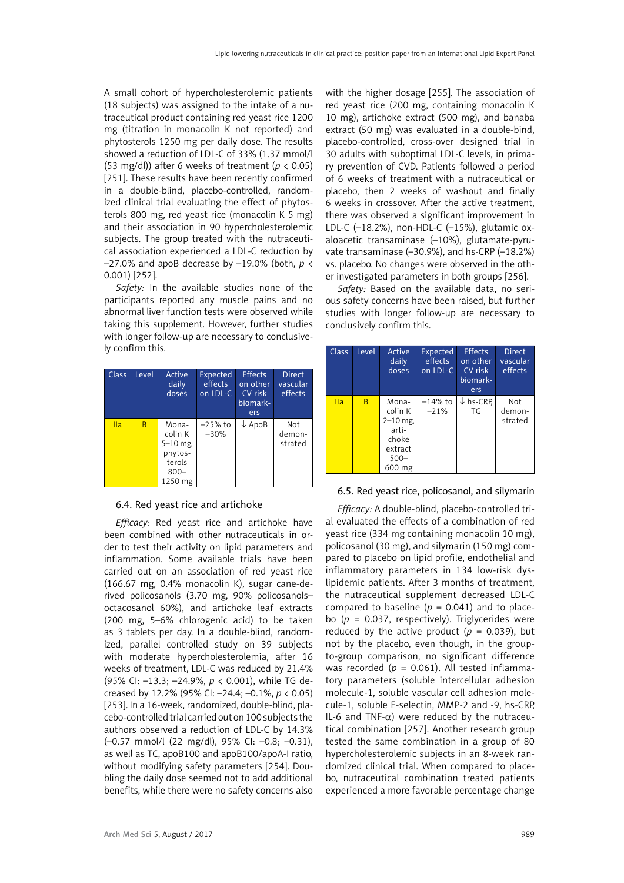A small cohort of hypercholesterolemic patients (18 subjects) was assigned to the intake of a nutraceutical product containing red yeast rice 1200 mg (titration in monacolin K not reported) and phytosterols 1250 mg per daily dose. The results showed a reduction of LDL-C of 33% (1.37 mmol/l (53 mg/dl)) after 6 weeks of treatment ($p < 0.05$) [251]. These results have been recently confirmed in a double-blind, placebo-controlled, randomized clinical trial evaluating the effect of phytosterols 800 mg, red yeast rice (monacolin K 5 mg) and their association in 90 hypercholesterolemic subjects. The group treated with the nutraceutical association experienced a LDL-C reduction by –27.0% and apoB decrease by –19.0% (both, $p < 0.001$) [252].

*Safety:* In the available studies none of the participants reported any muscle pains and no abnormal liver function tests were observed while taking this supplement. However, further studies with longer follow-up are necessary to conclusively confirm this.

| Class | Level | Active daily doses | Expected effects on LDL-C | Effects on other CV risk biomarkers | Direct vascular effects |
|---|---|---|---|---|---|
| IIa | B | Monacolin K 5–10 mg, phytosterols 800–1250 mg | –25% to –30% | ↓ ApoB | Not demonstrated |

### 6.4. Red yeast rice and artichoke

*Efficacy:* Red yeast rice and artichoke have been combined with other nutraceuticals in order to test their activity on lipid parameters and inflammation. Some available trials have been carried out on an association of red yeast rice (166.67 mg, 0.4% monacolin K), sugar cane-derived policosanols (3.70 mg, 90% policosanols–octacosanol 60%), and artichoke leaf extracts (200 mg, 5–6% chlorogenic acid) to be taken as 3 tablets per day. In a double-blind, randomized, parallel controlled study on 39 subjects with moderate hypercholesterolemia, after 16 weeks of treatment, LDL-C was reduced by 21.4% (95% CI: –13.3; –24.9%, $p < 0.001$), while TG decreased by 12.2% (95% CI: –24.4; –0.1%, $p < 0.05$) [253]. In a 16-week, randomized, double-blind, placebo-controlled trial carried out on 100 subjects the authors observed a reduction of LDL-C by 14.3% (–0.57 mmol/l (22 mg/dl), 95% CI: –0.8; –0.31), as well as TC, apoB100 and apoB100/apoA-I ratio, without modifying safety parameters [254]. Doubling the daily dose seemed not to add additional benefits, while there were no safety concerns also with the higher dosage [255]. The association of red yeast rice (200 mg, containing monacolin K 10 mg), artichoke extract (500 mg), and banaba extract (50 mg) was evaluated in a double-bind, placebo-controlled, cross-over designed trial in 30 adults with suboptimal LDL-C levels, in primary prevention of CVD. Patients followed a period of 6 weeks of treatment with a nutraceutical or placebo, then 2 weeks of washout and finally 6 weeks in crossover. After the active treatment, there was observed a significant improvement in LDL-C (–18.2%), non-HDL-C (–15%), glutamic oxaloacetic transaminase (–10%), glutamate-pyruvate transaminase (–30.9%), and hs-CRP (–18.2%) vs. placebo. No changes were observed in the other investigated parameters in both groups [256].

*Safety:* Based on the available data, no serious safety concerns have been raised, but further studies with longer follow-up are necessary to conclusively confirm this.

| Class | Level | Active daily doses | Expected effects on LDL-C | Effects on other CV risk biomarkers | Direct vascular effects |
|---|---|---|---|---|---|
| IIa | B | Monacolin K 2–10 mg, artichoke extract 500–600 mg | –14% to –21% | ↓ hs-CRP, TG | Not demonstrated |

### 6.5. Red yeast rice, policosanol, and silymarin

*Efficacy:* A double-blind, placebo-controlled trial evaluated the effects of a combination of red yeast rice (334 mg containing monacolin 10 mg), policosanol (30 mg), and silymarin (150 mg) compared to placebo on lipid profile, endothelial and inflammatory parameters in 134 low-risk dyslipidemic patients. After 3 months of treatment, the nutraceutical supplement decreased LDL-C compared to baseline ($p = 0.041$) and to placebo ($p = 0.037$, respectively). Triglycerides were reduced by the active product ($p = 0.039$), but not by the placebo, even though, in the group-to-group comparison, no significant difference was recorded ($p = 0.061$). All tested inflammatory parameters (soluble intercellular adhesion molecule-1, soluble vascular cell adhesion molecule-1, soluble E-selectin, MMP-2 and -9, hs-CRP, IL-6 and TNF-α) were reduced by the nutraceutical combination [257]. Another research group tested the same combination in a group of 80 hypercholesterolemic subjects in an 8-week randomized clinical trial. When compared to placebo, nutraceutical combination treated patients experienced a more favorable percentage change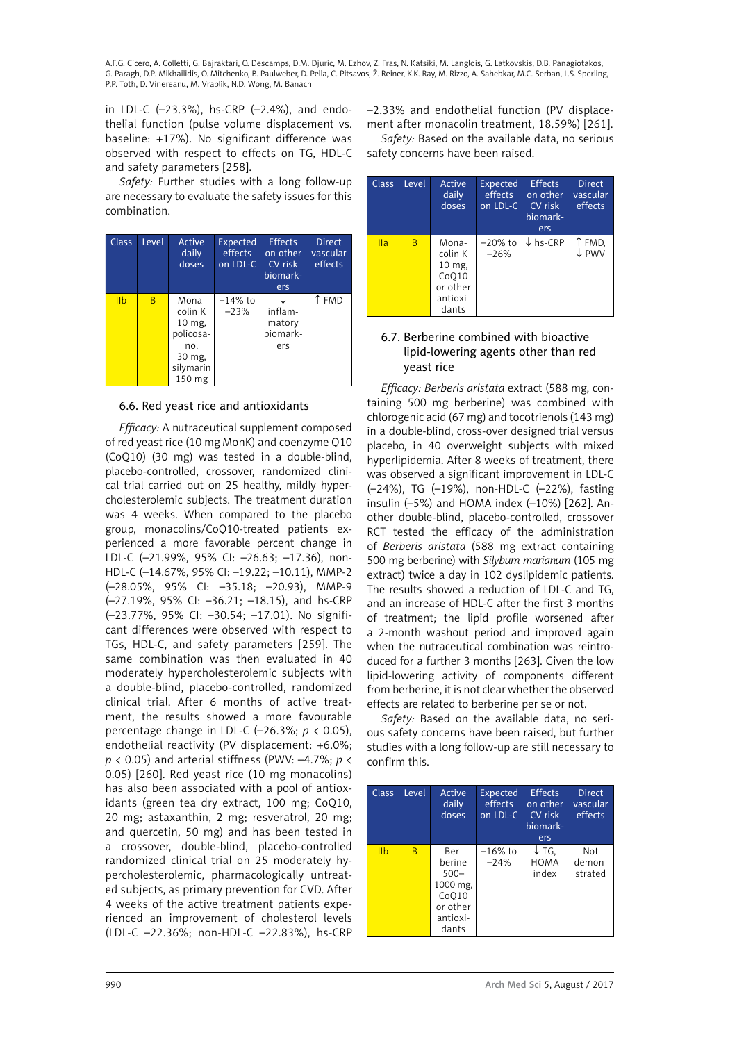in LDL-C (–23.3%), hs-CRP (–2.4%), and endothelial function (pulse volume displacement vs. baseline: +17%). No significant difference was observed with respect to effects on TG, HDL-C and safety parameters [258].

*Safety:* Further studies with a long follow-up are necessary to evaluate the safety issues for this combination.

| Class | Level | Active daily doses | Expected effects on LDL-C | Effects on other CV risk biomarkers | Direct vascular effects |
|---|---|---|---|---|---|
| IIb | B | Monacolin K 10 mg, policosanol 30 mg, silymarin 150 mg | –14% to –23% | ↓ inflammatory biomarkers | ↑ FMD |

### 6.6. Red yeast rice and antioxidants

*Efficacy:* A nutraceutical supplement composed of red yeast rice (10 mg MonK) and coenzyme Q10 (CoQ10) (30 mg) was tested in a double-blind, placebo-controlled, crossover, randomized clinical trial carried out on 25 healthy, mildly hypercholesterolemic subjects. The treatment duration was 4 weeks. When compared to the placebo group, monacolins/CoQ10-treated patients experienced a more favorable percent change in LDL-C (–21.99%, 95% CI: –26.63; –17.36), non-HDL-C (–14.67%, 95% CI: –19.22; –10.11), MMP-2 (–28.05%, 95% CI: –35.18; –20.93), MMP-9 (–27.19%, 95% CI: –36.21; –18.15), and hs-CRP (–23.77%, 95% CI: –30.54; –17.01). No significant differences were observed with respect to TGs, HDL-C, and safety parameters [259]. The same combination was then evaluated in 40 moderately hypercholesterolemic subjects with a double-blind, placebo-controlled, randomized clinical trial. After 6 months of active treatment, the results showed a more favourable percentage change in LDL-C (–26.3%; $p < 0.05$), endothelial reactivity (PV displacement: +6.0%; $p < 0.05$) and arterial stiffness (PWV: –4.7%; $p < 0.05$) [260]. Red yeast rice (10 mg monacolins) has also been associated with a pool of antioxidants (green tea dry extract, 100 mg; CoQ10, 20 mg; astaxanthin, 2 mg; resveratrol, 20 mg; and quercetin, 50 mg) and has been tested in a crossover, double-blind, placebo-controlled randomized clinical trial on 25 moderately hypercholesterolemic, pharmacologically untreated subjects, as primary prevention for CVD. After 4 weeks of the active treatment patients experienced an improvement of cholesterol levels (LDL-C –22.36%; non-HDL-C –22.83%), hs-CRP –2.33% and endothelial function (PV displacement after monacolin treatment, 18.59%) [261].

*Safety:* Based on the available data, no serious safety concerns have been raised.

| Class | Level | Active daily doses | Expected effects on LDL-C | Effects on other CV risk biomarkers | Direct vascular effects |
|---|---|---|---|---|---|
| IIa | B | Monacolin K 10 mg, CoQ10 or other antioxidants | –20% to –26% | ↓ hs-CRP | ↑ FMD, ↓ PWV |

### 6.7. Berberine combined with bioactive lipid-lowering agents other than red yeast rice

*Efficacy: Berberis aristata* extract (588 mg, containing 500 mg berberine) was combined with chlorogenic acid (67 mg) and tocotrienols (143 mg) in a double-blind, cross-over designed trial versus placebo, in 40 overweight subjects with mixed hyperlipidemia. After 8 weeks of treatment, there was observed a significant improvement in LDL-C (–24%), TG (–19%), non-HDL-C (–22%), fasting insulin (–5%) and HOMA index (–10%) [262]. Another double-blind, placebo-controlled, crossover RCT tested the efficacy of the administration of *Berberis aristata* (588 mg extract containing 500 mg berberine) with *Silybum marianum* (105 mg extract) twice a day in 102 dyslipidemic patients. The results showed a reduction of LDL-C and TG, and an increase of HDL-C after the first 3 months of treatment; the lipid profile worsened after a 2-month washout period and improved again when the nutraceutical combination was reintroduced for a further 3 months [263]. Given the low lipid-lowering activity of components different from berberine, it is not clear whether the observed effects are related to berberine per se or not.

*Safety:* Based on the available data, no serious safety concerns have been raised, but further studies with a long follow-up are still necessary to confirm this.

| Class | Level | Active daily doses | Expected effects on LDL-C | Effects on other CV risk biomarkers | Direct vascular effects |
|---|---|---|---|---|---|
| IIb | B | Berberine 500–1000 mg, CoQ10 or other antioxidants | –16% to –24% | ↓ TG, HOMA index | Not demonstrated |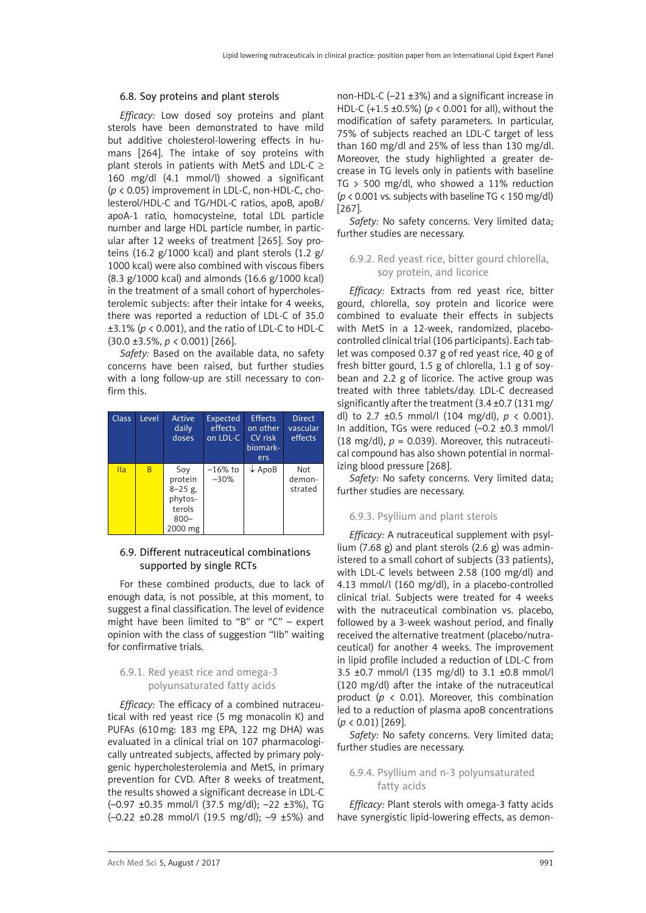### 6.8. Soy proteins and plant sterols

*Efficacy:* Low dosed soy proteins and plant sterols have been demonstrated to have mild but additive cholesterol-lowering effects in humans [264]. The intake of soy proteins with plant sterols in patients with MetS and LDL-C ≥ 160 mg/dl (4.1 mmol/l) showed a significant ($p < 0.05$) improvement in LDL-C, non-HDL-C, cholesterol/HDL-C and TG/HDL-C ratios, apoB, apoB/apoA-1 ratio, homocysteine, total LDL particle number and large HDL particle number, in particular after 12 weeks of treatment [265]. Soy proteins (16.2 g/1000 kcal) and plant sterols (1.2 g/1000 kcal) were also combined with viscous fibers (8.3 g/1000 kcal) and almonds (16.6 g/1000 kcal) in the treatment of a small cohort of hypercholesterolemic subjects: after their intake for 4 weeks, there was reported a reduction of LDL-C of 35.0 ±3.1% ($p < 0.001$), and the ratio of LDL-C to HDL-C (30.0 ±3.5%, $p < 0.001$) [266].

*Safety:* Based on the available data, no safety concerns have been raised, but further studies with a long follow-up are still necessary to confirm this.

| Class | Level | Active daily doses | Expected effects on LDL-C | Effects on other CV risk biomarkers | Direct vascular effects |
|---|---|---|---|---|---|
| IIa | B | Soy protein 8–25 g, phytosterols 800–2000 mg | –16% to –30% | ↓ ApoB | Not demonstrated |

### 6.9. Different nutraceutical combinations supported by single RCTs

For these combined products, due to lack of enough data, is not possible, at this moment, to suggest a final classification. The level of evidence might have been limited to "B" or "C" – expert opinion with the class of suggestion "IIb" waiting for confirmative trials.

#### 6.9.1. Red yeast rice and omega-3 polyunsaturated fatty acids

*Efficacy:* The efficacy of a combined nutraceutical with red yeast rice (5 mg monacolin K) and PUFAs (610 mg: 183 mg EPA, 122 mg DHA) was evaluated in a clinical trial on 107 pharmacologically untreated subjects, affected by primary polygenic hypercholesterolemia and MetS, in primary prevention for CVD. After 8 weeks of treatment, the results showed a significant decrease in LDL-C (–0.97 ±0.35 mmol/l (37.5 mg/dl); –22 ±3%), TG (–0.22 ±0.28 mmol/l (19.5 mg/dl); –9 ±5%) and non-HDL-C (–21 ±3%) and a significant increase in HDL-C (+1.5 ±0.5%) ($p < 0.001$ for all), without the modification of safety parameters. In particular, 75% of subjects reached an LDL-C target of less than 160 mg/dl and 25% of less than 130 mg/dl. Moreover, the study highlighted a greater decrease in TG levels only in patients with baseline TG > 500 mg/dl, who showed a 11% reduction ($p < 0.001$ vs. subjects with baseline TG < 150 mg/dl) [267].

*Safety:* No safety concerns. Very limited data; further studies are necessary.

#### 6.9.2. Red yeast rice, bitter gourd chlorella, soy protein, and licorice

*Efficacy:* Extracts from red yeast rice, bitter gourd, chlorella, soy protein and licorice were combined to evaluate their effects in subjects with MetS in a 12-week, randomized, placebo-controlled clinical trial (106 participants). Each tablet was composed 0.37 g of red yeast rice, 40 g of fresh bitter gourd, 1.5 g of chlorella, 1.1 g of soybean and 2.2 g of licorice. The active group was treated with three tablets/day. LDL-C decreased significantly after the treatment (3.4 ±0.7 (131 mg/dl) to 2.7 ±0.5 mmol/l (104 mg/dl), $p < 0.001$). In addition, TGs were reduced (–0.2 ±0.3 mmol/l (18 mg/dl), $p = 0.039$). Moreover, this nutraceutical compound has also shown potential in normalizing blood pressure [268].

*Safety:* No safety concerns. Very limited data; further studies are necessary.

#### 6.9.3. Psyllium and plant sterols

*Efficacy:* A nutraceutical supplement with psyllium (7.68 g) and plant sterols (2.6 g) was administered to a small cohort of subjects (33 patients), with LDL-C levels between 2.58 (100 mg/dl) and 4.13 mmol/l (160 mg/dl), in a placebo-controlled clinical trial. Subjects were treated for 4 weeks with the nutraceutical combination vs. placebo, followed by a 3-week washout period, and finally received the alternative treatment (placebo/nutraceutical) for another 4 weeks. The improvement in lipid profile included a reduction of LDL-C from 3.5 ±0.7 mmol/l (135 mg/dl) to 3.1 ±0.8 mmol/l (120 mg/dl) after the intake of the nutraceutical product ($p < 0.01$). Moreover, this combination led to a reduction of plasma apoB concentrations ($p < 0.01$) [269].

*Safety:* No safety concerns. Very limited data; further studies are necessary.

#### 6.9.4. Psyllium and n-3 polyunsaturated fatty acids

*Efficacy:* Plant sterols with omega-3 fatty acids have synergistic lipid-lowering effects, as demon-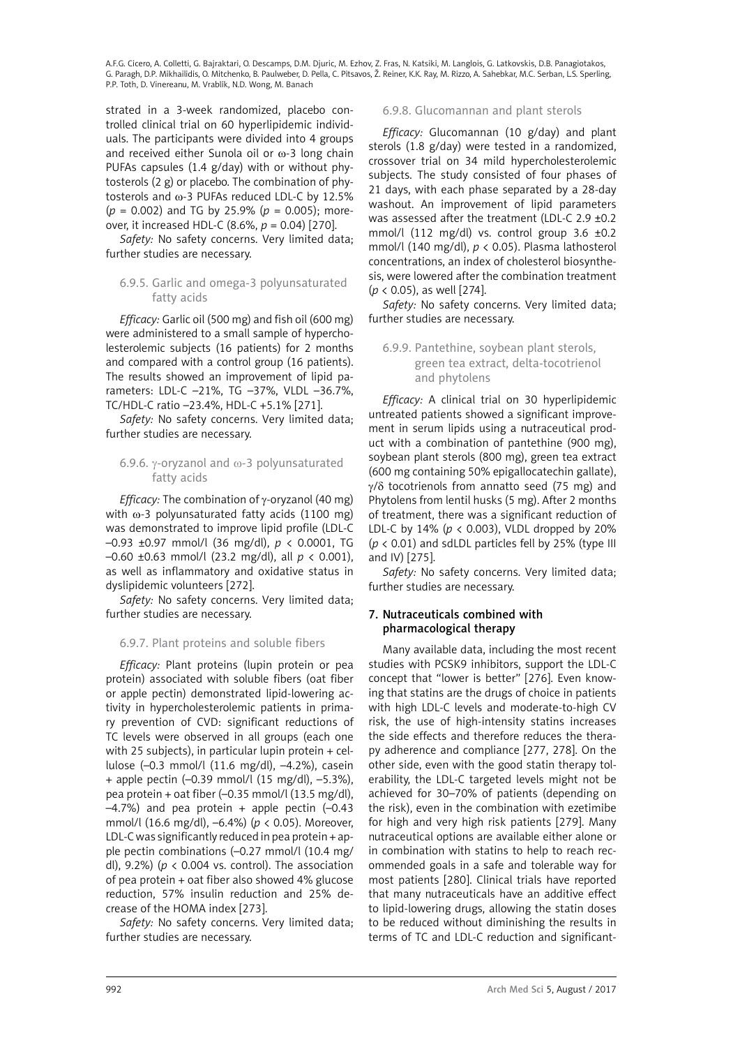strated in a 3-week randomized, placebo controlled clinical trial on 60 hyperlipidemic individuals. The participants were divided into 4 groups and received either Sunola oil or ω-3 long chain PUFAs capsules (1.4 g/day) with or without phytosterols (2 g) or placebo. The combination of phytosterols and ω-3 PUFAs reduced LDL-C by 12.5% ($p = 0.002$) and TG by 25.9% ($p = 0.005$); moreover, it increased HDL-C (8.6%, $p = 0.04$) [270].

*Safety:* No safety concerns. Very limited data; further studies are necessary.

#### 6.9.5. Garlic and omega-3 polyunsaturated fatty acids

*Efficacy:* Garlic oil (500 mg) and fish oil (600 mg) were administered to a small sample of hypercholesterolemic subjects (16 patients) for 2 months and compared with a control group (16 patients). The results showed an improvement of lipid parameters: LDL-C –21%, TG –37%, VLDL –36.7%, TC/HDL-C ratio –23.4%, HDL-C +5.1% [271].

*Safety:* No safety concerns. Very limited data; further studies are necessary.

#### 6.9.6. γ-oryzanol and ω-3 polyunsaturated fatty acids

*Efficacy:* The combination of γ-oryzanol (40 mg) with ω-3 polyunsaturated fatty acids (1100 mg) was demonstrated to improve lipid profile (LDL-C –0.93 ±0.97 mmol/l (36 mg/dl), $p < 0.0001$, TG –0.60 ±0.63 mmol/l (23.2 mg/dl), all $p < 0.001$), as well as inflammatory and oxidative status in dyslipidemic volunteers [272].

*Safety:* No safety concerns. Very limited data; further studies are necessary.

#### 6.9.7. Plant proteins and soluble fibers

*Efficacy:* Plant proteins (lupin protein or pea protein) associated with soluble fibers (oat fiber or apple pectin) demonstrated lipid-lowering activity in hypercholesterolemic patients in primary prevention of CVD: significant reductions of TC levels were observed in all groups (each one with 25 subjects), in particular lupin protein + cellulose (–0.3 mmol/l (11.6 mg/dl), –4.2%), casein + apple pectin (–0.39 mmol/l (15 mg/dl), –5.3%), pea protein + oat fiber (–0.35 mmol/l (13.5 mg/dl), –4.7%) and pea protein + apple pectin (–0.43 mmol/l (16.6 mg/dl), –6.4%) ($p < 0.05$). Moreover, LDL-C was significantly reduced in pea protein + apple pectin combinations (–0.27 mmol/l (10.4 mg/dl), 9.2%) ($p < 0.004$ vs. control). The association of pea protein + oat fiber also showed 4% glucose reduction, 57% insulin reduction and 25% decrease of the HOMA index [273].

*Safety:* No safety concerns. Very limited data; further studies are necessary.

#### 6.9.8. Glucomannan and plant sterols

*Efficacy:* Glucomannan (10 g/day) and plant sterols (1.8 g/day) were tested in a randomized, crossover trial on 34 mild hypercholesterolemic subjects. The study consisted of four phases of 21 days, with each phase separated by a 28-day washout. An improvement of lipid parameters was assessed after the treatment (LDL-C 2.9 ±0.2 mmol/l (112 mg/dl) vs. control group 3.6 ±0.2 mmol/l (140 mg/dl), $p < 0.05$). Plasma lathosterol concentrations, an index of cholesterol biosynthesis, were lowered after the combination treatment ($p < 0.05$), as well [274].

*Safety:* No safety concerns. Very limited data; further studies are necessary.

#### 6.9.9. Pantethine, soybean plant sterols, green tea extract, delta-tocotrienol and phytolens

*Efficacy:* A clinical trial on 30 hyperlipidemic untreated patients showed a significant improvement in serum lipids using a nutraceutical product with a combination of pantethine (900 mg), soybean plant sterols (800 mg), green tea extract (600 mg containing 50% epigallocatechin gallate), γ/δ tocotrienols from annatto seed (75 mg) and Phytolens from lentil husks (5 mg). After 2 months of treatment, there was a significant reduction of LDL-C by 14% ($p < 0.003$), VLDL dropped by 20% ($p < 0.01$) and sdLDL particles fell by 25% (type III and IV) [275].

*Safety:* No safety concerns. Very limited data; further studies are necessary.

## 7. Nutraceuticals combined with pharmacological therapy

Many available data, including the most recent studies with PCSK9 inhibitors, support the LDL-C concept that "lower is better" [276]. Even knowing that statins are the drugs of choice in patients with high LDL-C levels and moderate-to-high CV risk, the use of high-intensity statins increases the side effects and therefore reduces the therapy adherence and compliance [277, 278]. On the other side, even with the good statin therapy tolerability, the LDL-C targeted levels might not be achieved for 30–70% of patients (depending on the risk), even in the combination with ezetimibe for high and very high risk patients [279]. Many nutraceutical options are available either alone or in combination with statins to help to reach recommended goals in a safe and tolerable way for most patients [280]. Clinical trials have reported that many nutraceuticals have an additive effect to lipid-lowering drugs, allowing the statin doses to be reduced without diminishing the results in terms of TC and LDL-C reduction and significant-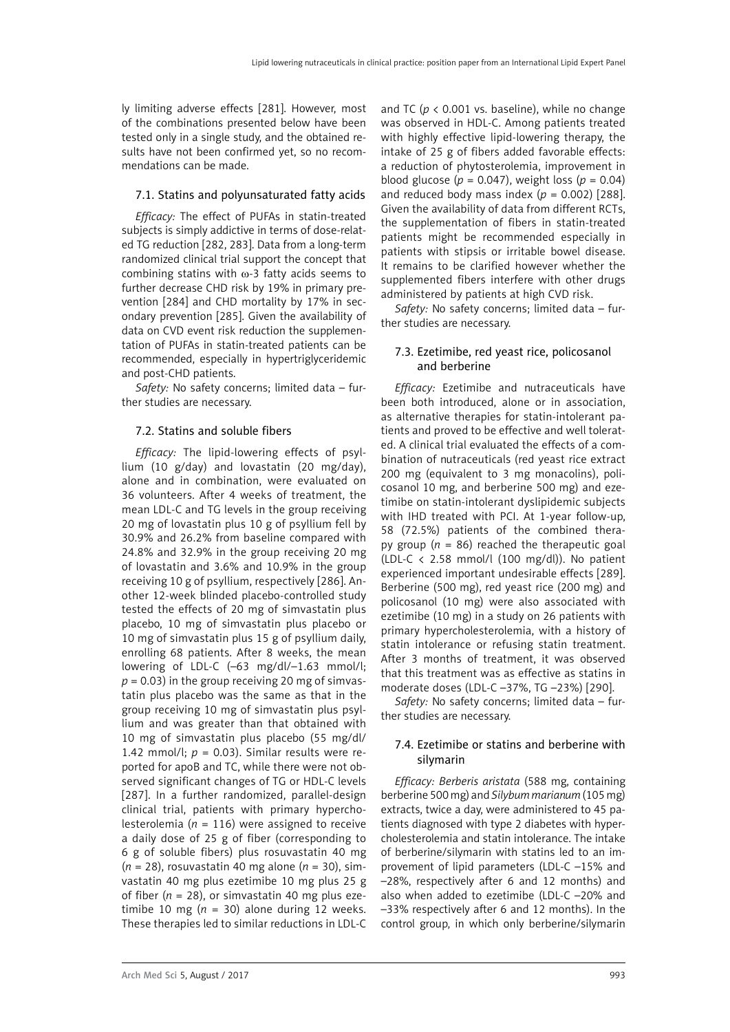ly limiting adverse effects [281]. However, most of the combinations presented below have been tested only in a single study, and the obtained results have not been confirmed yet, so no recommendations can be made.

### 7.1. Statins and polyunsaturated fatty acids

*Efficacy:* The effect of PUFAs in statin-treated subjects is simply addictive in terms of dose-related TG reduction [282, 283]. Data from a long-term randomized clinical trial support the concept that combining statins with ω-3 fatty acids seems to further decrease CHD risk by 19% in primary prevention [284] and CHD mortality by 17% in secondary prevention [285]. Given the availability of data on CVD event risk reduction the supplementation of PUFAs in statin-treated patients can be recommended, especially in hypertriglyceridemic and post-CHD patients.

*Safety:* No safety concerns; limited data – further studies are necessary.

### 7.2. Statins and soluble fibers

*Efficacy:* The lipid-lowering effects of psyllium (10 g/day) and lovastatin (20 mg/day), alone and in combination, were evaluated on 36 volunteers. After 4 weeks of treatment, the mean LDL-C and TG levels in the group receiving 20 mg of lovastatin plus 10 g of psyllium fell by 30.9% and 26.2% from baseline compared with 24.8% and 32.9% in the group receiving 20 mg of lovastatin and 3.6% and 10.9% in the group receiving 10 g of psyllium, respectively [286]. Another 12-week blinded placebo-controlled study tested the effects of 20 mg of simvastatin plus placebo, 10 mg of simvastatin plus placebo or 10 mg of simvastatin plus 15 g of psyllium daily, enrolling 68 patients. After 8 weeks, the mean lowering of LDL-C (–63 mg/dl/–1.63 mmol/l; $p = 0.03$) in the group receiving 20 mg of simvastatin plus placebo was the same as that in the group receiving 10 mg of simvastatin plus psyllium and was greater than that obtained with 10 mg of simvastatin plus placebo (55 mg/dl/1.42 mmol/l; $p = 0.03$). Similar results were reported for apoB and TC, while there were not observed significant changes of TG or HDL-C levels [287]. In a further randomized, parallel-design clinical trial, patients with primary hypercholesterolemia ($n = 116$) were assigned to receive a daily dose of 25 g of fiber (corresponding to 6 g of soluble fibers) plus rosuvastatin 40 mg ($n = 28$), rosuvastatin 40 mg alone ($n = 30$), simvastatin 40 mg plus ezetimibe 10 mg plus 25 g of fiber ($n = 28$), or simvastatin 40 mg plus ezetimibe 10 mg ($n = 30$) alone during 12 weeks. These therapies led to similar reductions in LDL-C and TC ($p < 0.001$ vs. baseline), while no change was observed in HDL-C. Among patients treated with highly effective lipid-lowering therapy, the intake of 25 g of fibers added favorable effects: a reduction of phytosterolemia, improvement in blood glucose ($p = 0.047$), weight loss ($p = 0.04$) and reduced body mass index ($p = 0.002$) [288]. Given the availability of data from different RCTs, the supplementation of fibers in statin-treated patients might be recommended especially in patients with stipsis or irritable bowel disease. It remains to be clarified however whether the supplemented fibers interfere with other drugs administered by patients at high CVD risk.

*Safety:* No safety concerns; limited data – further studies are necessary.

### 7.3. Ezetimibe, red yeast rice, policosanol and berberine

*Efficacy:* Ezetimibe and nutraceuticals have been both introduced, alone or in association, as alternative therapies for statin-intolerant patients and proved to be effective and well tolerated. A clinical trial evaluated the effects of a combination of nutraceuticals (red yeast rice extract 200 mg (equivalent to 3 mg monacolins), policosanol 10 mg, and berberine 500 mg) and ezetimibe on statin-intolerant dyslipidemic subjects with IHD treated with PCI. At 1-year follow-up, 58 (72.5%) patients of the combined therapy group ($n = 86$) reached the therapeutic goal (LDL-C < 2.58 mmol/l (100 mg/dl)). No patient experienced important undesirable effects [289]. Berberine (500 mg), red yeast rice (200 mg) and policosanol (10 mg) were also associated with ezetimibe (10 mg) in a study on 26 patients with primary hypercholesterolemia, with a history of statin intolerance or refusing statin treatment. After 3 months of treatment, it was observed that this treatment was as effective as statins in moderate doses (LDL-C –37%, TG –23%) [290].

*Safety:* No safety concerns; limited data – further studies are necessary.

### 7.4. Ezetimibe or statins and berberine with silymarin

*Efficacy: Berberis aristata* (588 mg, containing berberine 500 mg) and *Silybum marianum* (105 mg) extracts, twice a day, were administered to 45 patients diagnosed with type 2 diabetes with hypercholesterolemia and statin intolerance. The intake of berberine/silymarin with statins led to an improvement of lipid parameters (LDL-C –15% and –28%, respectively after 6 and 12 months) and also when added to ezetimibe (LDL-C –20% and –33% respectively after 6 and 12 months). In the control group, in which only berberine/silymarin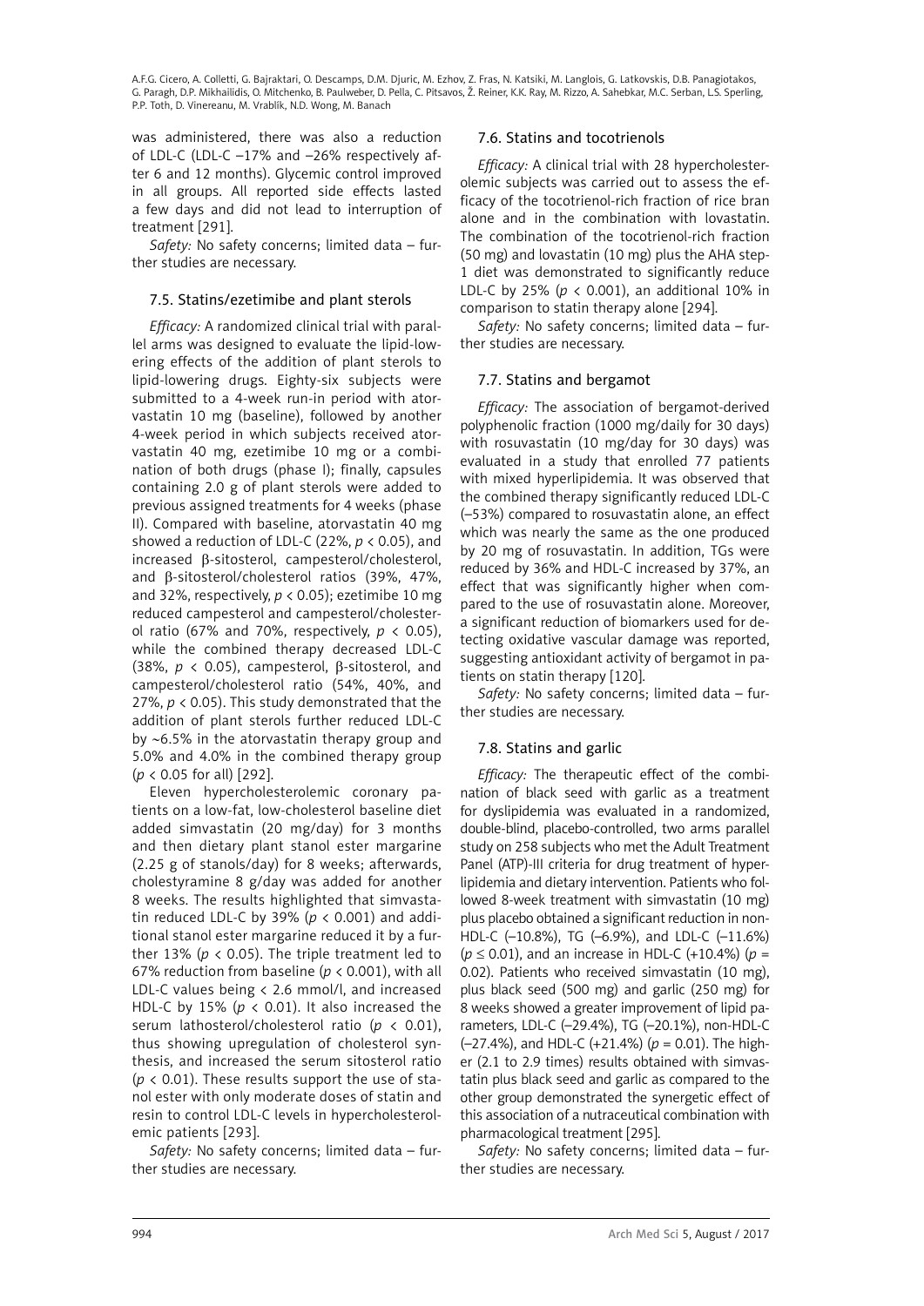was administered, there was also a reduction of LDL-C (LDL-C –17% and –26% respectively after 6 and 12 months). Glycemic control improved in all groups. All reported side effects lasted a few days and did not lead to interruption of treatment [291].

*Safety:* No safety concerns; limited data – further studies are necessary.

### 7.5. Statins/ezetimibe and plant sterols

*Efficacy:* A randomized clinical trial with parallel arms was designed to evaluate the lipid-lowering effects of the addition of plant sterols to lipid-lowering drugs. Eighty-six subjects were submitted to a 4-week run-in period with atorvastatin 10 mg (baseline), followed by another 4-week period in which subjects received atorvastatin 40 mg, ezetimibe 10 mg or a combination of both drugs (phase I); finally, capsules containing 2.0 g of plant sterols were added to previous assigned treatments for 4 weeks (phase II). Compared with baseline, atorvastatin 40 mg showed a reduction of LDL-C (22%, $p < 0.05$), and increased β-sitosterol, campesterol/cholesterol, and β-sitosterol/cholesterol ratios (39%, 47%, and 32%, respectively, $p < 0.05$); ezetimibe 10 mg reduced campesterol and campesterol/cholesterol ratio (67% and 70%, respectively, $p < 0.05$), while the combined therapy decreased LDL-C (38%, $p < 0.05$), campesterol, β-sitosterol, and campesterol/cholesterol ratio (54%, 40%, and 27%, $p < 0.05$). This study demonstrated that the addition of plant sterols further reduced LDL-C by ~6.5% in the atorvastatin therapy group and 5.0% and 4.0% in the combined therapy group ($p < 0.05$ for all) [292].

Eleven hypercholesterolemic coronary patients on a low-fat, low-cholesterol baseline diet added simvastatin (20 mg/day) for 3 months and then dietary plant stanol ester margarine (2.25 g of stanols/day) for 8 weeks; afterwards, cholestyramine 8 g/day was added for another 8 weeks. The results highlighted that simvastatin reduced LDL-C by 39% ($p < 0.001$) and additional stanol ester margarine reduced it by a further 13% ($p < 0.05$). The triple treatment led to 67% reduction from baseline ($p < 0.001$), with all LDL-C values being < 2.6 mmol/l, and increased HDL-C by 15% ($p < 0.01$). It also increased the serum lathosterol/cholesterol ratio ($p < 0.01$), thus showing upregulation of cholesterol synthesis, and increased the serum sitosterol ratio ($p < 0.01$). These results support the use of stanol ester with only moderate doses of statin and resin to control LDL-C levels in hypercholesterolemic patients [293].

*Safety:* No safety concerns; limited data – further studies are necessary.

### 7.6. Statins and tocotrienols

*Efficacy:* A clinical trial with 28 hypercholesterolemic subjects was carried out to assess the efficacy of the tocotrienol-rich fraction of rice bran alone and in the combination with lovastatin. The combination of the tocotrienol-rich fraction (50 mg) and lovastatin (10 mg) plus the AHA step-1 diet was demonstrated to significantly reduce LDL-C by 25% ($p < 0.001$), an additional 10% in comparison to statin therapy alone [294].

*Safety:* No safety concerns; limited data – further studies are necessary.

### 7.7. Statins and bergamot

*Efficacy:* The association of bergamot-derived polyphenolic fraction (1000 mg/daily for 30 days) with rosuvastatin (10 mg/day for 30 days) was evaluated in a study that enrolled 77 patients with mixed hyperlipidemia. It was observed that the combined therapy significantly reduced LDL-C (–53%) compared to rosuvastatin alone, an effect which was nearly the same as the one produced by 20 mg of rosuvastatin. In addition, TGs were reduced by 36% and HDL-C increased by 37%, an effect that was significantly higher when compared to the use of rosuvastatin alone. Moreover, a significant reduction of biomarkers used for detecting oxidative vascular damage was reported, suggesting antioxidant activity of bergamot in patients on statin therapy [120].

*Safety:* No safety concerns; limited data – further studies are necessary.

### 7.8. Statins and garlic

*Efficacy:* The therapeutic effect of the combination of black seed with garlic as a treatment for dyslipidemia was evaluated in a randomized, double-blind, placebo-controlled, two arms parallel study on 258 subjects who met the Adult Treatment Panel (ATP)-III criteria for drug treatment of hyperlipidemia and dietary intervention. Patients who followed 8-week treatment with simvastatin (10 mg) plus placebo obtained a significant reduction in non-HDL-C (–10.8%), TG (–6.9%), and LDL-C (–11.6%) ($p \leq 0.01$), and an increase in HDL-C (+10.4%) ($p = 0.02$). Patients who received simvastatin (10 mg), plus black seed (500 mg) and garlic (250 mg) for 8 weeks showed a greater improvement of lipid parameters, LDL-C (–29.4%), TG (–20.1%), non-HDL-C (–27.4%), and HDL-C (+21.4%) ($p = 0.01$). The higher (2.1 to 2.9 times) results obtained with simvastatin plus black seed and garlic as compared to the other group demonstrated the synergetic effect of this association of a nutraceutical combination with pharmacological treatment [295].

*Safety:* No safety concerns; limited data – further studies are necessary.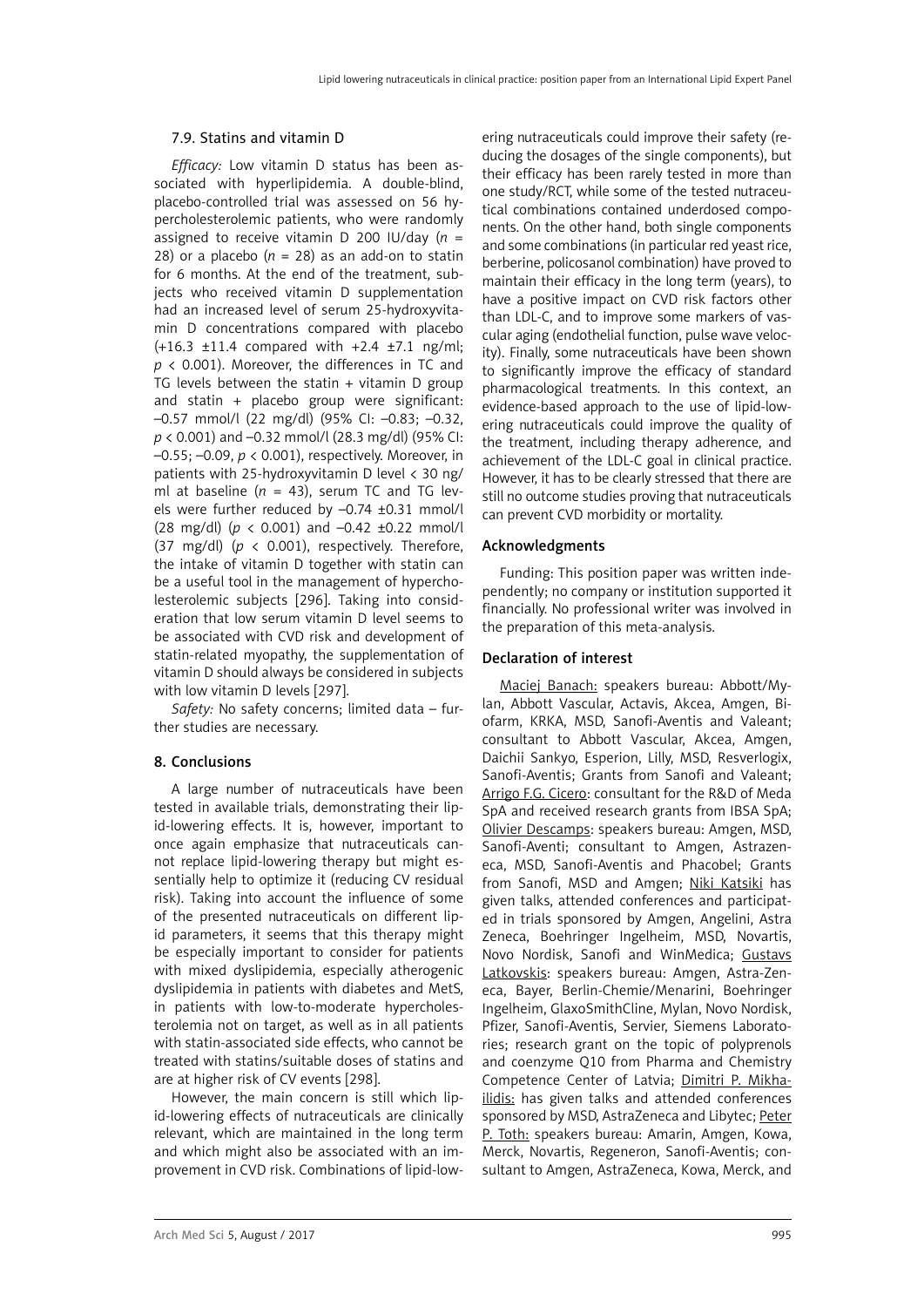### 7.9. Statins and vitamin D

*Efficacy:* Low vitamin D status has been associated with hyperlipidemia. A double-blind, placebo-controlled trial was assessed on 56 hypercholesterolemic patients, who were randomly assigned to receive vitamin D 200 IU/day ($n$ = 28) or a placebo ($n$ = 28) as an add-on to statin for 6 months. At the end of the treatment, subjects who received vitamin D supplementation had an increased level of serum 25-hydroxyvitamin D concentrations compared with placebo (+16.3 ±11.4 compared with +2.4 ±7.1 ng/ml; $p < 0.001$). Moreover, the differences in TC and TG levels between the statin + vitamin D group and statin + placebo group were significant: –0.57 mmol/l (22 mg/dl) (95% CI: –0.83; –0.32, $p < 0.001$) and –0.32 mmol/l (28.3 mg/dl) (95% CI: –0.55; –0.09, $p < 0.001$), respectively. Moreover, in patients with 25-hydroxyvitamin D level < 30 ng/ml at baseline ($n$ = 43), serum TC and TG levels were further reduced by –0.74 ±0.31 mmol/l (28 mg/dl) ($p < 0.001$) and –0.42 ±0.22 mmol/l (37 mg/dl) ($p < 0.001$), respectively. Therefore, the intake of vitamin D together with statin can be a useful tool in the management of hypercholesterolemic subjects [296]. Taking into consideration that low serum vitamin D level seems to be associated with CVD risk and development of statin-related myopathy, the supplementation of vitamin D should always be considered in subjects with low vitamin D levels [297].

*Safety:* No safety concerns; limited data – further studies are necessary.

## 8. Conclusions

A large number of nutraceuticals have been tested in available trials, demonstrating their lipid-lowering effects. It is, however, important to once again emphasize that nutraceuticals cannot replace lipid-lowering therapy but might essentially help to optimize it (reducing CV residual risk). Taking into account the influence of some of the presented nutraceuticals on different lipid parameters, it seems that this therapy might be especially important to consider for patients with mixed dyslipidemia, especially atherogenic dyslipidemia in patients with diabetes and MetS, in patients with low-to-moderate hypercholesterolemia not on target, as well as in all patients with statin-associated side effects, who cannot be treated with statins/suitable doses of statins and are at higher risk of CV events [298].

However, the main concern is still which lipid-lowering effects of nutraceuticals are clinically relevant, which are maintained in the long term and which might also be associated with an improvement in CVD risk. Combinations of lipid-lowering nutraceuticals could improve their safety (reducing the dosages of the single components), but their efficacy has been rarely tested in more than one study/RCT, while some of the tested nutraceutical combinations contained underdosed components. On the other hand, both single components and some combinations (in particular red yeast rice, berberine, policosanol combination) have proved to maintain their efficacy in the long term (years), to have a positive impact on CVD risk factors other than LDL-C, and to improve some markers of vascular aging (endothelial function, pulse wave velocity). Finally, some nutraceuticals have been shown to significantly improve the efficacy of standard pharmacological treatments. In this context, an evidence-based approach to the use of lipid-lowering nutraceuticals could improve the quality of the treatment, including therapy adherence, and achievement of the LDL-C goal in clinical practice. However, it has to be clearly stressed that there are still no outcome studies proving that nutraceuticals can prevent CVD morbidity or mortality.

### Acknowledgments

Funding: This position paper was written independently; no company or institution supported it financially. No professional writer was involved in the preparation of this meta-analysis.

### Declaration of interest

Maciej Banach: speakers bureau: Abbott/Mylan, Abbott Vascular, Actavis, Akcea, Amgen, Biofarm, KRKA, MSD, Sanofi-Aventis and Valeant; consultant to Abbott Vascular, Akcea, Amgen, Daichii Sankyo, Esperion, Lilly, MSD, Resverlogix, Sanofi-Aventis; Grants from Sanofi and Valeant; Arrigo F.G. Cicero: consultant for the R&D of Meda SpA and received research grants from IBSA SpA; Olivier Descamps: speakers bureau: Amgen, MSD, Sanofi-Aventi; consultant to Amgen, Astrazeneca, MSD, Sanofi-Aventis and Phacobel; Grants from Sanofi, MSD and Amgen; Niki Katsiki has given talks, attended conferences and participated in trials sponsored by Amgen, Angelini, Astra Zeneca, Boehringer Ingelheim, MSD, Novartis, Novo Nordisk, Sanofi and WinMedica; Gustavs Latkovskis: speakers bureau: Amgen, Astra-Zeneca, Bayer, Berlin-Chemie/Menarini, Boehringer Ingelheim, GlaxoSmithCline, Mylan, Novo Nordisk, Pfizer, Sanofi-Aventis, Servier, Siemens Laboratories; research grant on the topic of polyprenols and coenzyme Q10 from Pharma and Chemistry Competence Center of Latvia; Dimitri P. Mikhailidis: has given talks and attended conferences sponsored by MSD, AstraZeneca and Libytec; Peter P. Toth: speakers bureau: Amarin, Amgen, Kowa, Merck, Novartis, Regeneron, Sanofi-Aventis; consultant to Amgen, AstraZeneca, Kowa, Merck, and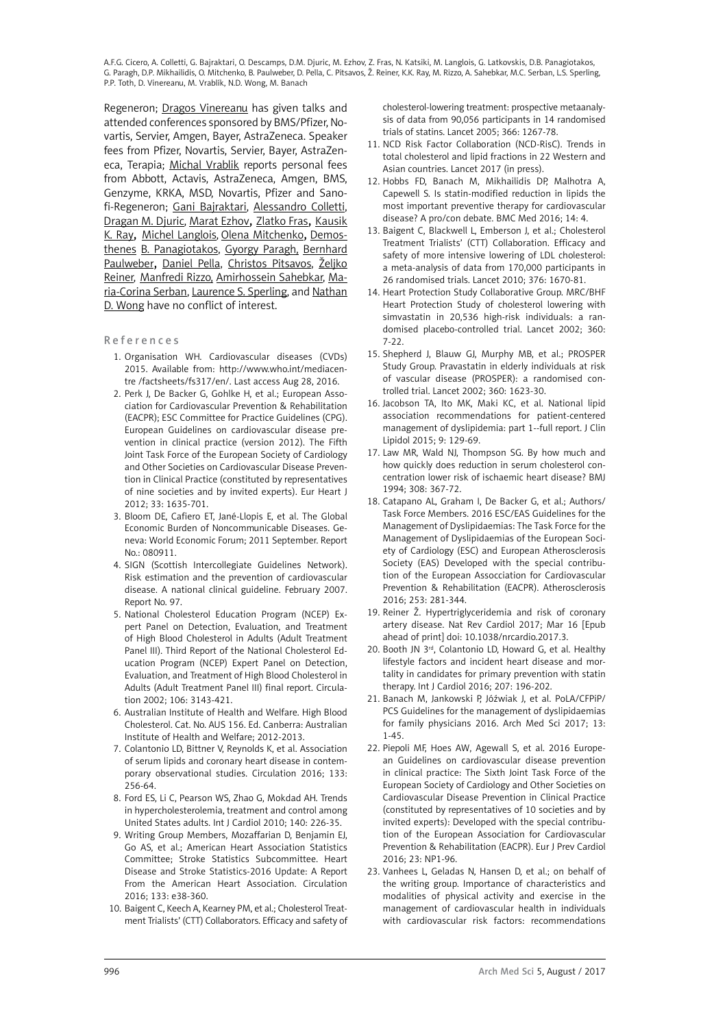Regeneron; Dragos Vinereanu has given talks and attended conferences sponsored by BMS/Pfizer, Novartis, Servier, Amgen, Bayer, AstraZeneca. Speaker fees from Pfizer, Novartis, Servier, Bayer, AstraZeneca, Terapia; Michal Vrablik reports personal fees from Abbott, Actavis, AstraZeneca, Amgen, BMS, Genzyme, KRKA, MSD, Novartis, Pfizer and Sanofi-Regeneron; Gani Bajraktari, Alessandro Colletti, Dragan M. Djuric, Marat Ezhov, Zlatko Fras, Kausik K. Ray, Michel Langlois, Olena Mitchenko, Demosthenes B. Panagiotakos, Gyorgy Paragh, Bernhard Paulweber, Daniel Pella, Christos Pitsavos, Željko Reiner, Manfredi Rizzo, Amirhossein Sahebkar, Maria-Corina Serban, Laurence S. Sperling, and Nathan D. Wong have no conflict of interest.

## References

1. Organisation WH. Cardiovascular diseases (CVDs) 2015. Available from: http://www.who.int/mediacentre /factsheets/fs317/en/. Last access Aug 28, 2016.
2. Perk J, De Backer G, Gohlke H, et al.; European Association for Cardiovascular Prevention & Rehabilitation (EACPR); ESC Committee for Practice Guidelines (CPG). European Guidelines on cardiovascular disease prevention in clinical practice (version 2012). The Fifth Joint Task Force of the European Society of Cardiology and Other Societies on Cardiovascular Disease Prevention in Clinical Practice (constituted by representatives of nine societies and by invited experts). Eur Heart J 2012; 33: 1635-701.
3. Bloom DE, Cafiero ET, Jané-Llopis E, et al. The Global Economic Burden of Noncommunicable Diseases. Geneva: World Economic Forum; 2011 September. Report No.: 080911.
4. SIGN (Scottish Intercollegiate Guidelines Network). Risk estimation and the prevention of cardiovascular disease. A national clinical guideline. February 2007. Report No. 97.
5. National Cholesterol Education Program (NCEP) Expert Panel on Detection, Evaluation, and Treatment of High Blood Cholesterol in Adults (Adult Treatment Panel III). Third Report of the National Cholesterol Education Program (NCEP) Expert Panel on Detection, Evaluation, and Treatment of High Blood Cholesterol in Adults (Adult Treatment Panel III) final report. Circulation 2002; 106: 3143-421.
6. Australian Institute of Health and Welfare. High Blood Cholesterol. Cat. No. AUS 156. Ed. Canberra: Australian Institute of Health and Welfare; 2012-2013.
7. Colantonio LD, Bittner V, Reynolds K, et al. Association of serum lipids and coronary heart disease in contemporary observational studies. Circulation 2016; 133: 256-64.
8. Ford ES, Li C, Pearson WS, Zhao G, Mokdad AH. Trends in hypercholesterolemia, treatment and control among United States adults. Int J Cardiol 2010; 140: 226-35.
9. Writing Group Members, Mozaffarian D, Benjamin EJ, Go AS, et al.; American Heart Association Statistics Committee; Stroke Statistics Subcommittee. Heart Disease and Stroke Statistics-2016 Update: A Report From the American Heart Association. Circulation 2016; 133: e38-360.
10. Baigent C, Keech A, Kearney PM, et al.; Cholesterol Treatment Trialists' (CTT) Collaborators. Efficacy and safety of cholesterol-lowering treatment: prospective metaanalysis of data from 90,056 participants in 14 randomised trials of statins. Lancet 2005; 366: 1267-78.
11. NCD Risk Factor Collaboration (NCD-RisC). Trends in total cholesterol and lipid fractions in 22 Western and Asian countries. Lancet 2017 (in press).
12. Hobbs FD, Banach M, Mikhailidis DP, Malhotra A, Capewell S. Is statin-modified reduction in lipids the most important preventive therapy for cardiovascular disease? A pro/con debate. BMC Med 2016; 14: 4.
13. Baigent C, Blackwell L, Emberson J, et al.; Cholesterol Treatment Trialists' (CTT) Collaboration. Efficacy and safety of more intensive lowering of LDL cholesterol: a meta-analysis of data from 170,000 participants in 26 randomised trials. Lancet 2010; 376: 1670-81.
14. Heart Protection Study Collaborative Group. MRC/BHF Heart Protection Study of cholesterol lowering with simvastatin in 20,536 high-risk individuals: a randomised placebo-controlled trial. Lancet 2002; 360: 7-22.
15. Shepherd J, Blauw GJ, Murphy MB, et al.; PROSPER Study Group. Pravastatin in elderly individuals at risk of vascular disease (PROSPER): a randomised controlled trial. Lancet 2002; 360: 1623-30.
16. Jacobson TA, Ito MK, Maki KC, et al. National lipid association recommendations for patient-centered management of dyslipidemia: part 1--full report. J Clin Lipidol 2015; 9: 129-69.
17. Law MR, Wald NJ, Thompson SG. By how much and how quickly does reduction in serum cholesterol concentration lower risk of ischaemic heart disease? BMJ 1994; 308: 367-72.
18. Catapano AL, Graham I, De Backer G, et al.; Authors/Task Force Members. 2016 ESC/EAS Guidelines for the Management of Dyslipidaemias: The Task Force for the Management of Dyslipidaemias of the European Society of Cardiology (ESC) and European Atherosclerosis Society (EAS) Developed with the special contribution of the European Assocciation for Cardiovascular Prevention & Rehabilitation (EACPR). Atherosclerosis 2016; 253: 281-344.
19. Reiner Ž. Hypertriglyceridemia and risk of coronary artery disease. Nat Rev Cardiol 2017; Mar 16 [Epub ahead of print] doi: 10.1038/nrcardio.2017.3.
20. Booth JN 3rd, Colantonio LD, Howard G, et al. Healthy lifestyle factors and incident heart disease and mortality in candidates for primary prevention with statin therapy. Int J Cardiol 2016; 207: 196-202.
21. Banach M, Jankowski P, Jóźwiak J, et al. PoLA/CFPiP/PCS Guidelines for the management of dyslipidaemias for family physicians 2016. Arch Med Sci 2017; 13: 1-45.
22. Piepoli MF, Hoes AW, Agewall S, et al. 2016 European Guidelines on cardiovascular disease prevention in clinical practice: The Sixth Joint Task Force of the European Society of Cardiology and Other Societies on Cardiovascular Disease Prevention in Clinical Practice (constituted by representatives of 10 societies and by invited experts): Developed with the special contribution of the European Association for Cardiovascular Prevention & Rehabilitation (EACPR). Eur J Prev Cardiol 2016; 23: NP1-96.
23. Vanhees L, Geladas N, Hansen D, et al.; on behalf of the writing group. Importance of characteristics and modalities of physical activity and exercise in the management of cardiovascular health in individuals with cardiovascular risk factors: recommendations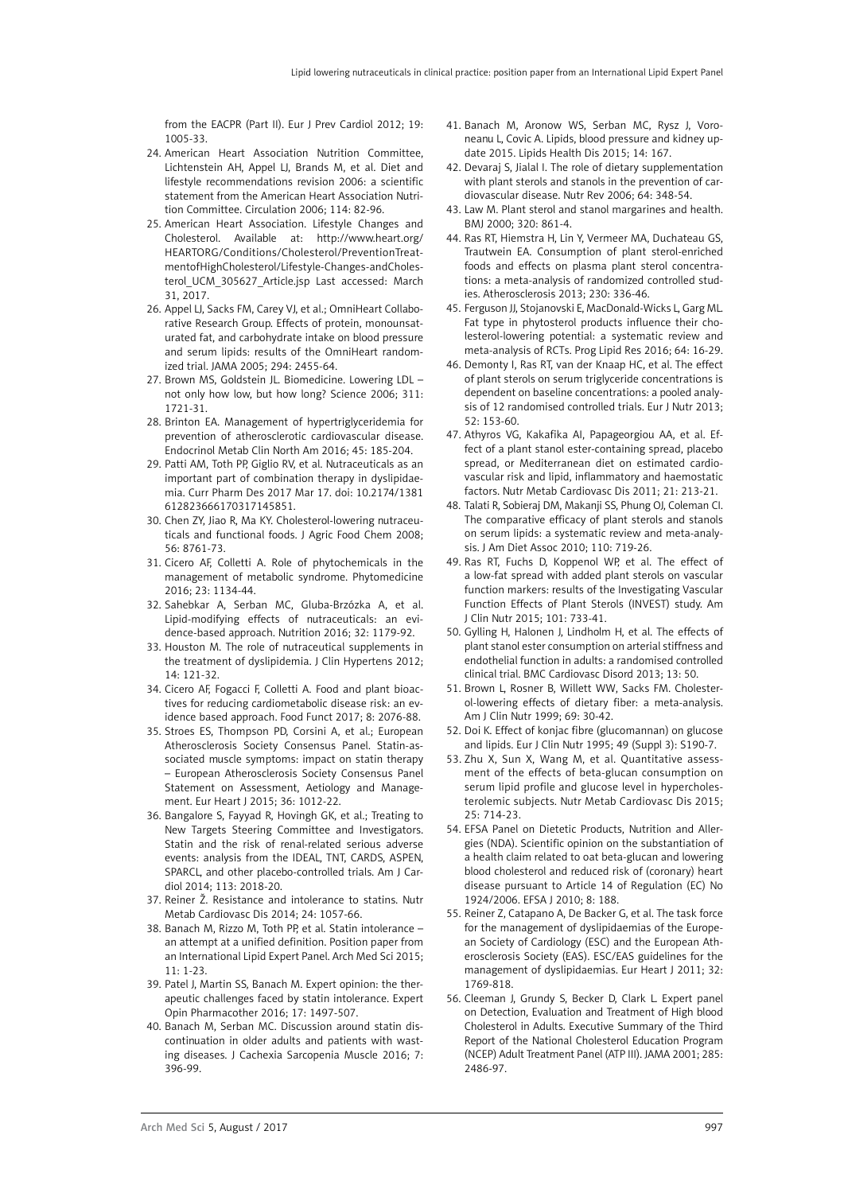from the EACPR (Part II). Eur J Prev Cardiol 2012; 19: 1005-33.

24. American Heart Association Nutrition Committee, Lichtenstein AH, Appel LJ, Brands M, et al. Diet and lifestyle recommendations revision 2006: a scientific statement from the American Heart Association Nutrition Committee. Circulation 2006; 114: 82-96.
25. American Heart Association. Lifestyle Changes and Cholesterol. Available at: http://www.heart.org/HEARTORG/Conditions/Cholesterol/PreventionTreatmentofHighCholesterol/Lifestyle-Changes-andCholesterol_UCM_305627_Article.jsp Last accessed: March 31, 2017.
26. Appel LJ, Sacks FM, Carey VJ, et al.; OmniHeart Collaborative Research Group. Effects of protein, monounsaturated fat, and carbohydrate intake on blood pressure and serum lipids: results of the OmniHeart randomized trial. JAMA 2005; 294: 2455-64.
27. Brown MS, Goldstein JL. Biomedicine. Lowering LDL – not only how low, but how long? Science 2006; 311: 1721-31.
28. Brinton EA. Management of hypertriglyceridemia for prevention of atherosclerotic cardiovascular disease. Endocrinol Metab Clin North Am 2016; 45: 185-204.
29. Patti AM, Toth PP, Giglio RV, et al. Nutraceuticals as an important part of combination therapy in dyslipidaemia. Curr Pharm Des 2017 Mar 17. doi: 10.2174/1381612823666170317145851.
30. Chen ZY, Jiao R, Ma KY. Cholesterol-lowering nutraceuticals and functional foods. J Agric Food Chem 2008; 56: 8761-73.
31. Cicero AF, Colletti A. Role of phytochemicals in the management of metabolic syndrome. Phytomedicine 2016; 23: 1134-44.
32. Sahebkar A, Serban MC, Gluba-Brzózka A, et al. Lipid-modifying effects of nutraceuticals: an evidence-based approach. Nutrition 2016; 32: 1179-92.
33. Houston M. The role of nutraceutical supplements in the treatment of dyslipidemia. J Clin Hypertens 2012; 14: 121-32.
34. Cicero AF, Fogacci F, Colletti A. Food and plant bioactives for reducing cardiometabolic disease risk: an evidence based approach. Food Funct 2017; 8: 2076-88.
35. Stroes ES, Thompson PD, Corsini A, et al.; European Atherosclerosis Society Consensus Panel. Statin-associated muscle symptoms: impact on statin therapy – European Atherosclerosis Society Consensus Panel Statement on Assessment, Aetiology and Management. Eur Heart J 2015; 36: 1012-22.
36. Bangalore S, Fayyad R, Hovingh GK, et al.; Treating to New Targets Steering Committee and Investigators. Statin and the risk of renal-related serious adverse events: analysis from the IDEAL, TNT, CARDS, ASPEN, SPARCL, and other placebo-controlled trials. Am J Cardiol 2014; 113: 2018-20.
37. Reiner Ž. Resistance and intolerance to statins. Nutr Metab Cardiovasc Dis 2014; 24: 1057-66.
38. Banach M, Rizzo M, Toth PP, et al. Statin intolerance – an attempt at a unified definition. Position paper from an International Lipid Expert Panel. Arch Med Sci 2015; 11: 1-23.
39. Patel J, Martin SS, Banach M. Expert opinion: the therapeutic challenges faced by statin intolerance. Expert Opin Pharmacother 2016; 17: 1497-507.
40. Banach M, Serban MC. Discussion around statin discontinuation in older adults and patients with wasting diseases. J Cachexia Sarcopenia Muscle 2016; 7: 396-99.
41. Banach M, Aronow WS, Serban MC, Rysz J, Voroneanu L, Covic A. Lipids, blood pressure and kidney update 2015. Lipids Health Dis 2015; 14: 167.
42. Devaraj S, Jialal I. The role of dietary supplementation with plant sterols and stanols in the prevention of cardiovascular disease. Nutr Rev 2006; 64: 348-54.
43. Law M. Plant sterol and stanol margarines and health. BMJ 2000; 320: 861-4.
44. Ras RT, Hiemstra H, Lin Y, Vermeer MA, Duchateau GS, Trautwein EA. Consumption of plant sterol-enriched foods and effects on plasma plant sterol concentrations: a meta-analysis of randomized controlled studies. Atherosclerosis 2013; 230: 336-46.
45. Ferguson JJ, Stojanovski E, MacDonald-Wicks L, Garg ML. Fat type in phytosterol products influence their cholesterol-lowering potential: a systematic review and meta-analysis of RCTs. Prog Lipid Res 2016; 64: 16-29.
46. Demonty I, Ras RT, van der Knaap HC, et al. The effect of plant sterols on serum triglyceride concentrations is dependent on baseline concentrations: a pooled analysis of 12 randomised controlled trials. Eur J Nutr 2013; 52: 153-60.
47. Athyros VG, Kakafika AI, Papageorgiou AA, et al. Effect of a plant stanol ester-containing spread, placebo spread, or Mediterranean diet on estimated cardiovascular risk and lipid, inflammatory and haemostatic factors. Nutr Metab Cardiovasc Dis 2011; 21: 213-21.
48. Talati R, Sobieraj DM, Makanji SS, Phung OJ, Coleman CI. The comparative efficacy of plant sterols and stanols on serum lipids: a systematic review and meta-analysis. J Am Diet Assoc 2010; 110: 719-26.
49. Ras RT, Fuchs D, Koppenol WP, et al. The effect of a low-fat spread with added plant sterols on vascular function markers: results of the Investigating Vascular Function Effects of Plant Sterols (INVEST) study. Am J Clin Nutr 2015; 101: 733-41.
50. Gylling H, Halonen J, Lindholm H, et al. The effects of plant stanol ester consumption on arterial stiffness and endothelial function in adults: a randomised controlled clinical trial. BMC Cardiovasc Disord 2013; 13: 50.
51. Brown L, Rosner B, Willett WW, Sacks FM. Cholesterol-lowering effects of dietary fiber: a meta-analysis. Am J Clin Nutr 1999; 69: 30-42.
52. Doi K. Effect of konjac fibre (glucomannan) on glucose and lipids. Eur J Clin Nutr 1995; 49 (Suppl 3): S190-7.
53. Zhu X, Sun X, Wang M, et al. Quantitative assessment of the effects of beta-glucan consumption on serum lipid profile and glucose level in hypercholesterolemic subjects. Nutr Metab Cardiovasc Dis 2015; 25: 714-23.
54. EFSA Panel on Dietetic Products, Nutrition and Allergies (NDA). Scientific opinion on the substantiation of a health claim related to oat beta-glucan and lowering blood cholesterol and reduced risk of (coronary) heart disease pursuant to Article 14 of Regulation (EC) No 1924/2006. EFSA J 2010; 8: 188.
55. Reiner Z, Catapano A, De Backer G, et al. The task force for the management of dyslipidaemias of the European Society of Cardiology (ESC) and the European Atherosclerosis Society (EAS). ESC/EAS guidelines for the management of dyslipidaemias. Eur Heart J 2011; 32: 1769-818.
56. Cleeman J, Grundy S, Becker D, Clark L. Expert panel on Detection, Evaluation and Treatment of High blood Cholesterol in Adults. Executive Summary of the Third Report of the National Cholesterol Education Program (NCEP) Adult Treatment Panel (ATP III). JAMA 2001; 285: 2486-97.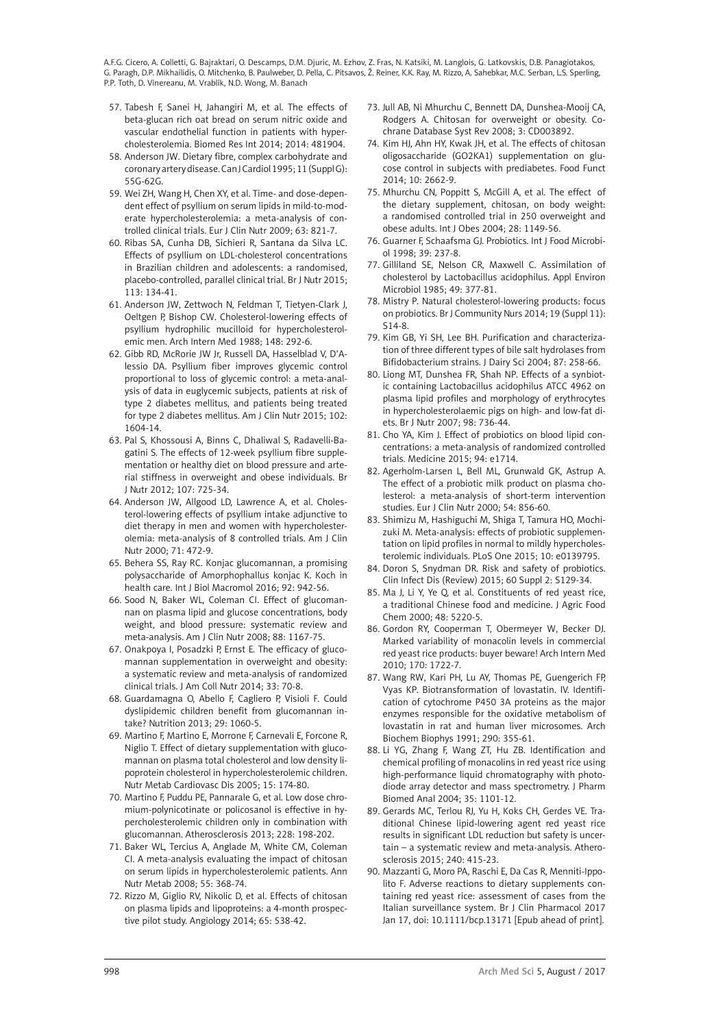57. Tabesh F, Sanei H, Jahangiri M, et al. The effects of beta-glucan rich oat bread on serum nitric oxide and vascular endothelial function in patients with hypercholesterolemia. Biomed Res Int 2014; 2014: 481904.
58. Anderson JW. Dietary fibre, complex carbohydrate and coronary artery disease. Can J Cardiol 1995; 11 (Suppl G): 55G-62G.
59. Wei ZH, Wang H, Chen XY, et al. Time- and dose-dependent effect of psyllium on serum lipids in mild-to-moderate hypercholesterolemia: a meta-analysis of controlled clinical trials. Eur J Clin Nutr 2009; 63: 821-7.
60. Ribas SA, Cunha DB, Sichieri R, Santana da Silva LC. Effects of psyllium on LDL-cholesterol concentrations in Brazilian children and adolescents: a randomised, placebo-controlled, parallel clinical trial. Br J Nutr 2015; 113: 134-41.
61. Anderson JW, Zettwoch N, Feldman T, Tietyen-Clark J, Oeltgen P, Bishop CW. Cholesterol-lowering effects of psyllium hydrophilic mucilloid for hypercholesterolemic men. Arch Intern Med 1988; 148: 292-6.
62. Gibb RD, McRorie JW Jr, Russell DA, Hasselblad V, D'Alessio DA. Psyllium fiber improves glycemic control proportional to loss of glycemic control: a meta-analysis of data in euglycemic subjects, patients at risk of type 2 diabetes mellitus, and patients being treated for type 2 diabetes mellitus. Am J Clin Nutr 2015; 102: 1604-14.
63. Pal S, Khossousi A, Binns C, Dhaliwal S, Radavelli-Bagatini S. The effects of 12-week psyllium fibre supplementation or healthy diet on blood pressure and arterial stiffness in overweight and obese individuals. Br J Nutr 2012; 107: 725-34.
64. Anderson JW, Allgood LD, Lawrence A, et al. Cholesterol-lowering effects of psyllium intake adjunctive to diet therapy in men and women with hypercholesterolemia: meta-analysis of 8 controlled trials. Am J Clin Nutr 2000; 71: 472-9.
65. Behera SS, Ray RC. Konjac glucomannan, a promising polysaccharide of Amorphophallus konjac K. Koch in health care. Int J Biol Macromol 2016; 92: 942-56.
66. Sood N, Baker WL, Coleman CI. Effect of glucomannan on plasma lipid and glucose concentrations, body weight, and blood pressure: systematic review and meta-analysis. Am J Clin Nutr 2008; 88: 1167-75.
67. Onakpoya I, Posadzki P, Ernst E. The efficacy of glucomannan supplementation in overweight and obesity: a systematic review and meta-analysis of randomized clinical trials. J Am Coll Nutr 2014; 33: 70-8.
68. Guardamagna O, Abello F, Cagliero P, Visioli F. Could dyslipidemic children benefit from glucomannan intake? Nutrition 2013; 29: 1060-5.
69. Martino F, Martino E, Morrone F, Carnevali E, Forcone R, Niglio T. Effect of dietary supplementation with glucomannan on plasma total cholesterol and low density lipoprotein cholesterol in hypercholesterolemic children. Nutr Metab Cardiovasc Dis 2005; 15: 174-80.
70. Martino F, Puddu PE, Pannarale G, et al. Low dose chromium-polynicotinate or policosanol is effective in hypercholesterolemic children only in combination with glucomannan. Atherosclerosis 2013; 228: 198-202.
71. Baker WL, Tercius A, Anglade M, White CM, Coleman CI. A meta-analysis evaluating the impact of chitosan on serum lipids in hypercholesterolemic patients. Ann Nutr Metab 2008; 55: 368-74.
72. Rizzo M, Giglio RV, Nikolic D, et al. Effects of chitosan on plasma lipids and lipoproteins: a 4-month prospective pilot study. Angiology 2014; 65: 538-42.
73. Jull AB, Ni Mhurchu C, Bennett DA, Dunshea-Mooij CA, Rodgers A. Chitosan for overweight or obesity. Cochrane Database Syst Rev 2008; 3: CD003892.
74. Kim HJ, Ahn HY, Kwak JH, et al. The effects of chitosan oligosaccharide (GO2KA1) supplementation on glucose control in subjects with prediabetes. Food Funct 2014; 10: 2662-9.
75. Mhurchu CN, Poppitt S, McGill A, et al. The effect of the dietary supplement, chitosan, on body weight: a randomised controlled trial in 250 overweight and obese adults. Int J Obes 2004; 28: 1149-56.
76. Guarner F, Schaafsma GJ. Probiotics. Int J Food Microbiol 1998; 39: 237-8.
77. Gilliland SE, Nelson CR, Maxwell C. Assimilation of cholesterol by Lactobacillus acidophilus. Appl Environ Microbiol 1985; 49: 377-81.
78. Mistry P. Natural cholesterol-lowering products: focus on probiotics. Br J Community Nurs 2014; 19 (Suppl 11): S14-8.
79. Kim GB, Yi SH, Lee BH. Purification and characterization of three different types of bile salt hydrolases from Bifidobacterium strains. J Dairy Sci 2004; 87: 258-66.
80. Liong MT, Dunshea FR, Shah NP. Effects of a synbiotic containing Lactobacillus acidophilus ATCC 4962 on plasma lipid profiles and morphology of erythrocytes in hypercholesterolaemic pigs on high- and low-fat diets. Br J Nutr 2007; 98: 736-44.
81. Cho YA, Kim J. Effect of probiotics on blood lipid concentrations: a meta-analysis of randomized controlled trials. Medicine 2015; 94: e1714.
82. Agerholm-Larsen L, Bell ML, Grunwald GK, Astrup A. The effect of a probiotic milk product on plasma cholesterol: a meta-analysis of short-term intervention studies. Eur J Clin Nutr 2000; 54: 856-60.
83. Shimizu M, Hashiguchi M, Shiga T, Tamura HO, Mochizuki M. Meta-analysis: effects of probiotic supplementation on lipid profiles in normal to mildly hypercholesterolemic individuals. PLoS One 2015; 10: e0139795.
84. Doron S, Snydman DR. Risk and safety of probiotics. Clin Infect Dis (Review) 2015; 60 Suppl 2: S129-34.
85. Ma J, Li Y, Ye Q, et al. Constituents of red yeast rice, a traditional Chinese food and medicine. J Agric Food Chem 2000; 48: 5220-5.
86. Gordon RY, Cooperman T, Obermeyer W, Becker DJ. Marked variability of monacolin levels in commercial red yeast rice products: buyer beware! Arch Intern Med 2010; 170: 1722-7.
87. Wang RW, Kari PH, Lu AY, Thomas PE, Guengerich FP, Vyas KP. Biotransformation of lovastatin. IV. Identification of cytochrome P450 3A proteins as the major enzymes responsible for the oxidative metabolism of lovastatin in rat and human liver microsomes. Arch Biochem Biophys 1991; 290: 355-61.
88. Li YG, Zhang F, Wang ZT, Hu ZB. Identification and chemical profiling of monacolins in red yeast rice using high-performance liquid chromatography with photodiode array detector and mass spectrometry. J Pharm Biomed Anal 2004; 35: 1101-12.
89. Gerards MC, Terlou RJ, Yu H, Koks CH, Gerdes VE. Traditional Chinese lipid-lowering agent red yeast rice results in significant LDL reduction but safety is uncertain – a systematic review and meta-analysis. Atherosclerosis 2015; 240: 415-23.
90. Mazzanti G, Moro PA, Raschi E, Da Cas R, Menniti-Ippolito F. Adverse reactions to dietary supplements containing red yeast rice: assessment of cases from the Italian surveillance system. Br J Clin Pharmacol 2017 Jan 17, doi: 10.1111/bcp.13171 [Epub ahead of print].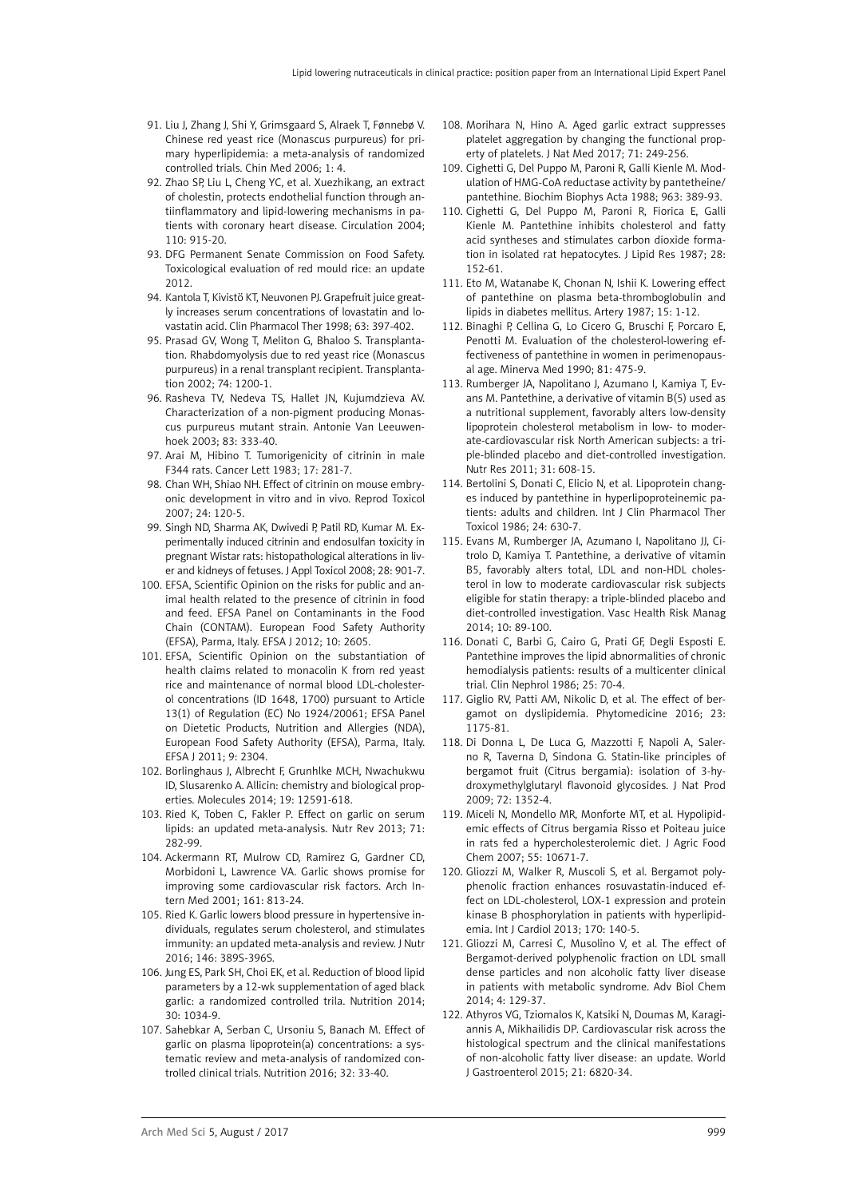91. Liu J, Zhang J, Shi Y, Grimsgaard S, Alraek T, Fønnebø V. Chinese red yeast rice (Monascus purpureus) for primary hyperlipidemia: a meta-analysis of randomized controlled trials. Chin Med 2006; 1: 4.
92. Zhao SP, Liu L, Cheng YC, et al. Xuezhikang, an extract of cholestin, protects endothelial function through antiinflammatory and lipid-lowering mechanisms in patients with coronary heart disease. Circulation 2004; 110: 915-20.
93. DFG Permanent Senate Commission on Food Safety. Toxicological evaluation of red mould rice: an update 2012.
94. Kantola T, Kivistö KT, Neuvonen PJ. Grapefruit juice greatly increases serum concentrations of lovastatin and lovastatin acid. Clin Pharmacol Ther 1998; 63: 397-402.
95. Prasad GV, Wong T, Meliton G, Bhaloo S. Transplantation. Rhabdomyolysis due to red yeast rice (Monascus purpureus) in a renal transplant recipient. Transplantation 2002; 74: 1200-1.
96. Rasheva TV, Nedeva TS, Hallet JN, Kujumdzieva AV. Characterization of a non-pigment producing Monascus purpureus mutant strain. Antonie Van Leeuwenhoek 2003; 83: 333-40.
97. Arai M, Hibino T. Tumorigenicity of citrinin in male F344 rats. Cancer Lett 1983; 17: 281-7.
98. Chan WH, Shiao NH. Effect of citrinin on mouse embryonic development in vitro and in vivo. Reprod Toxicol 2007; 24: 120-5.
99. Singh ND, Sharma AK, Dwivedi P, Patil RD, Kumar M. Experimentally induced citrinin and endosulfan toxicity in pregnant Wistar rats: histopathological alterations in liver and kidneys of fetuses. J Appl Toxicol 2008; 28: 901-7.
100. EFSA, Scientific Opinion on the risks for public and animal health related to the presence of citrinin in food and feed. EFSA Panel on Contaminants in the Food Chain (CONTAM). European Food Safety Authority (EFSA), Parma, Italy. EFSA J 2012; 10: 2605.
101. EFSA, Scientific Opinion on the substantiation of health claims related to monacolin K from red yeast rice and maintenance of normal blood LDL-cholesterol concentrations (ID 1648, 1700) pursuant to Article 13(1) of Regulation (EC) No 1924/20061; EFSA Panel on Dietetic Products, Nutrition and Allergies (NDA), European Food Safety Authority (EFSA), Parma, Italy. EFSA J 2011; 9: 2304.
102. Borlinghaus J, Albrecht F, Grunhlke MCH, Nwachukwu ID, Slusarenko A. Allicin: chemistry and biological properties. Molecules 2014; 19: 12591-618.
103. Ried K, Toben C, Fakler P. Effect on garlic on serum lipids: an updated meta-analysis. Nutr Rev 2013; 71: 282-99.
104. Ackermann RT, Mulrow CD, Ramirez G, Gardner CD, Morbidoni L, Lawrence VA. Garlic shows promise for improving some cardiovascular risk factors. Arch Intern Med 2001; 161: 813-24.
105. Ried K. Garlic lowers blood pressure in hypertensive individuals, regulates serum cholesterol, and stimulates immunity: an updated meta-analysis and review. J Nutr 2016; 146: 389S-396S.
106. Jung ES, Park SH, Choi EK, et al. Reduction of blood lipid parameters by a 12-wk supplementation of aged black garlic: a randomized controlled trila. Nutrition 2014; 30: 1034-9.
107. Sahebkar A, Serban C, Ursoniu S, Banach M. Effect of garlic on plasma lipoprotein(a) concentrations: a systematic review and meta-analysis of randomized controlled clinical trials. Nutrition 2016; 32: 33-40.
108. Morihara N, Hino A. Aged garlic extract suppresses platelet aggregation by changing the functional property of platelets. J Nat Med 2017; 71: 249-256.
109. Cighetti G, Del Puppo M, Paroni R, Galli Kienle M. Modulation of HMG-CoA reductase activity by pantetheine/pantethine. Biochim Biophys Acta 1988; 963: 389-93.
110. Cighetti G, Del Puppo M, Paroni R, Fiorica E, Galli Kienle M. Pantethine inhibits cholesterol and fatty acid syntheses and stimulates carbon dioxide formation in isolated rat hepatocytes. J Lipid Res 1987; 28: 152-61.
111. Eto M, Watanabe K, Chonan N, Ishii K. Lowering effect of pantethine on plasma beta-thromboglobulin and lipids in diabetes mellitus. Artery 1987; 15: 1-12.
112. Binaghi P, Cellina G, Lo Cicero G, Bruschi F, Porcaro E, Penotti M. Evaluation of the cholesterol-lowering effectiveness of pantethine in women in perimenopausal age. Minerva Med 1990; 81: 475-9.
113. Rumberger JA, Napolitano J, Azumano I, Kamiya T, Evans M. Pantethine, a derivative of vitamin B(5) used as a nutritional supplement, favorably alters low-density lipoprotein cholesterol metabolism in low- to moderate-cardiovascular risk North American subjects: a triple-blinded placebo and diet-controlled investigation. Nutr Res 2011; 31: 608-15.
114. Bertolini S, Donati C, Elicio N, et al. Lipoprotein changes induced by pantethine in hyperlipoproteinemic patients: adults and children. Int J Clin Pharmacol Ther Toxicol 1986; 24: 630-7.
115. Evans M, Rumberger JA, Azumano I, Napolitano JJ, Citrolo D, Kamiya T. Pantethine, a derivative of vitamin B5, favorably alters total, LDL and non-HDL cholesterol in low to moderate cardiovascular risk subjects eligible for statin therapy: a triple-blinded placebo and diet-controlled investigation. Vasc Health Risk Manag 2014; 10: 89-100.
116. Donati C, Barbi G, Cairo G, Prati GF, Degli Esposti E. Pantethine improves the lipid abnormalities of chronic hemodialysis patients: results of a multicenter clinical trial. Clin Nephrol 1986; 25: 70-4.
117. Giglio RV, Patti AM, Nikolic D, et al. The effect of bergamot on dyslipidemia. Phytomedicine 2016; 23: 1175-81.
118. Di Donna L, De Luca G, Mazzotti F, Napoli A, Salerno R, Taverna D, Sindona G. Statin-like principles of bergamot fruit (Citrus bergamia): isolation of 3-hydroxymethylglutaryl flavonoid glycosides. J Nat Prod 2009; 72: 1352-4.
119. Miceli N, Mondello MR, Monforte MT, et al. Hypolipidemic effects of Citrus bergamia Risso et Poiteau juice in rats fed a hypercholesterolemic diet. J Agric Food Chem 2007; 55: 10671-7.
120. Gliozzi M, Walker R, Muscoli S, et al. Bergamot polyphenolic fraction enhances rosuvastatin-induced effect on LDL-cholesterol, LOX-1 expression and protein kinase B phosphorylation in patients with hyperlipidemia. Int J Cardiol 2013; 170: 140-5.
121. Gliozzi M, Carresi C, Musolino V, et al. The effect of Bergamot-derived polyphenolic fraction on LDL small dense particles and non alcoholic fatty liver disease in patients with metabolic syndrome. Adv Biol Chem 2014; 4: 129-37.
122. Athyros VG, Tziomalos K, Katsiki N, Doumas M, Karagiannis A, Mikhailidis DP. Cardiovascular risk across the histological spectrum and the clinical manifestations of non-alcoholic fatty liver disease: an update. World J Gastroenterol 2015; 21: 6820-34.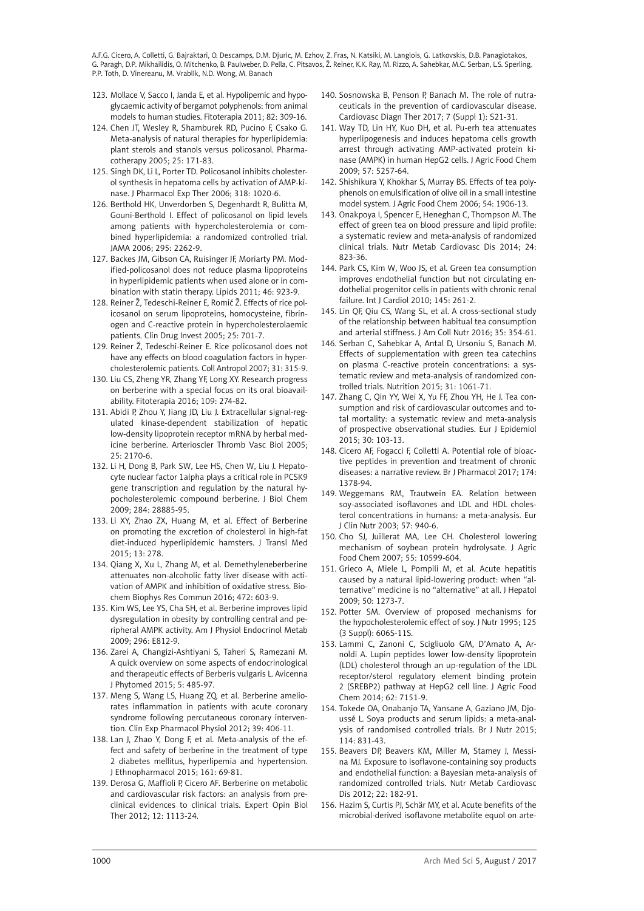123. Mollace V, Sacco I, Janda E, et al. Hypolipemic and hypoglycaemic activity of bergamot polyphenols: from animal models to human studies. Fitoterapia 2011; 82: 309-16.
124. Chen JT, Wesley R, Shamburek RD, Pucino F, Csako G. Meta-analysis of natural therapies for hyperlipidemia: plant sterols and stanols versus policosanol. Pharmacotherapy 2005; 25: 171-83.
125. Singh DK, Li L, Porter TD. Policosanol inhibits cholesterol synthesis in hepatoma cells by activation of AMP-kinase. J Pharmacol Exp Ther 2006; 318: 1020-6.
126. Berthold HK, Unverdorben S, Degenhardt R, Bulitta M, Gouni-Berthold I. Effect of policosanol on lipid levels among patients with hypercholesterolemia or combined hyperlipidemia: a randomized controlled trial. JAMA 2006; 295: 2262-9.
127. Backes JM, Gibson CA, Ruisinger JF, Moriarty PM. Modified-policosanol does not reduce plasma lipoproteins in hyperlipidemic patients when used alone or in combination with statin therapy. Lipids 2011; 46: 923-9.
128. Reiner Ž, Tedeschi-Reiner E, Romić Ž. Effects of rice policosanol on serum lipoproteins, homocysteine, fibrinogen and C-reactive protein in hypercholesterolaemic patients. Clin Drug Invest 2005; 25: 701-7.
129. Reiner Ž, Tedeschi-Reiner E. Rice policosanol does not have any effects on blood coagulation factors in hypercholesterolemic patients. Coll Antropol 2007; 31: 315-9.
130. Liu CS, Zheng YR, Zhang YF, Long XY. Research progress on berberine with a special focus on its oral bioavailability. Fitoterapia 2016; 109: 274-82.
131. Abidi P, Zhou Y, Jiang JD, Liu J. Extracellular signal-regulated kinase-dependent stabilization of hepatic low-density lipoprotein receptor mRNA by herbal medicine berberine. Arterioscler Thromb Vasc Biol 2005; 25: 2170-6.
132. Li H, Dong B, Park SW, Lee HS, Chen W, Liu J. Hepatocyte nuclear factor 1alpha plays a critical role in PCSK9 gene transcription and regulation by the natural hypocholesterolemic compound berberine. J Biol Chem 2009; 284: 28885-95.
133. Li XY, Zhao ZX, Huang M, et al. Effect of Berberine on promoting the excretion of cholesterol in high-fat diet-induced hyperlipidemic hamsters. J Transl Med 2015; 13: 278.
134. Qiang X, Xu L, Zhang M, et al. Demethyleneberberine attenuates non-alcoholic fatty liver disease with activation of AMPK and inhibition of oxidative stress. Biochem Biophys Res Commun 2016; 472: 603-9.
135. Kim WS, Lee YS, Cha SH, et al. Berberine improves lipid dysregulation in obesity by controlling central and peripheral AMPK activity. Am J Physiol Endocrinol Metab 2009; 296: E812-9.
136. Zarei A, Changizi-Ashtiyani S, Taheri S, Ramezani M. A quick overview on some aspects of endocrinological and therapeutic effects of Berberis vulgaris L. Avicenna J Phytomed 2015; 5: 485-97.
137. Meng S, Wang LS, Huang ZQ, et al. Berberine ameliorates inflammation in patients with acute coronary syndrome following percutaneous coronary intervention. Clin Exp Pharmacol Physiol 2012; 39: 406-11.
138. Lan J, Zhao Y, Dong F, et al. Meta-analysis of the effect and safety of berberine in the treatment of type 2 diabetes mellitus, hyperlipemia and hypertension. J Ethnopharmacol 2015; 161: 69-81.
139. Derosa G, Maffioli P, Cicero AF. Berberine on metabolic and cardiovascular risk factors: an analysis from preclinical evidences to clinical trials. Expert Opin Biol Ther 2012; 12: 1113-24.
140. Sosnowska B, Penson P, Banach M. The role of nutraceuticals in the prevention of cardiovascular disease. Cardiovasc Diagn Ther 2017; 7 (Suppl 1): S21-31.
141. Way TD, Lin HY, Kuo DH, et al. Pu-erh tea attenuates hyperlipogenesis and induces hepatoma cells growth arrest through activating AMP-activated protein kinase (AMPK) in human HepG2 cells. J Agric Food Chem 2009; 57: 5257-64.
142. Shishikura Y, Khokhar S, Murray BS. Effects of tea polyphenols on emulsification of olive oil in a small intestine model system. J Agric Food Chem 2006; 54: 1906-13.
143. Onakpoya I, Spencer E, Heneghan C, Thompson M. The effect of green tea on blood pressure and lipid profile: a systematic review and meta-analysis of randomized clinical trials. Nutr Metab Cardiovasc Dis 2014; 24: 823-36.
144. Park CS, Kim W, Woo JS, et al. Green tea consumption improves endothelial function but not circulating endothelial progenitor cells in patients with chronic renal failure. Int J Cardiol 2010; 145: 261-2.
145. Lin QF, Qiu CS, Wang SL, et al. A cross-sectional study of the relationship between habitual tea consumption and arterial stiffness. J Am Coll Nutr 2016; 35: 354-61.
146. Serban C, Sahebkar A, Antal D, Ursoniu S, Banach M. Effects of supplementation with green tea catechins on plasma C-reactive protein concentrations: a systematic review and meta-analysis of randomized controlled trials. Nutrition 2015; 31: 1061-71.
147. Zhang C, Qin YY, Wei X, Yu FF, Zhou YH, He J. Tea consumption and risk of cardiovascular outcomes and total mortality: a systematic review and meta-analysis of prospective observational studies. Eur J Epidemiol 2015; 30: 103-13.
148. Cicero AF, Fogacci F, Colletti A. Potential role of bioactive peptides in prevention and treatment of chronic diseases: a narrative review. Br J Pharmacol 2017; 174: 1378-94.
149. Weggemans RM, Trautwein EA. Relation between soy-associated isoflavones and LDL and HDL cholesterol concentrations in humans: a meta-analysis. Eur J Clin Nutr 2003; 57: 940-6.
150. Cho SJ, Juillerat MA, Lee CH. Cholesterol lowering mechanism of soybean protein hydrolysate. J Agric Food Chem 2007; 55: 10599-604.
151. Grieco A, Miele L, Pompili M, et al. Acute hepatitis caused by a natural lipid-lowering product: when "alternative" medicine is no "alternative" at all. J Hepatol 2009; 50: 1273-7.
152. Potter SM. Overview of proposed mechanisms for the hypocholesterolemic effect of soy. J Nutr 1995; 125 (3 Suppl): 606S-11S.
153. Lammi C, Zanoni C, Scigliuolo GM, D'Amato A, Arnoldi A. Lupin peptides lower low-density lipoprotein (LDL) cholesterol through an up-regulation of the LDL receptor/sterol regulatory element binding protein 2 (SREBP2) pathway at HepG2 cell line. J Agric Food Chem 2014; 62: 7151-9.
154. Tokede OA, Onabanjo TA, Yansane A, Gaziano JM, Djoussé L. Soya products and serum lipids: a meta-analysis of randomised controlled trials. Br J Nutr 2015; 114: 831-43.
155. Beavers DP, Beavers KM, Miller M, Stamey J, Messina MJ. Exposure to isoflavone-containing soy products and endothelial function: a Bayesian meta-analysis of randomized controlled trials. Nutr Metab Cardiovasc Dis 2012; 22: 182-91.
156. Hazim S, Curtis PJ, Schär MY, et al. Acute benefits of the microbial-derived isoflavone metabolite equol on arte-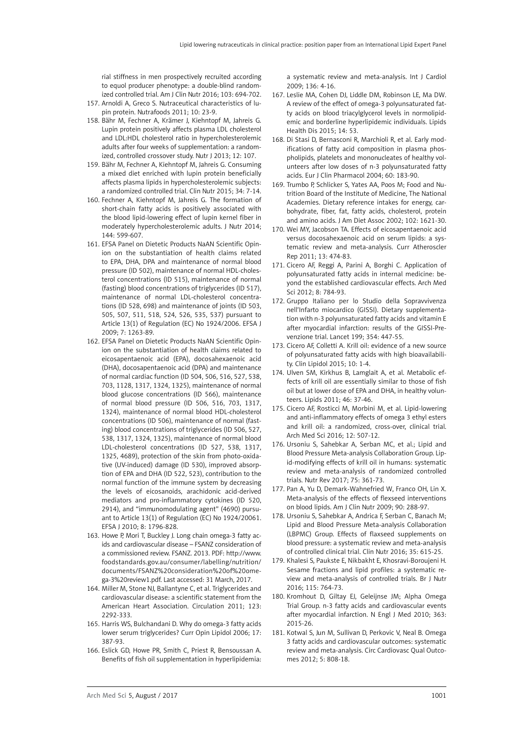rial stiffness in men prospectively recruited according to equol producer phenotype: a double-blind randomized controlled trial. Am J Clin Nutr 2016; 103: 694-702.

157. Arnoldi A, Greco S. Nutraceutical characteristics of lupin protein. Nutrafoods 2011; 10: 23-9.
158. Bähr M, Fechner A, Krämer J, Kiehntopf M, Jahreis G. Lupin protein positively affects plasma LDL cholesterol and LDL:HDL cholesterol ratio in hypercholesterolemic adults after four weeks of supplementation: a randomized, controlled crossover study. Nutr J 2013; 12: 107.
159. Bähr M, Fechner A, Kiehntopf M, Jahreis G. Consuming a mixed diet enriched with lupin protein beneficially affects plasma lipids in hypercholesterolemic subjects: a randomized controlled trial. Clin Nutr 2015; 34: 7-14.
160. Fechner A, Kiehntopf M, Jahreis G. The formation of short-chain fatty acids is positively associated with the blood lipid-lowering effect of lupin kernel fiber in moderately hypercholesterolemic adults. J Nutr 2014; 144: 599-607.
161. EFSA Panel on Dietetic Products NaAN Scientific Opinion on the substantiation of health claims related to EPA, DHA, DPA and maintenance of normal blood pressure (ID 502), maintenance of normal HDL-cholesterol concentrations (ID 515), maintenance of normal (fasting) blood concentrations of triglycerides (ID 517), maintenance of normal LDL-cholesterol concentrations (ID 528, 698) and maintenance of joints (ID 503, 505, 507, 511, 518, 524, 526, 535, 537) pursuant to Article 13(1) of Regulation (EC) No 1924/2006. EFSA J 2009; 7: 1263-89.
162. EFSA Panel on Dietetic Products NaAN Scientific Opinion on the substantiation of health claims related to eicosapentaenoic acid (EPA), docosahexaenoic acid (DHA), docosapentaenoic acid (DPA) and maintenance of normal cardiac function (ID 504, 506, 516, 527, 538, 703, 1128, 1317, 1324, 1325), maintenance of normal blood glucose concentrations (ID 566), maintenance of normal blood pressure (ID 506, 516, 703, 1317, 1324), maintenance of normal blood HDL-cholesterol concentrations (ID 506), maintenance of normal (fasting) blood concentrations of triglycerides (ID 506, 527, 538, 1317, 1324, 1325), maintenance of normal blood LDL-cholesterol concentrations (ID 527, 538, 1317, 1325, 4689), protection of the skin from photo-oxidative (UV-induced) damage (ID 530), improved absorption of EPA and DHA (ID 522, 523), contribution to the normal function of the immune system by decreasing the levels of eicosanoids, arachidonic acid-derived mediators and pro-inflammatory cytokines (ID 520, 2914), and "immunomodulating agent" (4690) pursuant to Article 13(1) of Regulation (EC) No 1924/20061. EFSA J 2010; 8: 1796-828.
163. Howe P, Mori T, Buckley J. Long chain omega-3 fatty acids and cardiovascular disease – FSANZ consideration of a commissioned review. FSANZ. 2013. PDF: http://www.foodstandards.gov.au/consumer/labelling/nutrition/documents/FSANZ%20consideration%20of%20omega-3%20review1.pdf. Last accessed: 31 March, 2017.
164. Miller M, Stone NJ, Ballantyne C, et al. Triglycerides and cardiovascular disease: a scientific statement from the American Heart Association. Circulation 2011; 123: 2292-333.
165. Harris WS, Bulchandani D. Why do omega-3 fatty acids lower serum triglycerides? Curr Opin Lipidol 2006; 17: 387-93.
166. Eslick GD, Howe PR, Smith C, Priest R, Bensoussan A. Benefits of fish oil supplementation in hyperlipidemia: a systematic review and meta-analysis. Int J Cardiol 2009; 136: 4-16.
167. Leslie MA, Cohen DJ, Liddle DM, Robinson LE, Ma DW. A review of the effect of omega-3 polyunsaturated fatty acids on blood triacylglycerol levels in normolipidemic and borderline hyperlipidemic individuals. Lipids Health Dis 2015; 14: 53.
168. Di Stasi D, Bernasconi R, Marchioli R, et al. Early modifications of fatty acid composition in plasma phospholipids, platelets and mononucleates of healthy volunteers after low doses of n-3 polyunsaturated fatty acids. Eur J Clin Pharmacol 2004; 60: 183-90.
169. Trumbo P, Schlicker S, Yates AA, Poos M; Food and Nutrition Board of the Institute of Medicine, The National Academies. Dietary reference intakes for energy, carbohydrate, fiber, fat, fatty acids, cholesterol, protein and amino acids. J Am Diet Assoc 2002; 102: 1621-30.
170. Wei MY, Jacobson TA. Effects of eicosapentaenoic acid versus docosahexaenoic acid on serum lipids: a systematic review and meta-analysis. Curr Atheroscler Rep 2011; 13: 474-83.
171. Cicero AF, Reggi A, Parini A, Borghi C. Application of polyunsaturated fatty acids in internal medicine: beyond the established cardiovascular effects. Arch Med Sci 2012; 8: 784-93.
172. Gruppo Italiano per lo Studio della Sopravvivenza nell'Infarto miocardico (GISSI). Dietary supplementation with n-3 polyunsaturated fatty acids and vitamin E after myocardial infarction: results of the GISSI-Prevenzione trial. Lancet 199; 354: 447-55.
173. Cicero AF, Colletti A. Krill oil: evidence of a new source of polyunsaturated fatty acids with high bioavailability. Clin Lipidol 2015; 10: 1-4.
174. Ulven SM, Kirkhus B, Lamglait A, et al. Metabolic effects of krill oil are essentially similar to those of fish oil but at lower dose of EPA and DHA, in healthy volunteers. Lipids 2011; 46: 37-46.
175. Cicero AF, Rosticci M, Morbini M, et al. Lipid-lowering and anti-inflammatory effects of omega 3 ethyl esters and krill oil: a randomized, cross-over, clinical trial. Arch Med Sci 2016; 12: 507-12.
176. Ursoniu S, Sahebkar A, Serban MC, et al.; Lipid and Blood Pressure Meta-analysis Collaboration Group. Lipid-modifying effects of krill oil in humans: systematic review and meta-analysis of randomized controlled trials. Nutr Rev 2017; 75: 361-73.
177. Pan A, Yu D, Demark-Wahnefried W, Franco OH, Lin X. Meta-analysis of the effects of flexseed interventions on blood lipids. Am J Clin Nutr 2009; 90: 288-97.
178. Ursoniu S, Sahebkar A, Andrica F, Serban C, Banach M; Lipid and Blood Pressure Meta-analysis Collaboration (LBPMC) Group. Effects of flaxseed supplements on blood pressure: a systematic review and meta-analysis of controlled clinical trial. Clin Nutr 2016; 35: 615-25.
179. Khalesi S, Paukste E, Nikbakht E, Khosravi-Boroujeni H. Sesame fractions and lipid profiles: a systematic review and meta-analysis of controlled trials. Br J Nutr 2016; 115: 764-73.
180. Kromhout D, Giltay EJ, Geleijnse JM; Alpha Omega Trial Group. n-3 fatty acids and cardiovascular events after myocardial infarction. N Engl J Med 2010; 363: 2015-26.
181. Kotwal S, Jun M, Sullivan D, Perkovic V, Neal B. Omega 3 fatty acids and cardiovascular outcomes: systematic review and meta-analysis. Circ Cardiovasc Qual Outcomes 2012; 5: 808-18.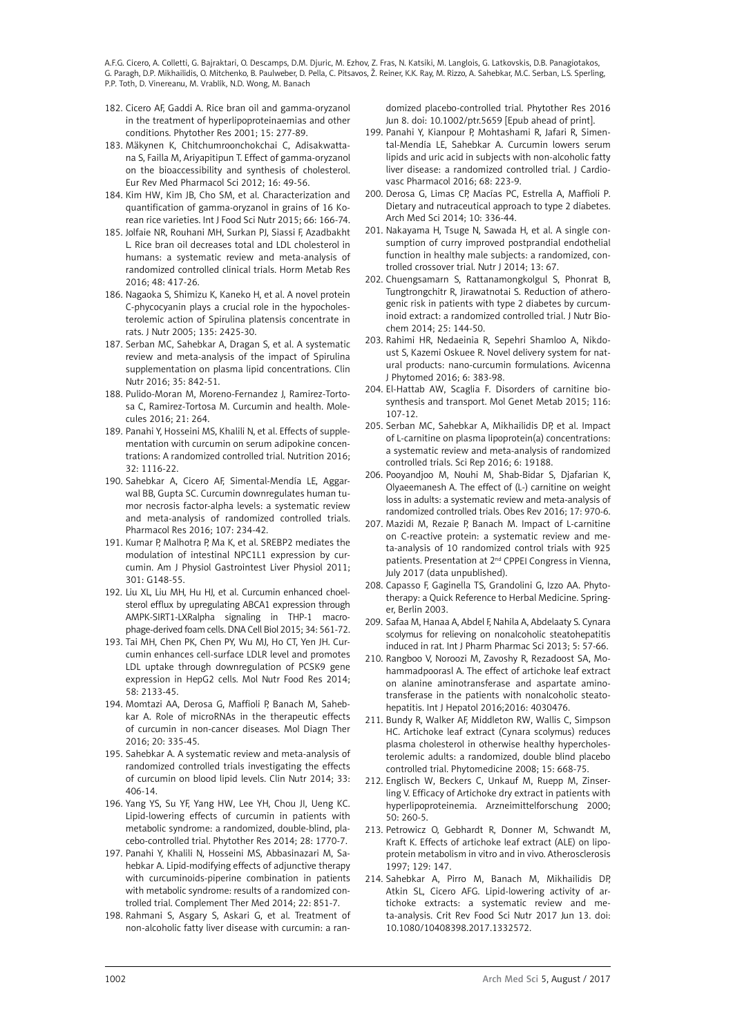182. Cicero AF, Gaddi A. Rice bran oil and gamma-oryzanol in the treatment of hyperlipoproteinaemias and other conditions. Phytother Res 2001; 15: 277-89.
183. Mäkynen K, Chitchumroonchokchai C, Adisakwattana S, Failla M, Ariyapitipun T. Effect of gamma-oryzanol on the bioaccessibility and synthesis of cholesterol. Eur Rev Med Pharmacol Sci 2012; 16: 49-56.
184. Kim HW, Kim JB, Cho SM, et al. Characterization and quantification of gamma-oryzanol in grains of 16 Korean rice varieties. Int J Food Sci Nutr 2015; 66: 166-74.
185. Jolfaie NR, Rouhani MH, Surkan PJ, Siassi F, Azadbakht L. Rice bran oil decreases total and LDL cholesterol in humans: a systematic review and meta-analysis of randomized controlled clinical trials. Horm Metab Res 2016; 48: 417-26.
186. Nagaoka S, Shimizu K, Kaneko H, et al. A novel protein C-phycocyanin plays a crucial role in the hypocholesterolemic action of Spirulina platensis concentrate in rats. J Nutr 2005; 135: 2425-30.
187. Serban MC, Sahebkar A, Dragan S, et al. A systematic review and meta-analysis of the impact of Spirulina supplementation on plasma lipid concentrations. Clin Nutr 2016; 35: 842-51.
188. Pulido-Moran M, Moreno-Fernandez J, Ramirez-Tortosa C, Ramirez-Tortosa M. Curcumin and health. Molecules 2016; 21: 264.
189. Panahi Y, Hosseini MS, Khalili N, et al. Effects of supplementation with curcumin on serum adipokine concentrations: A randomized controlled trial. Nutrition 2016; 32: 1116-22.
190. Sahebkar A, Cicero AF, Simental-Mendía LE, Aggarwal BB, Gupta SC. Curcumin downregulates human tumor necrosis factor-alpha levels: a systematic review and meta-analysis of randomized controlled trials. Pharmacol Res 2016; 107: 234-42.
191. Kumar P, Malhotra P, Ma K, et al. SREBP2 mediates the modulation of intestinal NPC1L1 expression by curcumin. Am J Physiol Gastrointest Liver Physiol 2011; 301: G148-55.
192. Liu XL, Liu MH, Hu HJ, et al. Curcumin enhanced choelsterol efflux by upregulating ABCA1 expression through AMPK-SIRT1-LXRalpha signaling in THP-1 macrophage-derived foam cells. DNA Cell Biol 2015; 34: 561-72.
193. Tai MH, Chen PK, Chen PY, Wu MJ, Ho CT, Yen JH. Curcumin enhances cell-surface LDLR level and promotes LDL uptake through downregulation of PCSK9 gene expression in HepG2 cells. Mol Nutr Food Res 2014; 58: 2133-45.
194. Momtazi AA, Derosa G, Maffioli P, Banach M, Sahebkar A. Role of microRNAs in the therapeutic effects of curcumin in non-cancer diseases. Mol Diagn Ther 2016; 20: 335-45.
195. Sahebkar A. A systematic review and meta-analysis of randomized controlled trials investigating the effects of curcumin on blood lipid levels. Clin Nutr 2014; 33: 406-14.
196. Yang YS, Su YF, Yang HW, Lee YH, Chou JI, Ueng KC. Lipid-lowering effects of curcumin in patients with metabolic syndrome: a randomized, double-blind, placebo-controlled trial. Phytother Res 2014; 28: 1770-7.
197. Panahi Y, Khalili N, Hosseini MS, Abbasinazari M, Sahebkar A. Lipid-modifying effects of adjunctive therapy with curcuminoids-piperine combination in patients with metabolic syndrome: results of a randomized controlled trial. Complement Ther Med 2014; 22: 851-7.
198. Rahmani S, Asgary S, Askari G, et al. Treatment of non-alcoholic fatty liver disease with curcumin: a randomized placebo-controlled trial. Phytother Res 2016 Jun 8. doi: 10.1002/ptr.5659 [Epub ahead of print].
199. Panahi Y, Kianpour P, Mohtashami R, Jafari R, Simental-Mendía LE, Sahebkar A. Curcumin lowers serum lipids and uric acid in subjects with non-alcoholic fatty liver disease: a randomized controlled trial. J Cardiovasc Pharmacol 2016; 68: 223-9.
200. Derosa G, Limas CP, Macías PC, Estrella A, Maffioli P. Dietary and nutraceutical approach to type 2 diabetes. Arch Med Sci 2014; 10: 336-44.
201. Nakayama H, Tsuge N, Sawada H, et al. A single consumption of curry improved postprandial endothelial function in healthy male subjects: a randomized, controlled crossover trial. Nutr J 2014; 13: 67.
202. Chuengsamarn S, Rattanamongkolgul S, Phonrat B, Tungtrongchitr R, Jirawatnotai S. Reduction of atherogenic risk in patients with type 2 diabetes by curcuminoid extract: a randomized controlled trial. J Nutr Biochem 2014; 25: 144-50.
203. Rahimi HR, Nedaeinia R, Sepehri Shamloo A, Nikdoust S, Kazemi Oskuee R. Novel delivery system for natural products: nano-curcumin formulations. Avicenna J Phytomed 2016; 6: 383-98.
204. El-Hattab AW, Scaglia F. Disorders of carnitine biosynthesis and transport. Mol Genet Metab 2015; 116: 107-12.
205. Serban MC, Sahebkar A, Mikhailidis DP, et al. Impact of L-carnitine on plasma lipoprotein(a) concentrations: a systematic review and meta-analysis of randomized controlled trials. Sci Rep 2016; 6: 19188.
206. Pooyandjoo M, Nouhi M, Shab-Bidar S, Djafarian K, Olyaeemanesh A. The effect of (L-) carnitine on weight loss in adults: a systematic review and meta-analysis of randomized controlled trials. Obes Rev 2016; 17: 970-6.
207. Mazidi M, Rezaie P, Banach M. Impact of L-carnitine on C-reactive protein: a systematic review and meta-analysis of 10 randomized control trials with 925 patients. Presentation at 2nd CPPEI Congress in Vienna, July 2017 (data unpublished).
208. Capasso F, Gaginella TS, Grandolini G, Izzo AA. Phytotherapy: a Quick Reference to Herbal Medicine. Springer, Berlin 2003.
209. Safaa M, Hanaa A, Abdel F, Nahila A, Abdelaaty S. Cynara scolymus for relieving on nonalcoholic steatohepatitis induced in rat. Int J Pharm Pharmac Sci 2013; 5: 57-66.
210. Rangboo V, Noroozi M, Zavoshy R, Rezadoost SA, Mohammadpoorasl A. The effect of artichoke leaf extract on alanine aminotransferase and aspartate aminotransferase in the patients with nonalcoholic steatohepatitis. Int J Hepatol 2016;2016: 4030476.
211. Bundy R, Walker AF, Middleton RW, Wallis C, Simpson HC. Artichoke leaf extract (Cynara scolymus) reduces plasma cholesterol in otherwise healthy hypercholesterolemic adults: a randomized, double blind placebo controlled trial. Phytomedicine 2008; 15: 668-75.
212. Englisch W, Beckers C, Unkauf M, Ruepp M, Zinserling V. Efficacy of Artichoke dry extract in patients with hyperlipoproteinemia. Arzneimittelforschung 2000; 50: 260-5.
213. Petrowicz O, Gebhardt R, Donner M, Schwandt M, Kraft K. Effects of artichoke leaf extract (ALE) on lipoprotein metabolism in vitro and in vivo. Atherosclerosis 1997; 129: 147.
214. Sahebkar A, Pirro M, Banach M, Mikhailidis DP, Atkin SL, Cicero AFG. Lipid-lowering activity of artichoke extracts: a systematic review and meta-analysis. Crit Rev Food Sci Nutr 2017 Jun 13. doi: 10.1080/10408398.2017.1332572.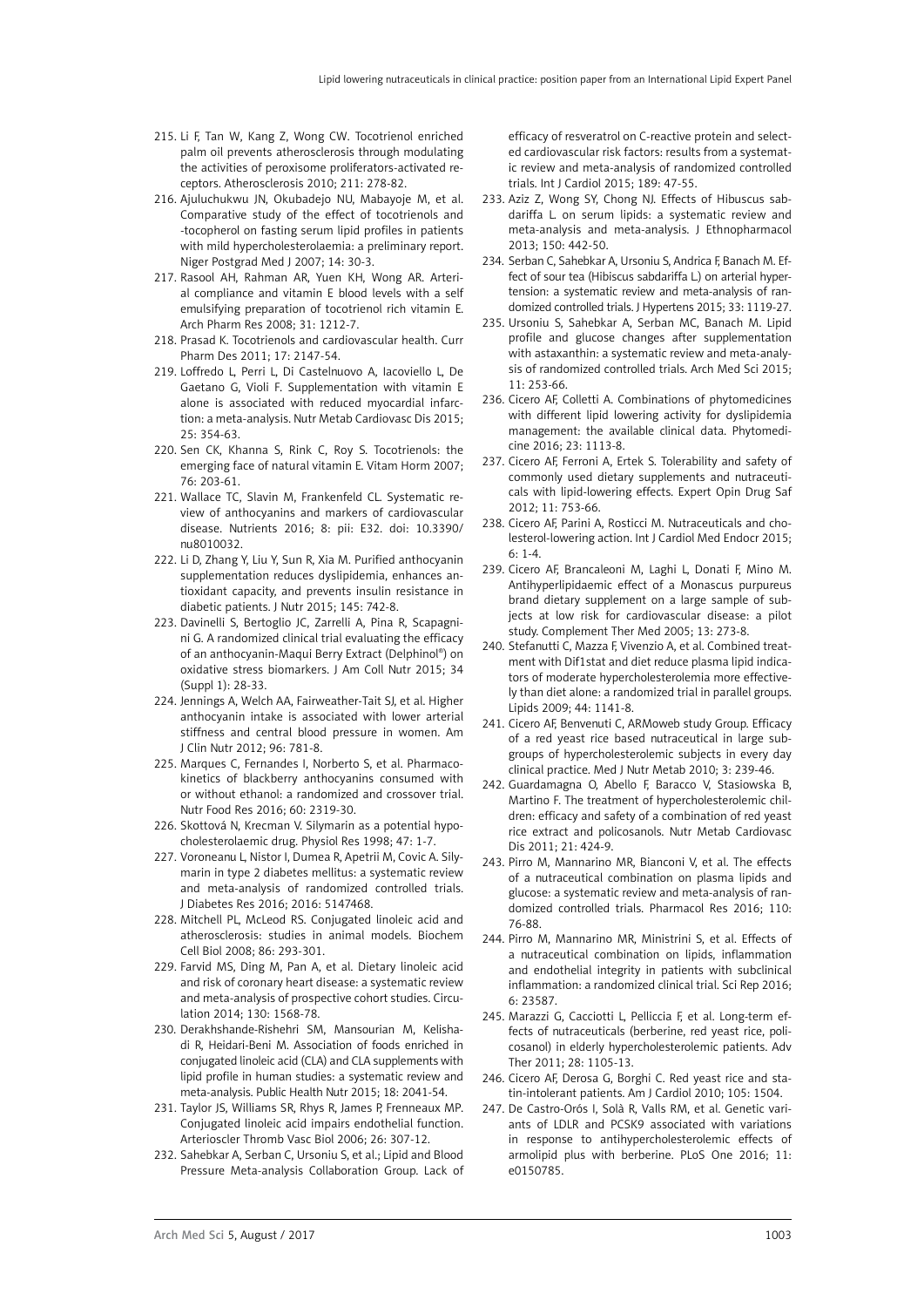215. Li F, Tan W, Kang Z, Wong CW. Tocotrienol enriched palm oil prevents atherosclerosis through modulating the activities of peroxisome proliferators-activated receptors. Atherosclerosis 2010; 211: 278-82.
216. Ajuluchukwu JN, Okubadejo NU, Mabayoje M, et al. Comparative study of the effect of tocotrienols and -tocopherol on fasting serum lipid profiles in patients with mild hypercholesterolaemia: a preliminary report. Niger Postgrad Med J 2007; 14: 30-3.
217. Rasool AH, Rahman AR, Yuen KH, Wong AR. Arterial compliance and vitamin E blood levels with a self emulsifying preparation of tocotrienol rich vitamin E. Arch Pharm Res 2008; 31: 1212-7.
218. Prasad K. Tocotrienols and cardiovascular health. Curr Pharm Des 2011; 17: 2147-54.
219. Loffredo L, Perri L, Di Castelnuovo A, Iacoviello L, De Gaetano G, Violi F. Supplementation with vitamin E alone is associated with reduced myocardial infarction: a meta-analysis. Nutr Metab Cardiovasc Dis 2015; 25: 354-63.
220. Sen CK, Khanna S, Rink C, Roy S. Tocotrienols: the emerging face of natural vitamin E. Vitam Horm 2007; 76: 203-61.
221. Wallace TC, Slavin M, Frankenfeld CL. Systematic review of anthocyanins and markers of cardiovascular disease. Nutrients 2016; 8: pii: E32. doi: 10.3390/nu8010032.
222. Li D, Zhang Y, Liu Y, Sun R, Xia M. Purified anthocyanin supplementation reduces dyslipidemia, enhances antioxidant capacity, and prevents insulin resistance in diabetic patients. J Nutr 2015; 145: 742-8.
223. Davinelli S, Bertoglio JC, Zarrelli A, Pina R, Scapagnini G. A randomized clinical trial evaluating the efficacy of an anthocyanin-Maqui Berry Extract (Delphinol®) on oxidative stress biomarkers. J Am Coll Nutr 2015; 34 (Suppl 1): 28-33.
224. Jennings A, Welch AA, Fairweather-Tait SJ, et al. Higher anthocyanin intake is associated with lower arterial stiffness and central blood pressure in women. Am J Clin Nutr 2012; 96: 781-8.
225. Marques C, Fernandes I, Norberto S, et al. Pharmacokinetics of blackberry anthocyanins consumed with or without ethanol: a randomized and crossover trial. Nutr Food Res 2016; 60: 2319-30.
226. Skottová N, Krecman V. Silymarin as a potential hypocholesterolaemic drug. Physiol Res 1998; 47: 1-7.
227. Voroneanu L, Nistor I, Dumea R, Apetrii M, Covic A. Silymarin in type 2 diabetes mellitus: a systematic review and meta-analysis of randomized controlled trials. J Diabetes Res 2016; 2016: 5147468.
228. Mitchell PL, McLeod RS. Conjugated linoleic acid and atherosclerosis: studies in animal models. Biochem Cell Biol 2008; 86: 293-301.
229. Farvid MS, Ding M, Pan A, et al. Dietary linoleic acid and risk of coronary heart disease: a systematic review and meta-analysis of prospective cohort studies. Circulation 2014; 130: 1568-78.
230. Derakhshande-Rishehri SM, Mansourian M, Kelishadi R, Heidari-Beni M. Association of foods enriched in conjugated linoleic acid (CLA) and CLA supplements with lipid profile in human studies: a systematic review and meta-analysis. Public Health Nutr 2015; 18: 2041-54.
231. Taylor JS, Williams SR, Rhys R, James P, Frenneaux MP. Conjugated linoleic acid impairs endothelial function. Arterioscler Thromb Vasc Biol 2006; 26: 307-12.
232. Sahebkar A, Serban C, Ursoniu S, et al.; Lipid and Blood Pressure Meta-analysis Collaboration Group. Lack of efficacy of resveratrol on C-reactive protein and selected cardiovascular risk factors: results from a systematic review and meta-analysis of randomized controlled trials. Int J Cardiol 2015; 189: 47-55.
233. Aziz Z, Wong SY, Chong NJ. Effects of Hibiscus sabdariffa L. on serum lipids: a systematic review and meta-analysis and meta-analysis. J Ethnopharmacol 2013; 150: 442-50.
234. Serban C, Sahebkar A, Ursoniu S, Andrica F, Banach M. Effect of sour tea (Hibiscus sabdariffa L.) on arterial hypertension: a systematic review and meta-analysis of randomized controlled trials. J Hypertens 2015; 33: 1119-27.
235. Ursoniu S, Sahebkar A, Serban MC, Banach M. Lipid profile and glucose changes after supplementation with astaxanthin: a systematic review and meta-analysis of randomized controlled trials. Arch Med Sci 2015; 11: 253-66.
236. Cicero AF, Colletti A. Combinations of phytomedicines with different lipid lowering activity for dyslipidemia management: the available clinical data. Phytomedicine 2016; 23: 1113-8.
237. Cicero AF, Ferroni A, Ertek S. Tolerability and safety of commonly used dietary supplements and nutraceuticals with lipid-lowering effects. Expert Opin Drug Saf 2012; 11: 753-66.
238. Cicero AF, Parini A, Rosticci M. Nutraceuticals and cholesterol-lowering action. Int J Cardiol Med Endocr 2015; 6: 1-4.
239. Cicero AF, Brancaleoni M, Laghi L, Donati F, Mino M. Antihyperlipidaemic effect of a Monascus purpureus brand dietary supplement on a large sample of subjects at low risk for cardiovascular disease: a pilot study. Complement Ther Med 2005; 13: 273-8.
240. Stefanutti C, Mazza F, Vivenzio A, et al. Combined treatment with Dif1stat and diet reduce plasma lipid indicators of moderate hypercholesterolemia more effectively than diet alone: a randomized trial in parallel groups. Lipids 2009; 44: 1141-8.
241. Cicero AF, Benvenuti C, ARMoweb study Group. Efficacy of a red yeast rice based nutraceutical in large subgroups of hypercholesterolemic subjects in every day clinical practice. Med J Nutr Metab 2010; 3: 239-46.
242. Guardamagna O, Abello F, Baracco V, Stasiowska B, Martino F. The treatment of hypercholesterolemic children: efficacy and safety of a combination of red yeast rice extract and policosanols. Nutr Metab Cardiovasc Dis 2011; 21: 424-9.
243. Pirro M, Mannarino MR, Bianconi V, et al. The effects of a nutraceutical combination on plasma lipids and glucose: a systematic review and meta-analysis of randomized controlled trials. Pharmacol Res 2016; 110: 76-88.
244. Pirro M, Mannarino MR, Ministrini S, et al. Effects of a nutraceutical combination on lipids, inflammation and endothelial integrity in patients with subclinical inflammation: a randomized clinical trial. Sci Rep 2016; 6: 23587.
245. Marazzi G, Cacciotti L, Pelliccia F, et al. Long-term effects of nutraceuticals (berberine, red yeast rice, policosanol) in elderly hypercholesterolemic patients. Adv Ther 2011; 28: 1105-13.
246. Cicero AF, Derosa G, Borghi C. Red yeast rice and statin-intolerant patients. Am J Cardiol 2010; 105: 1504.
247. De Castro-Orós I, Solà R, Valls RM, et al. Genetic variants of LDLR and PCSK9 associated with variations in response to antihypercholesterolemic effects of armolipid plus with berberine. PLoS One 2016; 11: e0150785.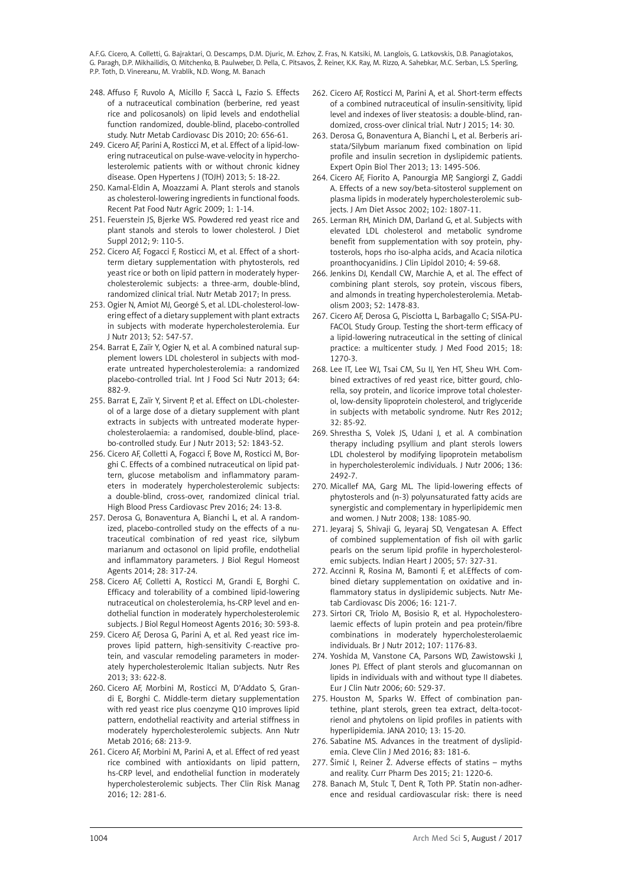248. Affuso F, Ruvolo A, Micillo F, Saccà L, Fazio S. Effects of a nutraceutical combination (berberine, red yeast rice and policosanols) on lipid levels and endothelial function randomized, double-blind, placebo-controlled study. Nutr Metab Cardiovasc Dis 2010; 20: 656-61.
249. Cicero AF, Parini A, Rosticci M, et al. Effect of a lipid-lowering nutraceutical on pulse-wave-velocity in hypercholesterolemic patients with or without chronic kidney disease. Open Hypertens J (TOJH) 2013; 5: 18-22.
250. Kamal-Eldin A, Moazzami A. Plant sterols and stanols as cholesterol-lowering ingredients in functional foods. Recent Pat Food Nutr Agric 2009; 1: 1-14.
251. Feuerstein JS, Bjerke WS. Powdered red yeast rice and plant stanols and sterols to lower cholesterol. J Diet Suppl 2012; 9: 110-5.
252. Cicero AF, Fogacci F, Rosticci M, et al. Effect of a short-term dietary supplementation with phytosterols, red yeast rice or both on lipid pattern in moderately hypercholesterolemic subjects: a three-arm, double-blind, randomized clinical trial. Nutr Metab 2017; In press.
253. Ogier N, Amiot MJ, Georgé S, et al. LDL-cholesterol-lowering effect of a dietary supplement with plant extracts in subjects with moderate hypercholesterolemia. Eur J Nutr 2013; 52: 547-57.
254. Barrat E, Zaïr Y, Ogier N, et al. A combined natural supplement lowers LDL cholesterol in subjects with moderate untreated hypercholesterolemia: a randomized placebo-controlled trial. Int J Food Sci Nutr 2013; 64: 882-9.
255. Barrat E, Zaïr Y, Sirvent P, et al. Effect on LDL-cholesterol of a large dose of a dietary supplement with plant extracts in subjects with untreated moderate hypercholesterolaemia: a randomised, double-blind, placebo-controlled study. Eur J Nutr 2013; 52: 1843-52.
256. Cicero AF, Colletti A, Fogacci F, Bove M, Rosticci M, Borghi C. Effects of a combined nutraceutical on lipid pattern, glucose metabolism and inflammatory parameters in moderately hypercholesterolemic subjects: a double-blind, cross-over, randomized clinical trial. High Blood Press Cardiovasc Prev 2016; 24: 13-8.
257. Derosa G, Bonaventura A, Bianchi L, et al. A randomized, placebo-controlled study on the effects of a nutraceutical combination of red yeast rice, silybum marianum and octasonol on lipid profile, endothelial and inflammatory parameters. J Biol Regul Homeost Agents 2014; 28: 317-24.
258. Cicero AF, Colletti A, Rosticci M, Grandi E, Borghi C. Efficacy and tolerability of a combined lipid-lowering nutraceutical on cholesterolemia, hs-CRP level and endothelial function in moderately hypercholesterolemic subjects. J Biol Regul Homeost Agents 2016; 30: 593-8.
259. Cicero AF, Derosa G, Parini A, et al. Red yeast rice improves lipid pattern, high-sensitivity C-reactive protein, and vascular remodeling parameters in moderately hypercholesterolemic Italian subjects. Nutr Res 2013; 33: 622-8.
260. Cicero AF, Morbini M, Rosticci M, D'Addato S, Grandi E, Borghi C. Middle-term dietary supplementation with red yeast rice plus coenzyme Q10 improves lipid pattern, endothelial reactivity and arterial stiffness in moderately hypercholesterolemic subjects. Ann Nutr Metab 2016; 68: 213-9.
261. Cicero AF, Morbini M, Parini A, et al. Effect of red yeast rice combined with antioxidants on lipid pattern, hs-CRP level, and endothelial function in moderately hypercholesterolemic subjects. Ther Clin Risk Manag 2016; 12: 281-6.
262. Cicero AF, Rosticci M, Parini A, et al. Short-term effects of a combined nutraceutical of insulin-sensitivity, lipid level and indexes of liver steatosis: a double-blind, randomized, cross-over clinical trial. Nutr J 2015; 14: 30.
263. Derosa G, Bonaventura A, Bianchi L, et al. Berberis aristata/Silybum marianum fixed combination on lipid profile and insulin secretion in dyslipidemic patients. Expert Opin Biol Ther 2013; 13: 1495-506.
264. Cicero AF, Fiorito A, Panourgia MP, Sangiorgi Z, Gaddi A. Effects of a new soy/beta-sitosterol supplement on plasma lipids in moderately hypercholesterolemic subjects. J Am Diet Assoc 2002; 102: 1807-11.
265. Lerman RH, Minich DM, Darland G, et al. Subjects with elevated LDL cholesterol and metabolic syndrome benefit from supplementation with soy protein, phytosterols, hops rho iso-alpha acids, and Acacia nilotica proanthocyanidins. J Clin Lipidol 2010; 4: 59-68.
266. Jenkins DJ, Kendall CW, Marchie A, et al. The effect of combining plant sterols, soy protein, viscous fibers, and almonds in treating hypercholesterolemia. Metabolism 2003; 52: 1478-83.
267. Cicero AF, Derosa G, Pisciotta L, Barbagallo C; SISA-PUFACOL Study Group. Testing the short-term efficacy of a lipid-lowering nutraceutical in the setting of clinical practice: a multicenter study. J Med Food 2015; 18: 1270-3.
268. Lee IT, Lee WJ, Tsai CM, Su IJ, Yen HT, Sheu WH. Combined extractives of red yeast rice, bitter gourd, chlorella, soy protein, and licorice improve total cholesterol, low-density lipoprotein cholesterol, and triglyceride in subjects with metabolic syndrome. Nutr Res 2012; 32: 85-92.
269. Shrestha S, Volek JS, Udani J, et al. A combination therapy including psyllium and plant sterols lowers LDL cholesterol by modifying lipoprotein metabolism in hypercholesterolemic individuals. J Nutr 2006; 136: 2492-7.
270. Micallef MA, Garg ML. The lipid-lowering effects of phytosterols and (n-3) polyunsaturated fatty acids are synergistic and complementary in hyperlipidemic men and women. J Nutr 2008; 138: 1085-90.
271. Jeyaraj S, Shivaji G, Jeyaraj SD, Vengatesan A. Effect of combined supplementation of fish oil with garlic pearls on the serum lipid profile in hypercholesterolemic subjects. Indian Heart J 2005; 57: 327-31.
272. Accinni R, Rosina M, Bamonti F, et al.Effects of combined dietary supplementation on oxidative and inflammatory status in dyslipidemic subjects. Nutr Metab Cardiovasc Dis 2006; 16: 121-7.
273. Sirtori CR, Triolo M, Bosisio R, et al. Hypocholesterolaemic effects of lupin protein and pea protein/fibre combinations in moderately hypercholesterolaemic individuals. Br J Nutr 2012; 107: 1176-83.
274. Yoshida M, Vanstone CA, Parsons WD, Zawistowski J, Jones PJ. Effect of plant sterols and glucomannan on lipids in individuals with and without type II diabetes. Eur J Clin Nutr 2006; 60: 529-37.
275. Houston M, Sparks W. Effect of combination pantethine, plant sterols, green tea extract, delta-tocotrienol and phytolens on lipid profiles in patients with hyperlipidemia. JANA 2010; 13: 15-20.
276. Sabatine MS. Advances in the treatment of dyslipidemia. Cleve Clin J Med 2016; 83: 181-6.
277. Šimić I, Reiner Ž. Adverse effects of statins – myths and reality. Curr Pharm Des 2015; 21: 1220-6.
278. Banach M, Stulc T, Dent R, Toth PP. Statin non-adherence and residual cardiovascular risk: there is need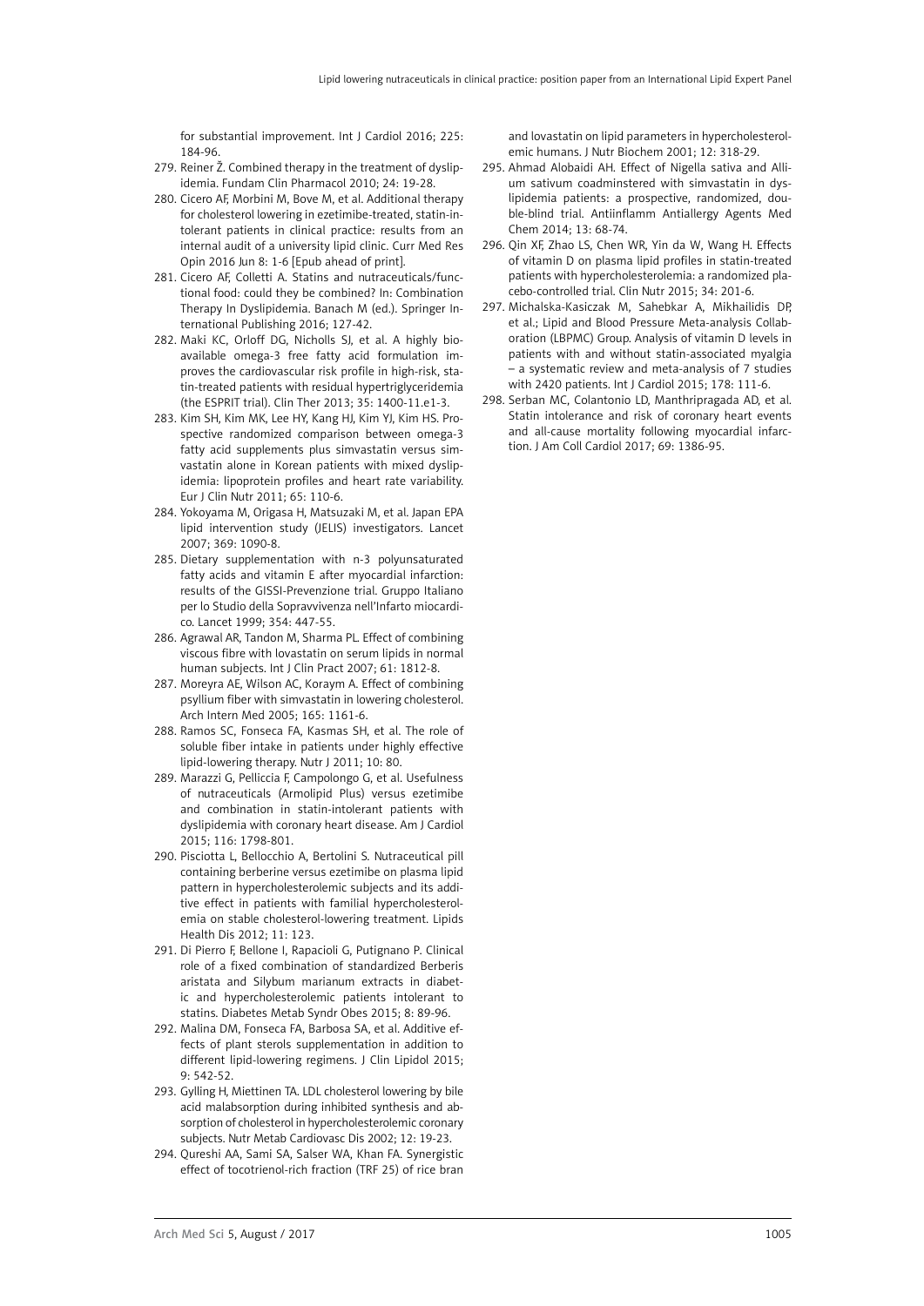for substantial improvement. Int J Cardiol 2016; 225: 184-96.

279. Reiner Ž. Combined therapy in the treatment of dyslipidemia. Fundam Clin Pharmacol 2010; 24: 19-28.
280. Cicero AF, Morbini M, Bove M, et al. Additional therapy for cholesterol lowering in ezetimibe-treated, statin-intolerant patients in clinical practice: results from an internal audit of a university lipid clinic. Curr Med Res Opin 2016 Jun 8: 1-6 [Epub ahead of print].
281. Cicero AF, Colletti A. Statins and nutraceuticals/functional food: could they be combined? In: Combination Therapy In Dyslipidemia. Banach M (ed.). Springer International Publishing 2016; 127-42.
282. Maki KC, Orloff DG, Nicholls SJ, et al. A highly bioavailable omega-3 free fatty acid formulation improves the cardiovascular risk profile in high-risk, statin-treated patients with residual hypertriglyceridemia (the ESPRIT trial). Clin Ther 2013; 35: 1400-11.e1-3.
283. Kim SH, Kim MK, Lee HY, Kang HJ, Kim YJ, Kim HS. Prospective randomized comparison between omega-3 fatty acid supplements plus simvastatin versus simvastatin alone in Korean patients with mixed dyslipidemia: lipoprotein profiles and heart rate variability. Eur J Clin Nutr 2011; 65: 110-6.
284. Yokoyama M, Origasa H, Matsuzaki M, et al. Japan EPA lipid intervention study (JELIS) investigators. Lancet 2007; 369: 1090-8.
285. Dietary supplementation with n-3 polyunsaturated fatty acids and vitamin E after myocardial infarction: results of the GISSI-Prevenzione trial. Gruppo Italiano per lo Studio della Sopravvivenza nell'Infarto miocardico. Lancet 1999; 354: 447-55.
286. Agrawal AR, Tandon M, Sharma PL. Effect of combining viscous fibre with lovastatin on serum lipids in normal human subjects. Int J Clin Pract 2007; 61: 1812-8.
287. Moreyra AE, Wilson AC, Koraym A. Effect of combining psyllium fiber with simvastatin in lowering cholesterol. Arch Intern Med 2005; 165: 1161-6.
288. Ramos SC, Fonseca FA, Kasmas SH, et al. The role of soluble fiber intake in patients under highly effective lipid-lowering therapy. Nutr J 2011; 10: 80.
289. Marazzi G, Pelliccia F, Campolongo G, et al. Usefulness of nutraceuticals (Armolipid Plus) versus ezetimibe and combination in statin-intolerant patients with dyslipidemia with coronary heart disease. Am J Cardiol 2015; 116: 1798-801.
290. Pisciotta L, Bellocchio A, Bertolini S. Nutraceutical pill containing berberine versus ezetimibe on plasma lipid pattern in hypercholesterolemic subjects and its additive effect in patients with familial hypercholesterolemia on stable cholesterol-lowering treatment. Lipids Health Dis 2012; 11: 123.
291. Di Pierro F, Bellone I, Rapacioli G, Putignano P. Clinical role of a fixed combination of standardized Berberis aristata and Silybum marianum extracts in diabetic and hypercholesterolemic patients intolerant to statins. Diabetes Metab Syndr Obes 2015; 8: 89-96.
292. Malina DM, Fonseca FA, Barbosa SA, et al. Additive effects of plant sterols supplementation in addition to different lipid-lowering regimens. J Clin Lipidol 2015; 9: 542-52.
293. Gylling H, Miettinen TA. LDL cholesterol lowering by bile acid malabsorption during inhibited synthesis and absorption of cholesterol in hypercholesterolemic coronary subjects. Nutr Metab Cardiovasc Dis 2002; 12: 19-23.
294. Qureshi AA, Sami SA, Salser WA, Khan FA. Synergistic effect of tocotrienol-rich fraction (TRF 25) of rice bran and lovastatin on lipid parameters in hypercholesterolemic humans. J Nutr Biochem 2001; 12: 318-29.
295. Ahmad Alobaidi AH. Effect of Nigella sativa and Allium sativum coadminstered with simvastatin in dyslipidemia patients: a prospective, randomized, double-blind trial. Antiinflamm Antiallergy Agents Med Chem 2014; 13: 68-74.
296. Qin XF, Zhao LS, Chen WR, Yin da W, Wang H. Effects of vitamin D on plasma lipid profiles in statin-treated patients with hypercholesterolemia: a randomized placebo-controlled trial. Clin Nutr 2015; 34: 201-6.
297. Michalska-Kasiczak M, Sahebkar A, Mikhailidis DP, et al.; Lipid and Blood Pressure Meta-analysis Collaboration (LBPMC) Group. Analysis of vitamin D levels in patients with and without statin-associated myalgia – a systematic review and meta-analysis of 7 studies with 2420 patients. Int J Cardiol 2015; 178: 111-6.
298. Serban MC, Colantonio LD, Manthripragada AD, et al. Statin intolerance and risk of coronary heart events and all-cause mortality following myocardial infarction. J Am Coll Cardiol 2017; 69: 1386-95.